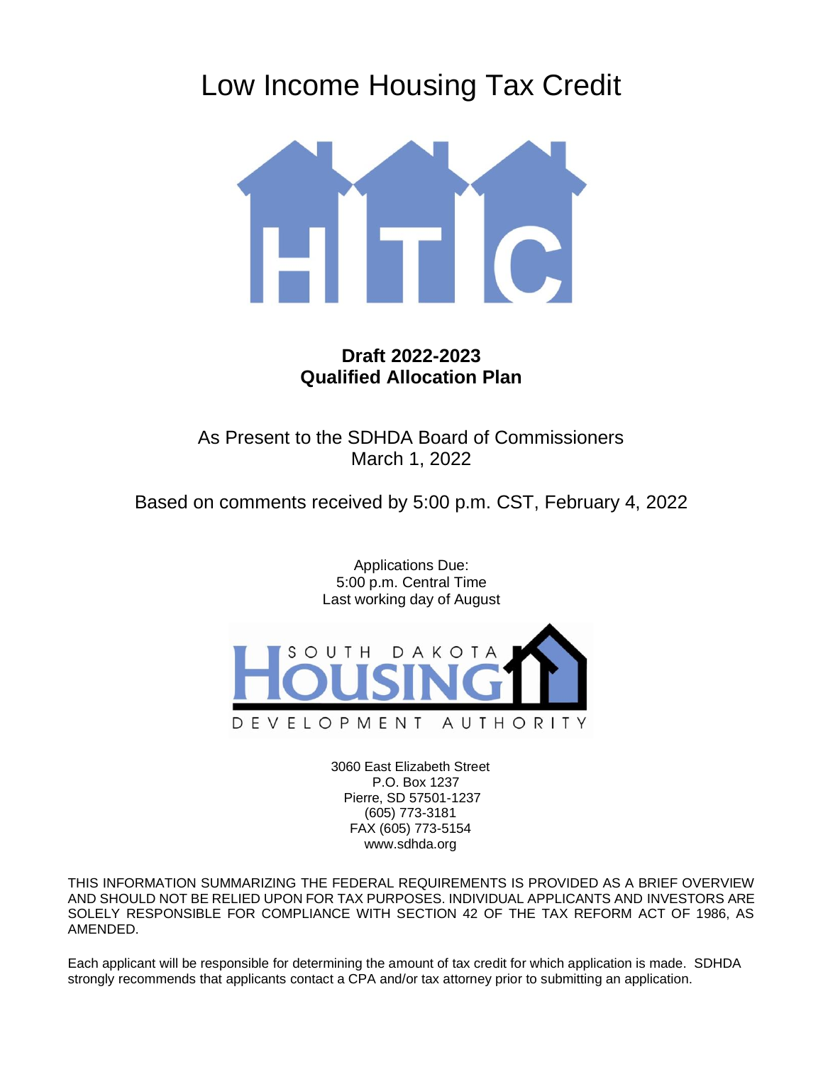# Low Income Housing Tax Credit

**Draft 2022-2023**
**Qualified Allocation Plan**

As Present to the SDHDA Board of Commissioners
March 1, 2022

Based on comments received by 5:00 p.m. CST, February 4, 2022

Applications Due:
5:00 p.m. Central Time
Last working day of August

3060 East Elizabeth Street
P.O. Box 1237
Pierre, SD 57501-1237
(605) 773-3181
FAX (605) 773-5154
www.sdhda.org

THIS INFORMATION SUMMARIZING THE FEDERAL REQUIREMENTS IS PROVIDED AS A BRIEF OVERVIEW AND SHOULD NOT BE RELIED UPON FOR TAX PURPOSES. INDIVIDUAL APPLICANTS AND INVESTORS ARE SOLELY RESPONSIBLE FOR COMPLIANCE WITH SECTION 42 OF THE TAX REFORM ACT OF 1986, AS AMENDED.

Each applicant will be responsible for determining the amount of tax credit for which application is made. SDHDA strongly recommends that applicants contact a CPA and/or tax attorney prior to submitting an application.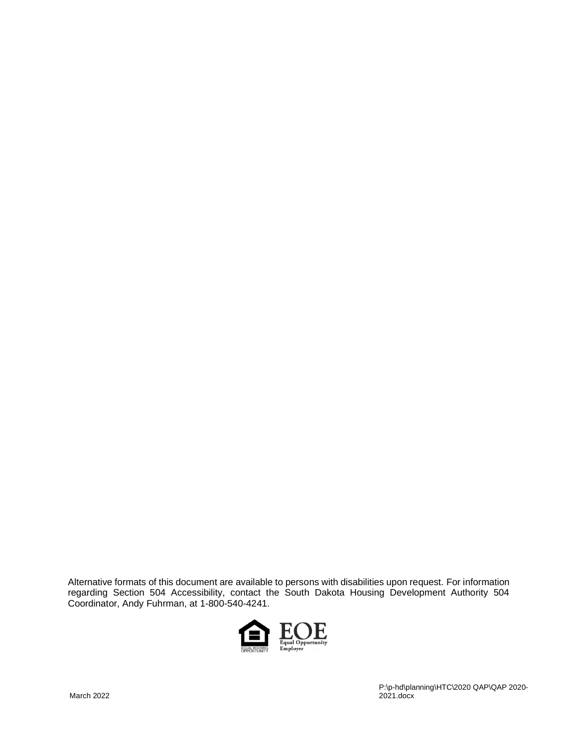Alternative formats of this document are available to persons with disabilities upon request. For information regarding Section 504 Accessibility, contact the South Dakota Housing Development Authority 504 Coordinator, Andy Fuhrman, at 1-800-540-4241.

EQUAL HOUSING OPPORTUNITY

EOE Equal Opportunity Employer

March 2022

P:\p-hd\planning\HTC\2020 QAP\QAP 2020-2021.docx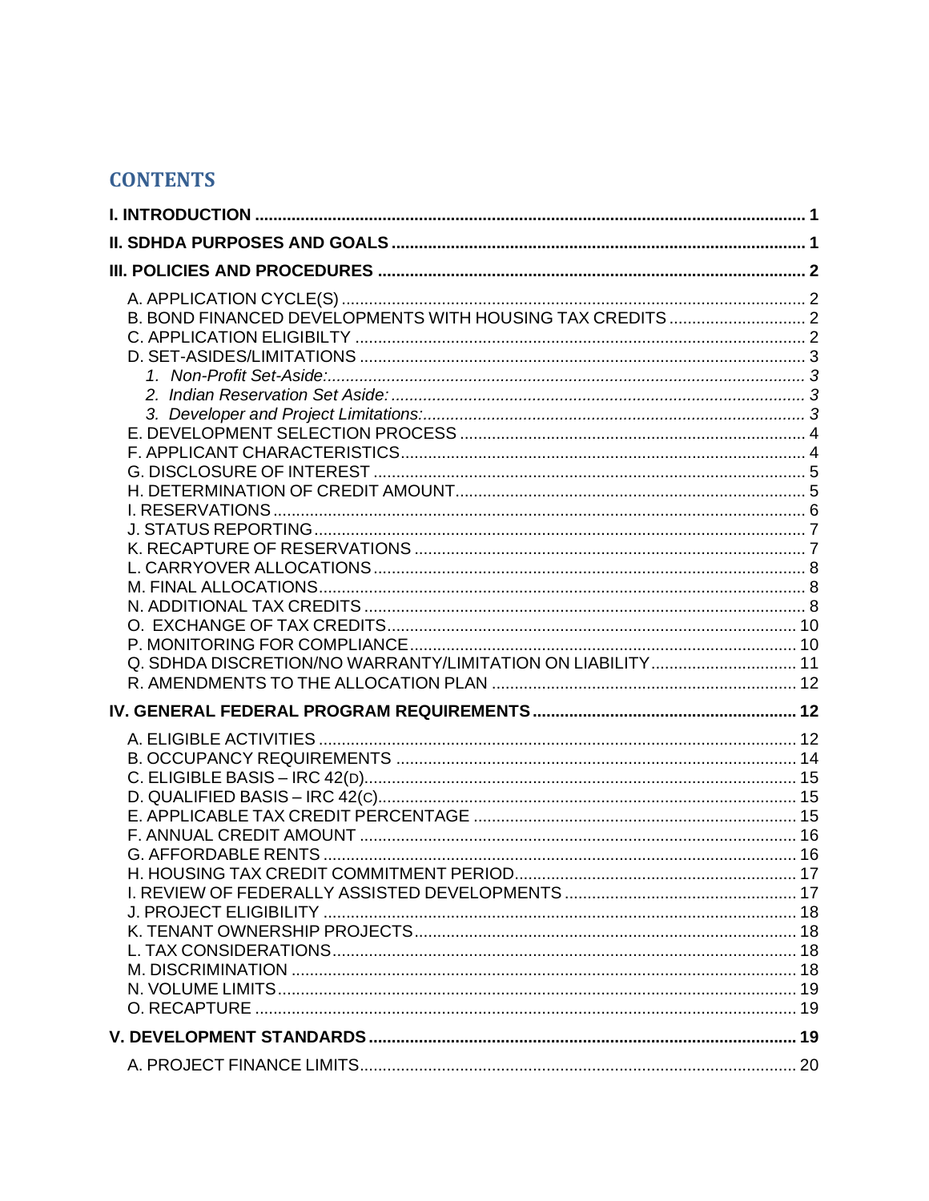# CONTENTS

**I. INTRODUCTION** .......... **1**

**II. SDHDA PURPOSES AND GOALS** .......... **1**

**III. POLICIES AND PROCEDURES** .......... **2**

- A. APPLICATION CYCLE(S) .......... 2
- B. BOND FINANCED DEVELOPMENTS WITH HOUSING TAX CREDITS .......... 2
- C. APPLICATION ELIGIBILTY .......... 2
- D. SET-ASIDES/LIMITATIONS .......... 3
  - *1. Non-Profit Set-Aside:* .......... *3*
  - *2. Indian Reservation Set Aside:* .......... *3*
  - *3. Developer and Project Limitations:* .......... *3*
- E. DEVELOPMENT SELECTION PROCESS .......... 4
- F. APPLICANT CHARACTERISTICS .......... 4
- G. DISCLOSURE OF INTEREST .......... 5
- H. DETERMINATION OF CREDIT AMOUNT .......... 5
- I. RESERVATIONS .......... 6
- J. STATUS REPORTING .......... 7
- K. RECAPTURE OF RESERVATIONS .......... 7
- L. CARRYOVER ALLOCATIONS .......... 8
- M. FINAL ALLOCATIONS .......... 8
- N. ADDITIONAL TAX CREDITS .......... 8
- O. EXCHANGE OF TAX CREDITS .......... 10
- P. MONITORING FOR COMPLIANCE .......... 10
- Q. SDHDA DISCRETION/NO WARRANTY/LIMITATION ON LIABILITY .......... 11
- R. AMENDMENTS TO THE ALLOCATION PLAN .......... 12

**IV. GENERAL FEDERAL PROGRAM REQUIREMENTS** .......... **12**

- A. ELIGIBLE ACTIVITIES .......... 12
- B. OCCUPANCY REQUIREMENTS .......... 14
- C. ELIGIBLE BASIS – IRC 42(D) .......... 15
- D. QUALIFIED BASIS – IRC 42(C) .......... 15
- E. APPLICABLE TAX CREDIT PERCENTAGE .......... 15
- F. ANNUAL CREDIT AMOUNT .......... 16
- G. AFFORDABLE RENTS .......... 16
- H. HOUSING TAX CREDIT COMMITMENT PERIOD .......... 17
- I. REVIEW OF FEDERALLY ASSISTED DEVELOPMENTS .......... 17
- J. PROJECT ELIGIBILITY .......... 18
- K. TENANT OWNERSHIP PROJECTS .......... 18
- L. TAX CONSIDERATIONS .......... 18
- M. DISCRIMINATION .......... 18
- N. VOLUME LIMITS .......... 19
- O. RECAPTURE .......... 19

**V. DEVELOPMENT STANDARDS** .......... **19**

- A. PROJECT FINANCE LIMITS .......... 20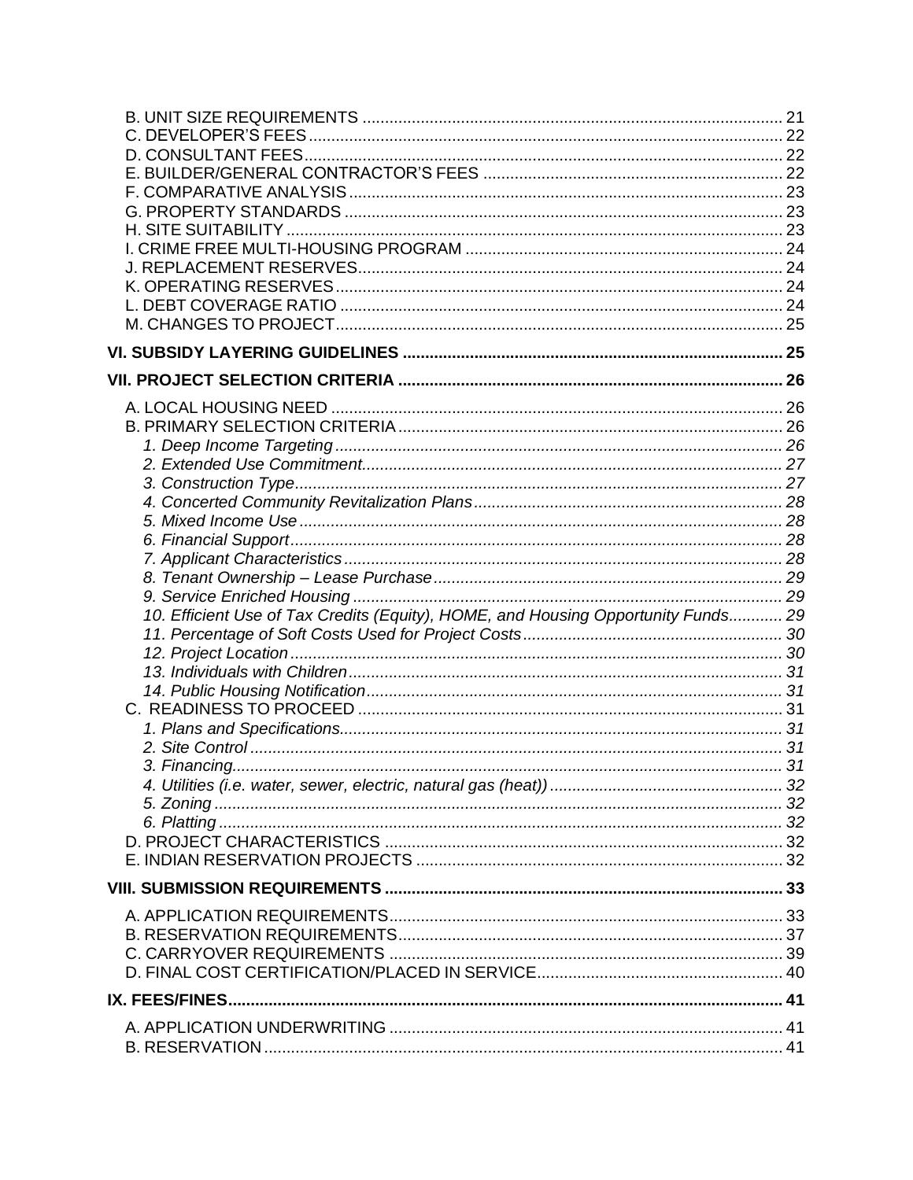B. UNIT SIZE REQUIREMENTS ............................................................................................ 21
C. DEVELOPER'S FEES ........................................................................................................ 22
D. CONSULTANT FEES .......................................................................................................... 22
E. BUILDER/GENERAL CONTRACTOR'S FEES ................................................................. 22
F. COMPARATIVE ANALYSIS ............................................................................................... 23
G. PROPERTY STANDARDS ................................................................................................. 23
H. SITE SUITABILITY ............................................................................................................. 23
I. CRIME FREE MULTI-HOUSING PROGRAM ...................................................................... 24
J. REPLACEMENT RESERVES .............................................................................................. 24
K. OPERATING RESERVES ................................................................................................... 24
L. DEBT COVERAGE RATIO .................................................................................................. 24
M. CHANGES TO PROJECT ................................................................................................... 25

**VI. SUBSIDY LAYERING GUIDELINES .................................................................................. 25**

**VII. PROJECT SELECTION CRITERIA .................................................................................... 26**

A. LOCAL HOUSING NEED .................................................................................................... 26
B. PRIMARY SELECTION CRITERIA ..................................................................................... 26
*1. Deep Income Targeting ..................................................................................................... 26*
*2. Extended Use Commitment ............................................................................................... 27*
*3. Construction Type .............................................................................................................. 27*
*4. Concerted Community Revitalization Plans ....................................................................... 28*
*5. Mixed Income Use ............................................................................................................. 28*
*6. Financial Support ............................................................................................................... 28*
*7. Applicant Characteristics ................................................................................................... 28*
*8. Tenant Ownership – Lease Purchase ................................................................................ 29*
*9. Service Enriched Housing .................................................................................................. 29*
*10. Efficient Use of Tax Credits (Equity), HOME, and Housing Opportunity Funds ............ 29*
*11. Percentage of Soft Costs Used for Project Costs ............................................................ 30*
*12. Project Location ............................................................................................................... 30*
*13. Individuals with Children .................................................................................................. 31*
*14. Public Housing Notification .............................................................................................. 31*
C. READINESS TO PROCEED ............................................................................................... 31
*1. Plans and Specifications .................................................................................................... 31*
*2. Site Control ........................................................................................................................ 31*
*3. Financing ............................................................................................................................ 31*
*4. Utilities (i.e. water, sewer, electric, natural gas (heat)) ...................................................... 32*
*5. Zoning ................................................................................................................................ 32*
*6. Platting ............................................................................................................................... 32*
D. PROJECT CHARACTERISTICS ........................................................................................ 32
E. INDIAN RESERVATION PROJECTS .................................................................................. 32

**VIII. SUBMISSION REQUIREMENTS ........................................................................................ 33**

A. APPLICATION REQUIREMENTS ....................................................................................... 33
B. RESERVATION REQUIREMENTS ..................................................................................... 37
C. CARRYOVER REQUIREMENTS ........................................................................................ 39
D. FINAL COST CERTIFICATION/PLACED IN SERVICE ....................................................... 40

**IX. FEES/FINES ......................................................................................................................... 41**

A. APPLICATION UNDERWRITING ........................................................................................ 41
B. RESERVATION ................................................................................................................... 41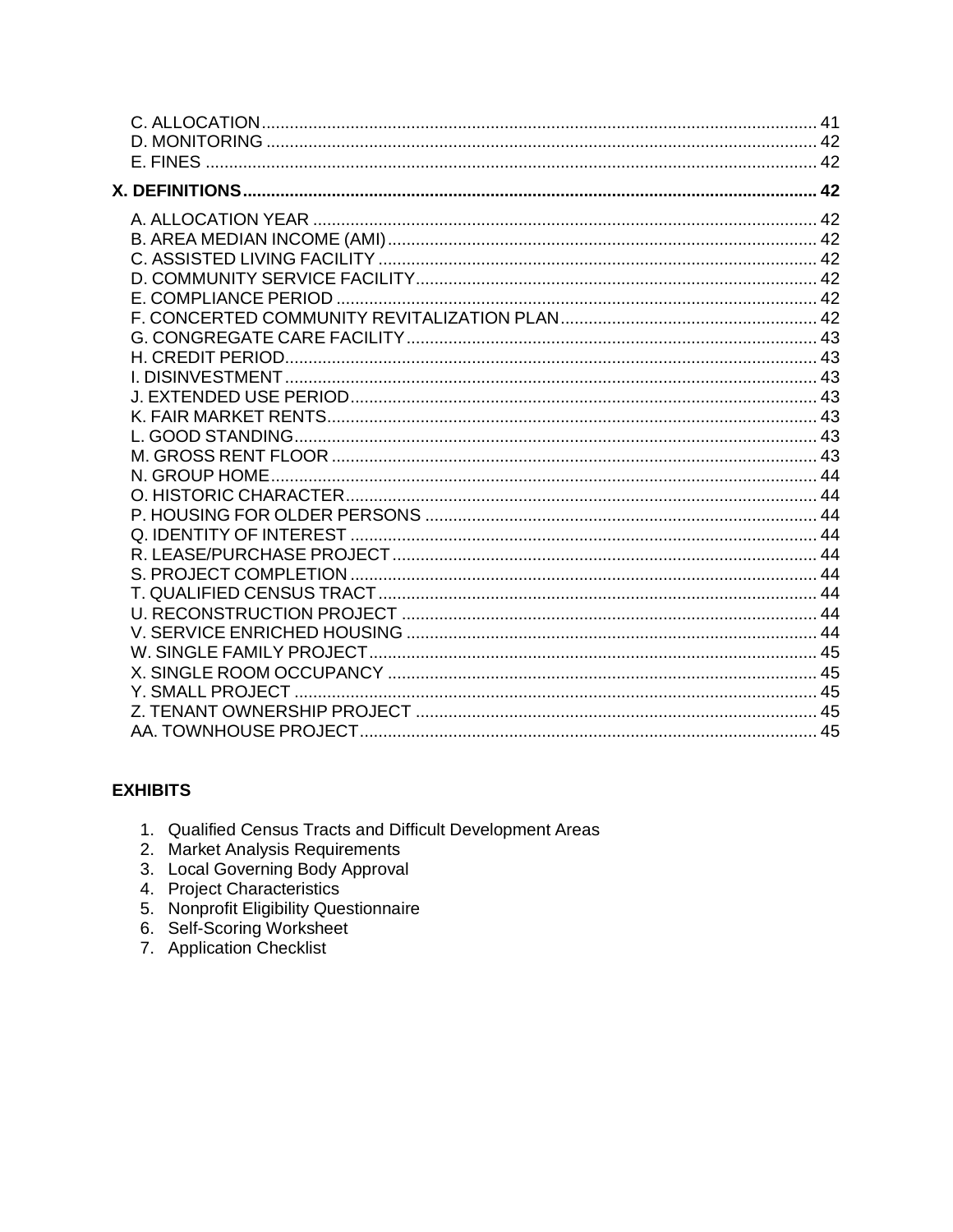C. ALLOCATION ........ 41
D. MONITORING ........ 42
E. FINES ........ 42

**X. DEFINITIONS ........ 42**

A. ALLOCATION YEAR ........ 42
B. AREA MEDIAN INCOME (AMI) ........ 42
C. ASSISTED LIVING FACILITY ........ 42
D. COMMUNITY SERVICE FACILITY ........ 42
E. COMPLIANCE PERIOD ........ 42
F. CONCERTED COMMUNITY REVITALIZATION PLAN ........ 42
G. CONGREGATE CARE FACILITY ........ 43
H. CREDIT PERIOD ........ 43
I. DISINVESTMENT ........ 43
J. EXTENDED USE PERIOD ........ 43
K. FAIR MARKET RENTS ........ 43
L. GOOD STANDING ........ 43
M. GROSS RENT FLOOR ........ 43
N. GROUP HOME ........ 44
O. HISTORIC CHARACTER ........ 44
P. HOUSING FOR OLDER PERSONS ........ 44
Q. IDENTITY OF INTEREST ........ 44
R. LEASE/PURCHASE PROJECT ........ 44
S. PROJECT COMPLETION ........ 44
T. QUALIFIED CENSUS TRACT ........ 44
U. RECONSTRUCTION PROJECT ........ 44
V. SERVICE ENRICHED HOUSING ........ 44
W. SINGLE FAMILY PROJECT ........ 45
X. SINGLE ROOM OCCUPANCY ........ 45
Y. SMALL PROJECT ........ 45
Z. TENANT OWNERSHIP PROJECT ........ 45
AA. TOWNHOUSE PROJECT ........ 45

**EXHIBITS**

1. Qualified Census Tracts and Difficult Development Areas
2. Market Analysis Requirements
3. Local Governing Body Approval
4. Project Characteristics
5. Nonprofit Eligibility Questionnaire
6. Self-Scoring Worksheet
7. Application Checklist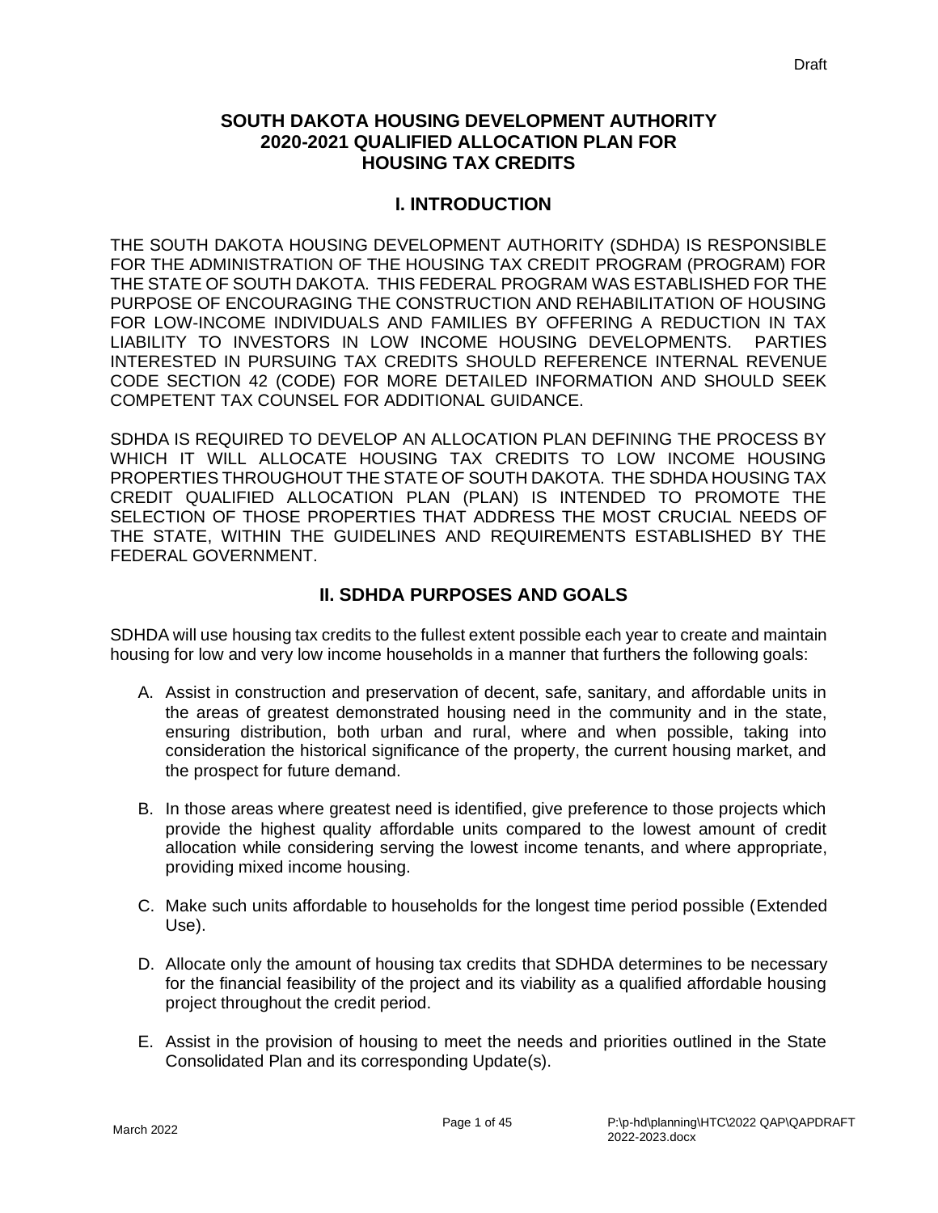# SOUTH DAKOTA HOUSING DEVELOPMENT AUTHORITY 2020-2021 QUALIFIED ALLOCATION PLAN FOR HOUSING TAX CREDITS

## I. INTRODUCTION

THE SOUTH DAKOTA HOUSING DEVELOPMENT AUTHORITY (SDHDA) IS RESPONSIBLE FOR THE ADMINISTRATION OF THE HOUSING TAX CREDIT PROGRAM (PROGRAM) FOR THE STATE OF SOUTH DAKOTA. THIS FEDERAL PROGRAM WAS ESTABLISHED FOR THE PURPOSE OF ENCOURAGING THE CONSTRUCTION AND REHABILITATION OF HOUSING FOR LOW-INCOME INDIVIDUALS AND FAMILIES BY OFFERING A REDUCTION IN TAX LIABILITY TO INVESTORS IN LOW INCOME HOUSING DEVELOPMENTS. PARTIES INTERESTED IN PURSUING TAX CREDITS SHOULD REFERENCE INTERNAL REVENUE CODE SECTION 42 (CODE) FOR MORE DETAILED INFORMATION AND SHOULD SEEK COMPETENT TAX COUNSEL FOR ADDITIONAL GUIDANCE.

SDHDA IS REQUIRED TO DEVELOP AN ALLOCATION PLAN DEFINING THE PROCESS BY WHICH IT WILL ALLOCATE HOUSING TAX CREDITS TO LOW INCOME HOUSING PROPERTIES THROUGHOUT THE STATE OF SOUTH DAKOTA. THE SDHDA HOUSING TAX CREDIT QUALIFIED ALLOCATION PLAN (PLAN) IS INTENDED TO PROMOTE THE SELECTION OF THOSE PROPERTIES THAT ADDRESS THE MOST CRUCIAL NEEDS OF THE STATE, WITHIN THE GUIDELINES AND REQUIREMENTS ESTABLISHED BY THE FEDERAL GOVERNMENT.

## II. SDHDA PURPOSES AND GOALS

SDHDA will use housing tax credits to the fullest extent possible each year to create and maintain housing for low and very low income households in a manner that furthers the following goals:

A. Assist in construction and preservation of decent, safe, sanitary, and affordable units in the areas of greatest demonstrated housing need in the community and in the state, ensuring distribution, both urban and rural, where and when possible, taking into consideration the historical significance of the property, the current housing market, and the prospect for future demand.

B. In those areas where greatest need is identified, give preference to those projects which provide the highest quality affordable units compared to the lowest amount of credit allocation while considering serving the lowest income tenants, and where appropriate, providing mixed income housing.

C. Make such units affordable to households for the longest time period possible (Extended Use).

D. Allocate only the amount of housing tax credits that SDHDA determines to be necessary for the financial feasibility of the project and its viability as a qualified affordable housing project throughout the credit period.

E. Assist in the provision of housing to meet the needs and priorities outlined in the State Consolidated Plan and its corresponding Update(s).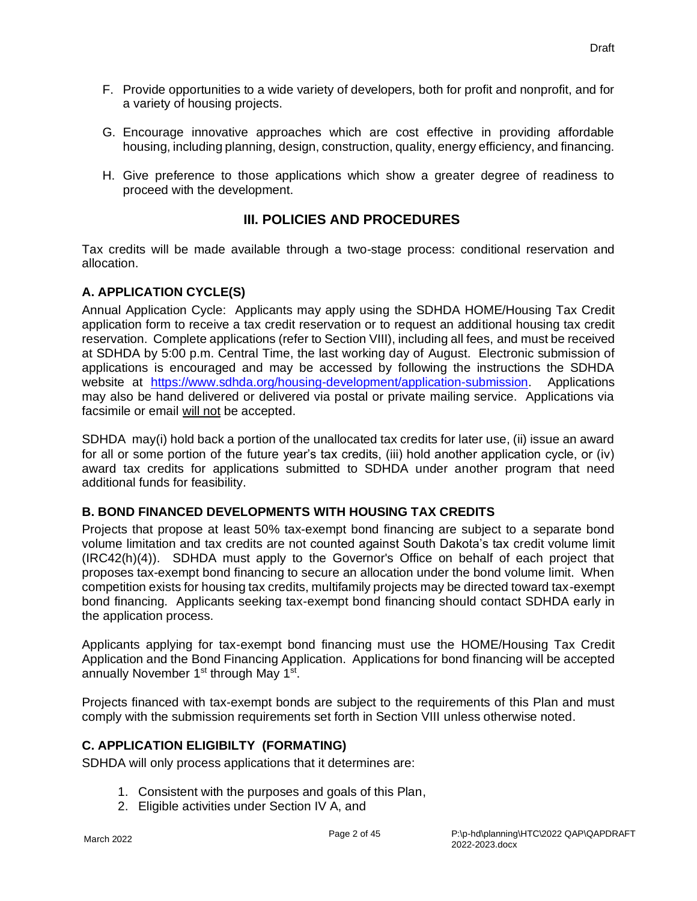F. Provide opportunities to a wide variety of developers, both for profit and nonprofit, and for a variety of housing projects.

G. Encourage innovative approaches which are cost effective in providing affordable housing, including planning, design, construction, quality, energy efficiency, and financing.

H. Give preference to those applications which show a greater degree of readiness to proceed with the development.

## III. POLICIES AND PROCEDURES

Tax credits will be made available through a two-stage process: conditional reservation and allocation.

### A. APPLICATION CYCLE(S)

Annual Application Cycle: Applicants may apply using the SDHDA HOME/Housing Tax Credit application form to receive a tax credit reservation or to request an additional housing tax credit reservation. Complete applications (refer to Section VIII), including all fees, and must be received at SDHDA by 5:00 p.m. Central Time, the last working day of August. Electronic submission of applications is encouraged and may be accessed by following the instructions the SDHDA website at https://www.sdhda.org/housing-development/application-submission. Applications may also be hand delivered or delivered via postal or private mailing service. Applications via facsimile or email will not be accepted.

SDHDA may(i) hold back a portion of the unallocated tax credits for later use, (ii) issue an award for all or some portion of the future year's tax credits, (iii) hold another application cycle, or (iv) award tax credits for applications submitted to SDHDA under another program that need additional funds for feasibility.

### B. BOND FINANCED DEVELOPMENTS WITH HOUSING TAX CREDITS

Projects that propose at least 50% tax-exempt bond financing are subject to a separate bond volume limitation and tax credits are not counted against South Dakota's tax credit volume limit (IRC42(h)(4)). SDHDA must apply to the Governor's Office on behalf of each project that proposes tax-exempt bond financing to secure an allocation under the bond volume limit. When competition exists for housing tax credits, multifamily projects may be directed toward tax-exempt bond financing. Applicants seeking tax-exempt bond financing should contact SDHDA early in the application process.

Applicants applying for tax-exempt bond financing must use the HOME/Housing Tax Credit Application and the Bond Financing Application. Applications for bond financing will be accepted annually November 1st through May 1st.

Projects financed with tax-exempt bonds are subject to the requirements of this Plan and must comply with the submission requirements set forth in Section VIII unless otherwise noted.

### C. APPLICATION ELIGIBILTY (FORMATING)

SDHDA will only process applications that it determines are:

1. Consistent with the purposes and goals of this Plan,
2. Eligible activities under Section IV A, and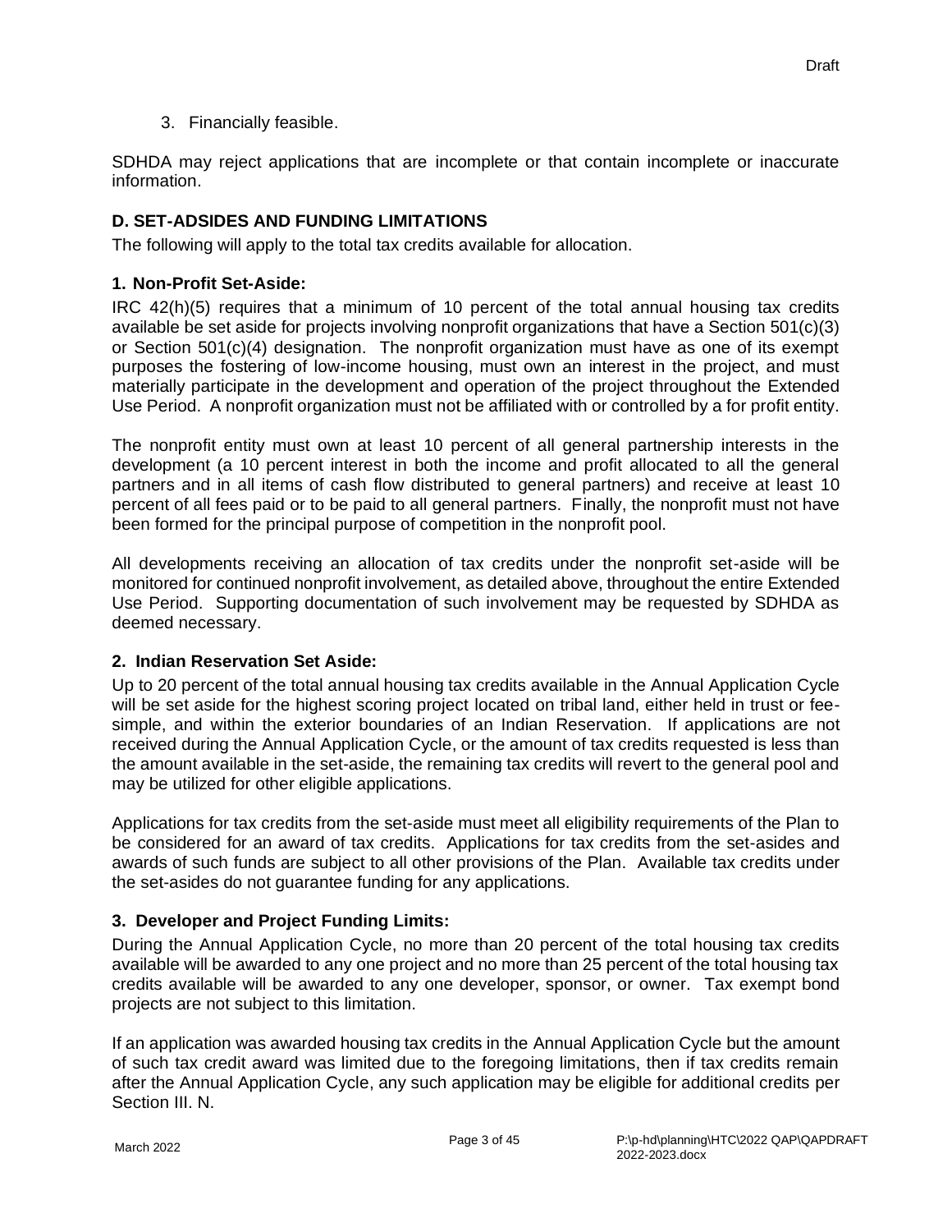3. Financially feasible.

SDHDA may reject applications that are incomplete or that contain incomplete or inaccurate information.

### D. SET-ADSIDES AND FUNDING LIMITATIONS

The following will apply to the total tax credits available for allocation.

#### 1. Non-Profit Set-Aside:

IRC 42(h)(5) requires that a minimum of 10 percent of the total annual housing tax credits available be set aside for projects involving nonprofit organizations that have a Section 501(c)(3) or Section 501(c)(4) designation. The nonprofit organization must have as one of its exempt purposes the fostering of low-income housing, must own an interest in the project, and must materially participate in the development and operation of the project throughout the Extended Use Period. A nonprofit organization must not be affiliated with or controlled by a for profit entity.

The nonprofit entity must own at least 10 percent of all general partnership interests in the development (a 10 percent interest in both the income and profit allocated to all the general partners and in all items of cash flow distributed to general partners) and receive at least 10 percent of all fees paid or to be paid to all general partners. Finally, the nonprofit must not have been formed for the principal purpose of competition in the nonprofit pool.

All developments receiving an allocation of tax credits under the nonprofit set-aside will be monitored for continued nonprofit involvement, as detailed above, throughout the entire Extended Use Period. Supporting documentation of such involvement may be requested by SDHDA as deemed necessary.

#### 2. Indian Reservation Set Aside:

Up to 20 percent of the total annual housing tax credits available in the Annual Application Cycle will be set aside for the highest scoring project located on tribal land, either held in trust or fee-simple, and within the exterior boundaries of an Indian Reservation. If applications are not received during the Annual Application Cycle, or the amount of tax credits requested is less than the amount available in the set-aside, the remaining tax credits will revert to the general pool and may be utilized for other eligible applications.

Applications for tax credits from the set-aside must meet all eligibility requirements of the Plan to be considered for an award of tax credits. Applications for tax credits from the set-asides and awards of such funds are subject to all other provisions of the Plan. Available tax credits under the set-asides do not guarantee funding for any applications.

#### 3. Developer and Project Funding Limits:

During the Annual Application Cycle, no more than 20 percent of the total housing tax credits available will be awarded to any one project and no more than 25 percent of the total housing tax credits available will be awarded to any one developer, sponsor, or owner. Tax exempt bond projects are not subject to this limitation.

If an application was awarded housing tax credits in the Annual Application Cycle but the amount of such tax credit award was limited due to the foregoing limitations, then if tax credits remain after the Annual Application Cycle, any such application may be eligible for additional credits per Section III. N.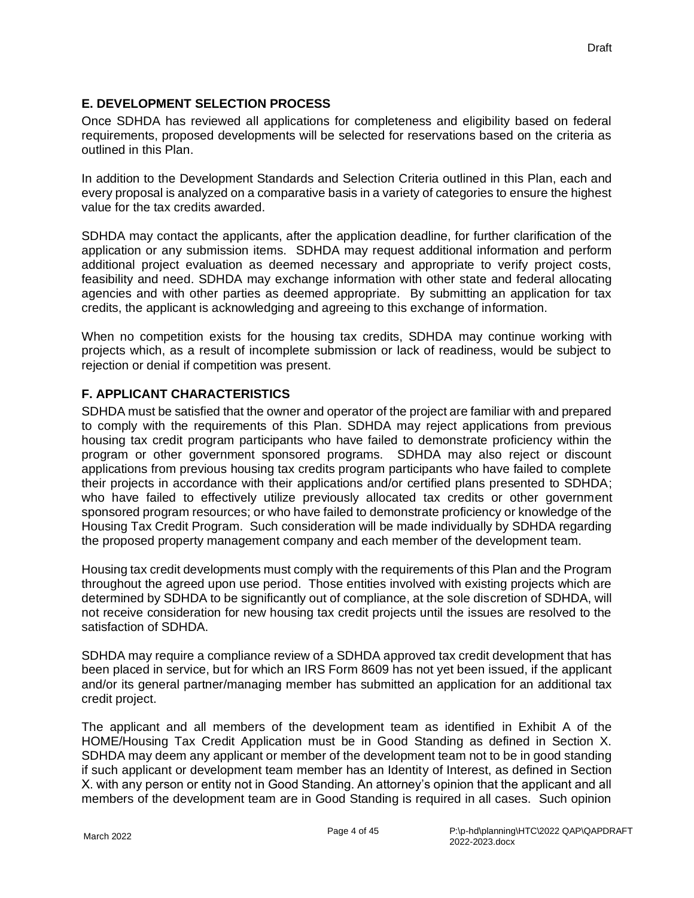## E. DEVELOPMENT SELECTION PROCESS

Once SDHDA has reviewed all applications for completeness and eligibility based on federal requirements, proposed developments will be selected for reservations based on the criteria as outlined in this Plan.

In addition to the Development Standards and Selection Criteria outlined in this Plan, each and every proposal is analyzed on a comparative basis in a variety of categories to ensure the highest value for the tax credits awarded.

SDHDA may contact the applicants, after the application deadline, for further clarification of the application or any submission items. SDHDA may request additional information and perform additional project evaluation as deemed necessary and appropriate to verify project costs, feasibility and need. SDHDA may exchange information with other state and federal allocating agencies and with other parties as deemed appropriate. By submitting an application for tax credits, the applicant is acknowledging and agreeing to this exchange of information.

When no competition exists for the housing tax credits, SDHDA may continue working with projects which, as a result of incomplete submission or lack of readiness, would be subject to rejection or denial if competition was present.

## F. APPLICANT CHARACTERISTICS

SDHDA must be satisfied that the owner and operator of the project are familiar with and prepared to comply with the requirements of this Plan. SDHDA may reject applications from previous housing tax credit program participants who have failed to demonstrate proficiency within the program or other government sponsored programs. SDHDA may also reject or discount applications from previous housing tax credits program participants who have failed to complete their projects in accordance with their applications and/or certified plans presented to SDHDA; who have failed to effectively utilize previously allocated tax credits or other government sponsored program resources; or who have failed to demonstrate proficiency or knowledge of the Housing Tax Credit Program. Such consideration will be made individually by SDHDA regarding the proposed property management company and each member of the development team.

Housing tax credit developments must comply with the requirements of this Plan and the Program throughout the agreed upon use period. Those entities involved with existing projects which are determined by SDHDA to be significantly out of compliance, at the sole discretion of SDHDA, will not receive consideration for new housing tax credit projects until the issues are resolved to the satisfaction of SDHDA.

SDHDA may require a compliance review of a SDHDA approved tax credit development that has been placed in service, but for which an IRS Form 8609 has not yet been issued, if the applicant and/or its general partner/managing member has submitted an application for an additional tax credit project.

The applicant and all members of the development team as identified in Exhibit A of the HOME/Housing Tax Credit Application must be in Good Standing as defined in Section X. SDHDA may deem any applicant or member of the development team not to be in good standing if such applicant or development team member has an Identity of Interest, as defined in Section X. with any person or entity not in Good Standing. An attorney's opinion that the applicant and all members of the development team are in Good Standing is required in all cases. Such opinion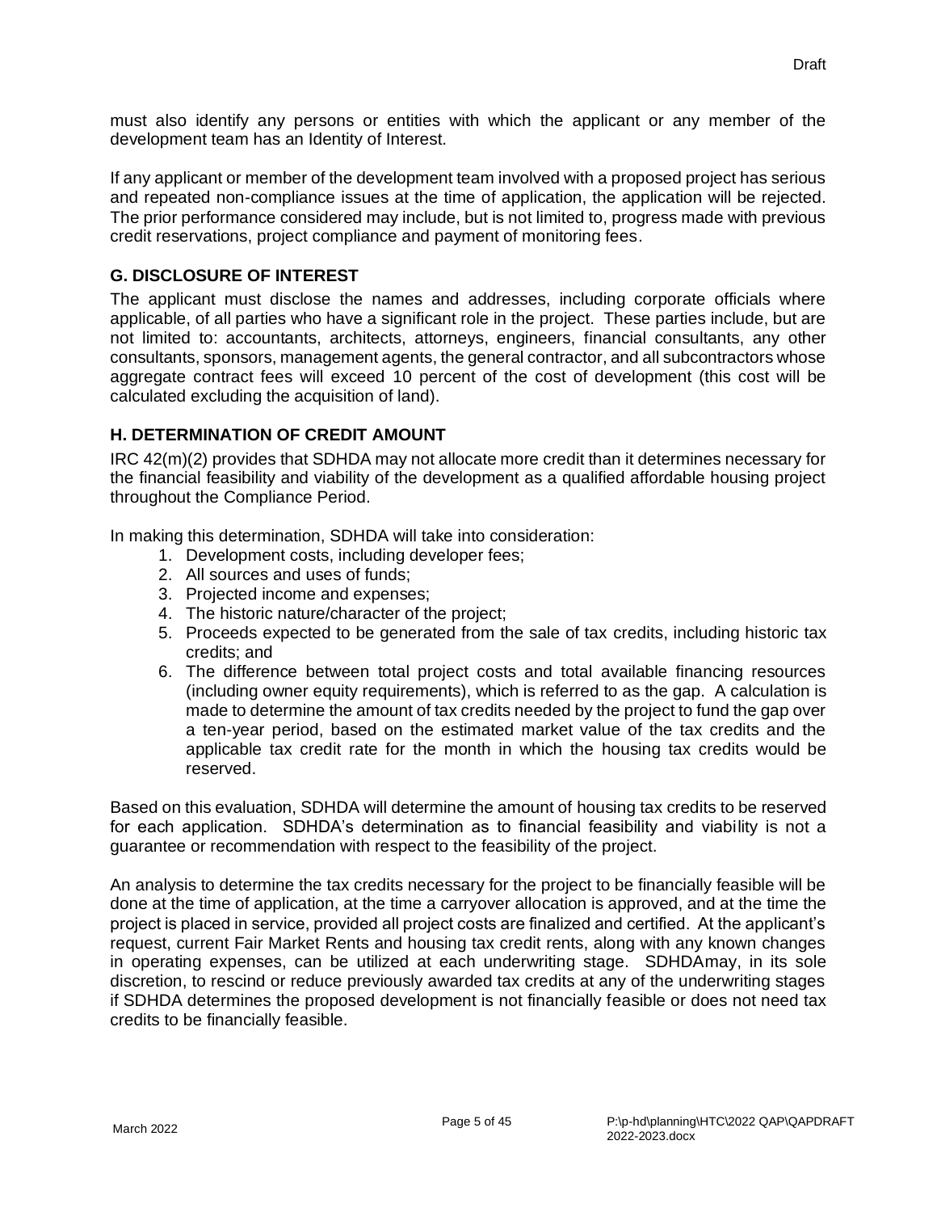must also identify any persons or entities with which the applicant or any member of the development team has an Identity of Interest.

If any applicant or member of the development team involved with a proposed project has serious and repeated non-compliance issues at the time of application, the application will be rejected. The prior performance considered may include, but is not limited to, progress made with previous credit reservations, project compliance and payment of monitoring fees.

### G. DISCLOSURE OF INTEREST

The applicant must disclose the names and addresses, including corporate officials where applicable, of all parties who have a significant role in the project. These parties include, but are not limited to: accountants, architects, attorneys, engineers, financial consultants, any other consultants, sponsors, management agents, the general contractor, and all subcontractors whose aggregate contract fees will exceed 10 percent of the cost of development (this cost will be calculated excluding the acquisition of land).

### H. DETERMINATION OF CREDIT AMOUNT

IRC 42(m)(2) provides that SDHDA may not allocate more credit than it determines necessary for the financial feasibility and viability of the development as a qualified affordable housing project throughout the Compliance Period.

In making this determination, SDHDA will take into consideration:

1. Development costs, including developer fees;
2. All sources and uses of funds;
3. Projected income and expenses;
4. The historic nature/character of the project;
5. Proceeds expected to be generated from the sale of tax credits, including historic tax credits; and
6. The difference between total project costs and total available financing resources (including owner equity requirements), which is referred to as the gap. A calculation is made to determine the amount of tax credits needed by the project to fund the gap over a ten-year period, based on the estimated market value of the tax credits and the applicable tax credit rate for the month in which the housing tax credits would be reserved.

Based on this evaluation, SDHDA will determine the amount of housing tax credits to be reserved for each application. SDHDA's determination as to financial feasibility and viability is not a guarantee or recommendation with respect to the feasibility of the project.

An analysis to determine the tax credits necessary for the project to be financially feasible will be done at the time of application, at the time a carryover allocation is approved, and at the time the project is placed in service, provided all project costs are finalized and certified. At the applicant's request, current Fair Market Rents and housing tax credit rents, along with any known changes in operating expenses, can be utilized at each underwriting stage. SDHDA may, in its sole discretion, to rescind or reduce previously awarded tax credits at any of the underwriting stages if SDHDA determines the proposed development is not financially feasible or does not need tax credits to be financially feasible.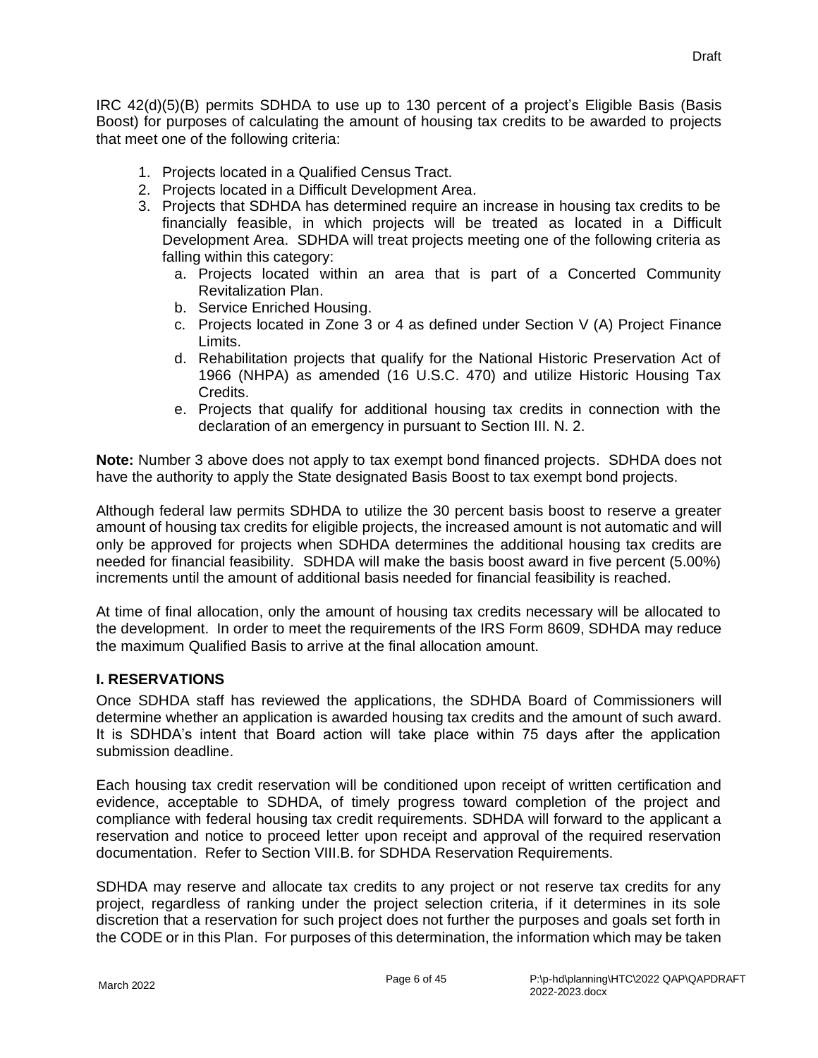IRC 42(d)(5)(B) permits SDHDA to use up to 130 percent of a project's Eligible Basis (Basis Boost) for purposes of calculating the amount of housing tax credits to be awarded to projects that meet one of the following criteria:

1. Projects located in a Qualified Census Tract.
2. Projects located in a Difficult Development Area.
3. Projects that SDHDA has determined require an increase in housing tax credits to be financially feasible, in which projects will be treated as located in a Difficult Development Area. SDHDA will treat projects meeting one of the following criteria as falling within this category:
   a. Projects located within an area that is part of a Concerted Community Revitalization Plan.
   b. Service Enriched Housing.
   c. Projects located in Zone 3 or 4 as defined under Section V (A) Project Finance Limits.
   d. Rehabilitation projects that qualify for the National Historic Preservation Act of 1966 (NHPA) as amended (16 U.S.C. 470) and utilize Historic Housing Tax Credits.
   e. Projects that qualify for additional housing tax credits in connection with the declaration of an emergency in pursuant to Section III. N. 2.

**Note:** Number 3 above does not apply to tax exempt bond financed projects. SDHDA does not have the authority to apply the State designated Basis Boost to tax exempt bond projects.

Although federal law permits SDHDA to utilize the 30 percent basis boost to reserve a greater amount of housing tax credits for eligible projects, the increased amount is not automatic and will only be approved for projects when SDHDA determines the additional housing tax credits are needed for financial feasibility. SDHDA will make the basis boost award in five percent (5.00%) increments until the amount of additional basis needed for financial feasibility is reached.

At time of final allocation, only the amount of housing tax credits necessary will be allocated to the development. In order to meet the requirements of the IRS Form 8609, SDHDA may reduce the maximum Qualified Basis to arrive at the final allocation amount.

## I. RESERVATIONS

Once SDHDA staff has reviewed the applications, the SDHDA Board of Commissioners will determine whether an application is awarded housing tax credits and the amount of such award. It is SDHDA's intent that Board action will take place within 75 days after the application submission deadline.

Each housing tax credit reservation will be conditioned upon receipt of written certification and evidence, acceptable to SDHDA, of timely progress toward completion of the project and compliance with federal housing tax credit requirements. SDHDA will forward to the applicant a reservation and notice to proceed letter upon receipt and approval of the required reservation documentation. Refer to Section VIII.B. for SDHDA Reservation Requirements.

SDHDA may reserve and allocate tax credits to any project or not reserve tax credits for any project, regardless of ranking under the project selection criteria, if it determines in its sole discretion that a reservation for such project does not further the purposes and goals set forth in the CODE or in this Plan. For purposes of this determination, the information which may be taken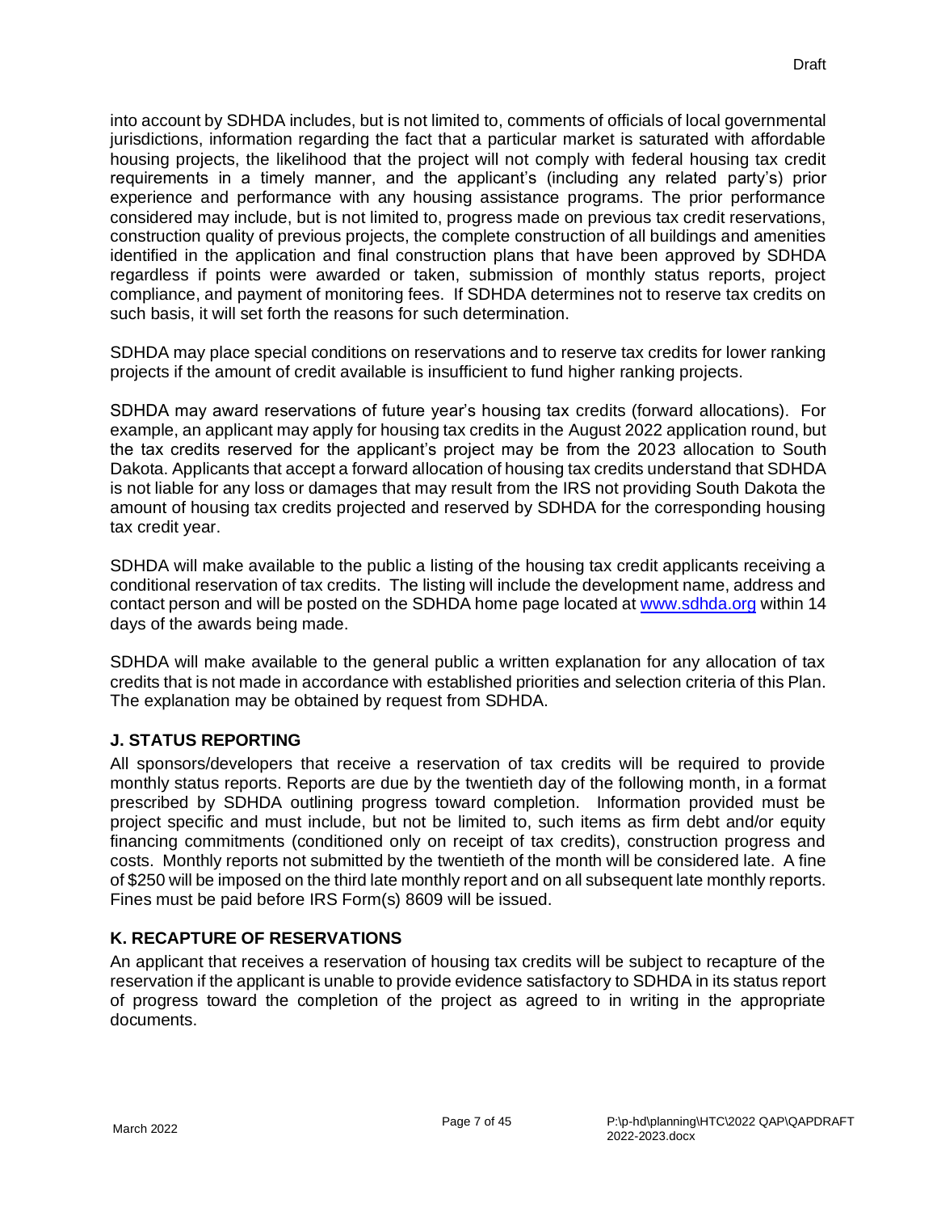into account by SDHDA includes, but is not limited to, comments of officials of local governmental jurisdictions, information regarding the fact that a particular market is saturated with affordable housing projects, the likelihood that the project will not comply with federal housing tax credit requirements in a timely manner, and the applicant's (including any related party's) prior experience and performance with any housing assistance programs. The prior performance considered may include, but is not limited to, progress made on previous tax credit reservations, construction quality of previous projects, the complete construction of all buildings and amenities identified in the application and final construction plans that have been approved by SDHDA regardless if points were awarded or taken, submission of monthly status reports, project compliance, and payment of monitoring fees. If SDHDA determines not to reserve tax credits on such basis, it will set forth the reasons for such determination.

SDHDA may place special conditions on reservations and to reserve tax credits for lower ranking projects if the amount of credit available is insufficient to fund higher ranking projects.

SDHDA may award reservations of future year's housing tax credits (forward allocations). For example, an applicant may apply for housing tax credits in the August 2022 application round, but the tax credits reserved for the applicant's project may be from the 2023 allocation to South Dakota. Applicants that accept a forward allocation of housing tax credits understand that SDHDA is not liable for any loss or damages that may result from the IRS not providing South Dakota the amount of housing tax credits projected and reserved by SDHDA for the corresponding housing tax credit year.

SDHDA will make available to the public a listing of the housing tax credit applicants receiving a conditional reservation of tax credits. The listing will include the development name, address and contact person and will be posted on the SDHDA home page located at www.sdhda.org within 14 days of the awards being made.

SDHDA will make available to the general public a written explanation for any allocation of tax credits that is not made in accordance with established priorities and selection criteria of this Plan. The explanation may be obtained by request from SDHDA.

## J. STATUS REPORTING

All sponsors/developers that receive a reservation of tax credits will be required to provide monthly status reports. Reports are due by the twentieth day of the following month, in a format prescribed by SDHDA outlining progress toward completion. Information provided must be project specific and must include, but not be limited to, such items as firm debt and/or equity financing commitments (conditioned only on receipt of tax credits), construction progress and costs. Monthly reports not submitted by the twentieth of the month will be considered late. A fine of $250 will be imposed on the third late monthly report and on all subsequent late monthly reports. Fines must be paid before IRS Form(s) 8609 will be issued.

## K. RECAPTURE OF RESERVATIONS

An applicant that receives a reservation of housing tax credits will be subject to recapture of the reservation if the applicant is unable to provide evidence satisfactory to SDHDA in its status report of progress toward the completion of the project as agreed to in writing in the appropriate documents.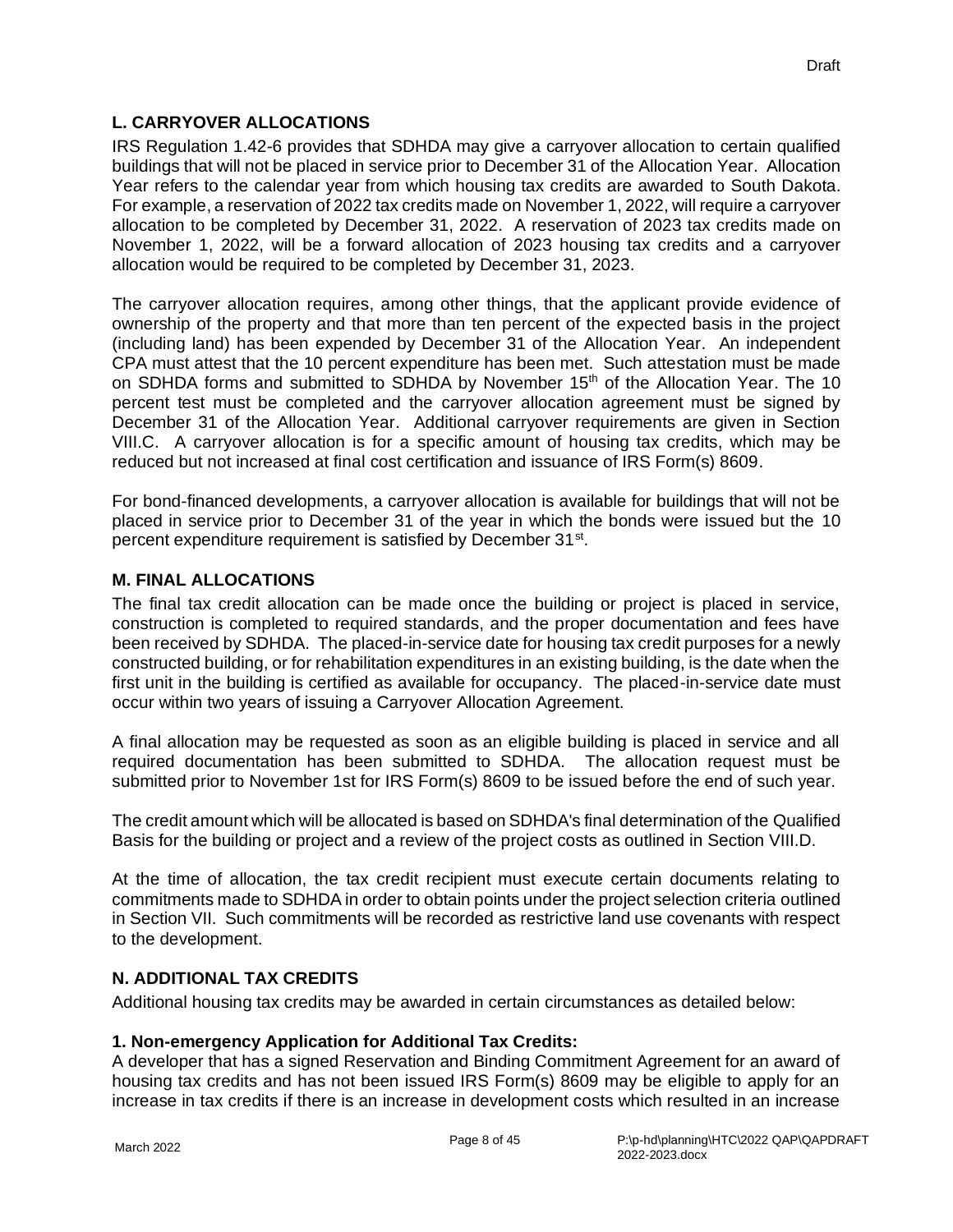## L. CARRYOVER ALLOCATIONS

IRS Regulation 1.42-6 provides that SDHDA may give a carryover allocation to certain qualified buildings that will not be placed in service prior to December 31 of the Allocation Year. Allocation Year refers to the calendar year from which housing tax credits are awarded to South Dakota. For example, a reservation of 2022 tax credits made on November 1, 2022, will require a carryover allocation to be completed by December 31, 2022. A reservation of 2023 tax credits made on November 1, 2022, will be a forward allocation of 2023 housing tax credits and a carryover allocation would be required to be completed by December 31, 2023.

The carryover allocation requires, among other things, that the applicant provide evidence of ownership of the property and that more than ten percent of the expected basis in the project (including land) has been expended by December 31 of the Allocation Year. An independent CPA must attest that the 10 percent expenditure has been met. Such attestation must be made on SDHDA forms and submitted to SDHDA by November 15th of the Allocation Year. The 10 percent test must be completed and the carryover allocation agreement must be signed by December 31 of the Allocation Year. Additional carryover requirements are given in Section VIII.C. A carryover allocation is for a specific amount of housing tax credits, which may be reduced but not increased at final cost certification and issuance of IRS Form(s) 8609.

For bond-financed developments, a carryover allocation is available for buildings that will not be placed in service prior to December 31 of the year in which the bonds were issued but the 10 percent expenditure requirement is satisfied by December 31st.

## M. FINAL ALLOCATIONS

The final tax credit allocation can be made once the building or project is placed in service, construction is completed to required standards, and the proper documentation and fees have been received by SDHDA. The placed-in-service date for housing tax credit purposes for a newly constructed building, or for rehabilitation expenditures in an existing building, is the date when the first unit in the building is certified as available for occupancy. The placed-in-service date must occur within two years of issuing a Carryover Allocation Agreement.

A final allocation may be requested as soon as an eligible building is placed in service and all required documentation has been submitted to SDHDA. The allocation request must be submitted prior to November 1st for IRS Form(s) 8609 to be issued before the end of such year.

The credit amount which will be allocated is based on SDHDA's final determination of the Qualified Basis for the building or project and a review of the project costs as outlined in Section VIII.D.

At the time of allocation, the tax credit recipient must execute certain documents relating to commitments made to SDHDA in order to obtain points under the project selection criteria outlined in Section VII. Such commitments will be recorded as restrictive land use covenants with respect to the development.

## N. ADDITIONAL TAX CREDITS

Additional housing tax credits may be awarded in certain circumstances as detailed below:

### 1. Non-emergency Application for Additional Tax Credits:

A developer that has a signed Reservation and Binding Commitment Agreement for an award of housing tax credits and has not been issued IRS Form(s) 8609 may be eligible to apply for an increase in tax credits if there is an increase in development costs which resulted in an increase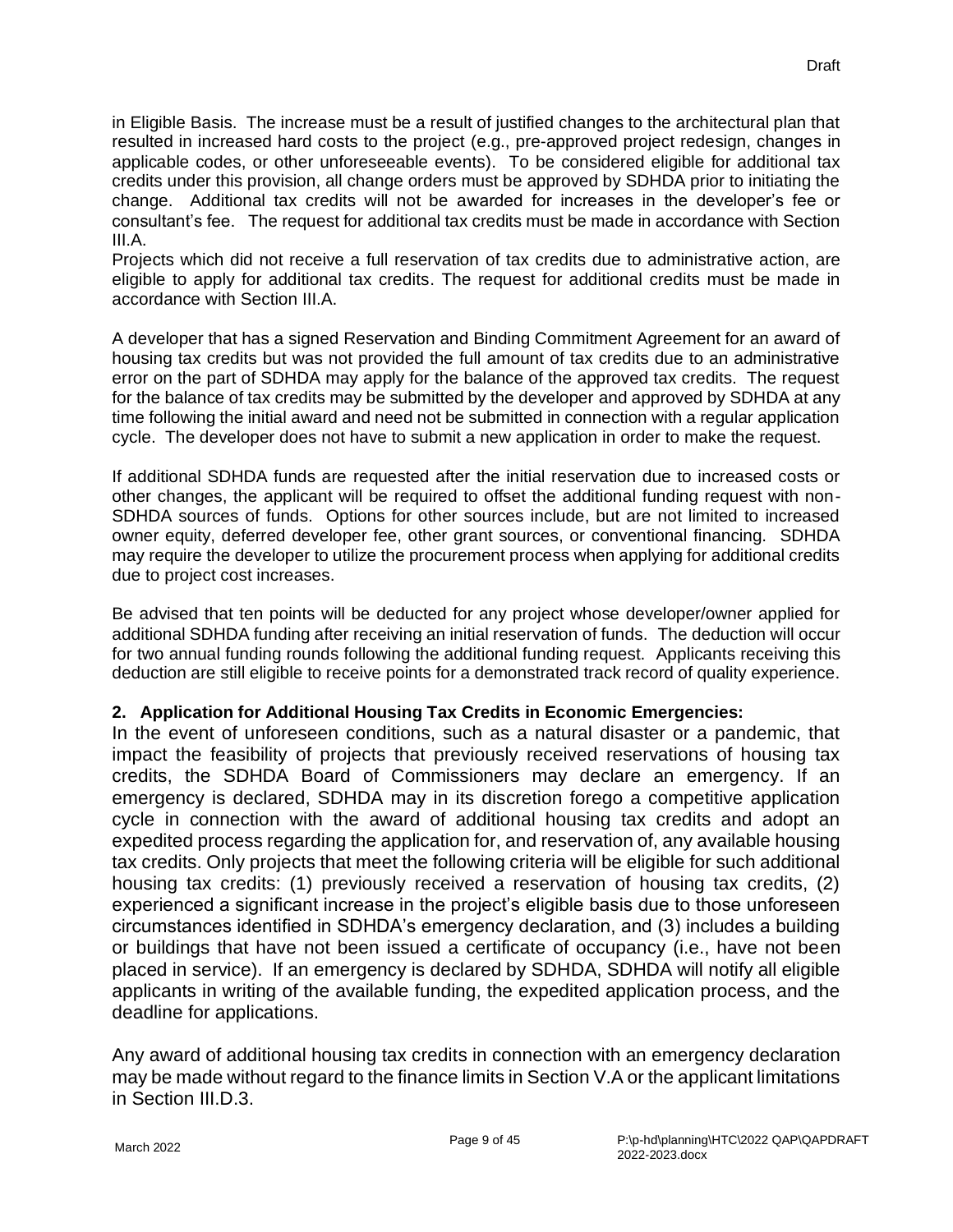in Eligible Basis. The increase must be a result of justified changes to the architectural plan that resulted in increased hard costs to the project (e.g., pre-approved project redesign, changes in applicable codes, or other unforeseeable events). To be considered eligible for additional tax credits under this provision, all change orders must be approved by SDHDA prior to initiating the change. Additional tax credits will not be awarded for increases in the developer's fee or consultant's fee. The request for additional tax credits must be made in accordance with Section III.A.

Projects which did not receive a full reservation of tax credits due to administrative action, are eligible to apply for additional tax credits. The request for additional credits must be made in accordance with Section III.A.

A developer that has a signed Reservation and Binding Commitment Agreement for an award of housing tax credits but was not provided the full amount of tax credits due to an administrative error on the part of SDHDA may apply for the balance of the approved tax credits. The request for the balance of tax credits may be submitted by the developer and approved by SDHDA at any time following the initial award and need not be submitted in connection with a regular application cycle. The developer does not have to submit a new application in order to make the request.

If additional SDHDA funds are requested after the initial reservation due to increased costs or other changes, the applicant will be required to offset the additional funding request with non-SDHDA sources of funds. Options for other sources include, but are not limited to increased owner equity, deferred developer fee, other grant sources, or conventional financing. SDHDA may require the developer to utilize the procurement process when applying for additional credits due to project cost increases.

Be advised that ten points will be deducted for any project whose developer/owner applied for additional SDHDA funding after receiving an initial reservation of funds. The deduction will occur for two annual funding rounds following the additional funding request. Applicants receiving this deduction are still eligible to receive points for a demonstrated track record of quality experience.

**2. Application for Additional Housing Tax Credits in Economic Emergencies:**

In the event of unforeseen conditions, such as a natural disaster or a pandemic, that impact the feasibility of projects that previously received reservations of housing tax credits, the SDHDA Board of Commissioners may declare an emergency. If an emergency is declared, SDHDA may in its discretion forego a competitive application cycle in connection with the award of additional housing tax credits and adopt an expedited process regarding the application for, and reservation of, any available housing tax credits. Only projects that meet the following criteria will be eligible for such additional housing tax credits: (1) previously received a reservation of housing tax credits, (2) experienced a significant increase in the project's eligible basis due to those unforeseen circumstances identified in SDHDA's emergency declaration, and (3) includes a building or buildings that have not been issued a certificate of occupancy (i.e., have not been placed in service). If an emergency is declared by SDHDA, SDHDA will notify all eligible applicants in writing of the available funding, the expedited application process, and the deadline for applications.

Any award of additional housing tax credits in connection with an emergency declaration may be made without regard to the finance limits in Section V.A or the applicant limitations in Section III.D.3.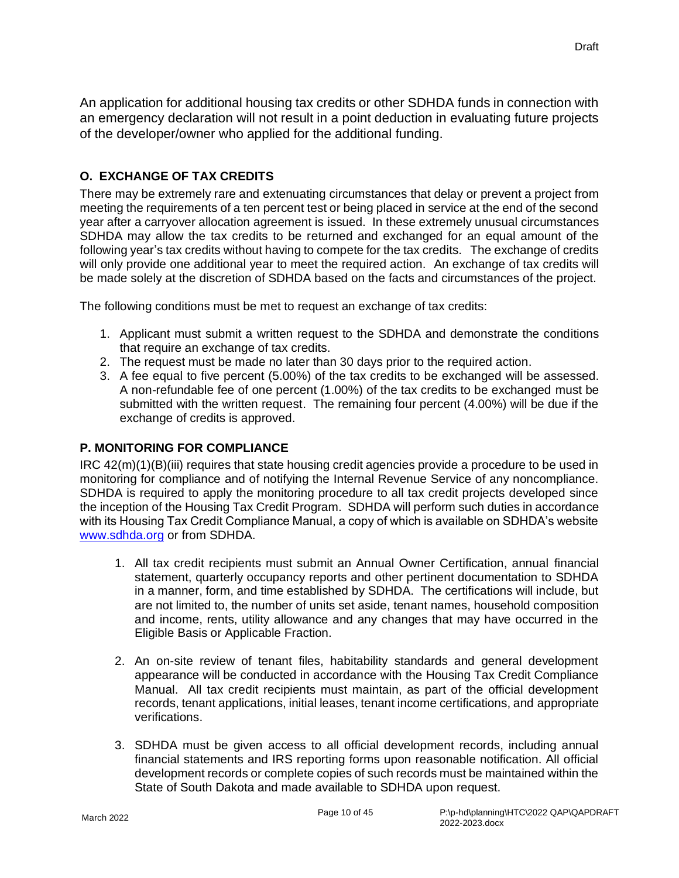An application for additional housing tax credits or other SDHDA funds in connection with an emergency declaration will not result in a point deduction in evaluating future projects of the developer/owner who applied for the additional funding.

## O. EXCHANGE OF TAX CREDITS

There may be extremely rare and extenuating circumstances that delay or prevent a project from meeting the requirements of a ten percent test or being placed in service at the end of the second year after a carryover allocation agreement is issued. In these extremely unusual circumstances SDHDA may allow the tax credits to be returned and exchanged for an equal amount of the following year's tax credits without having to compete for the tax credits. The exchange of credits will only provide one additional year to meet the required action. An exchange of tax credits will be made solely at the discretion of SDHDA based on the facts and circumstances of the project.

The following conditions must be met to request an exchange of tax credits:

1. Applicant must submit a written request to the SDHDA and demonstrate the conditions that require an exchange of tax credits.
2. The request must be made no later than 30 days prior to the required action.
3. A fee equal to five percent (5.00%) of the tax credits to be exchanged will be assessed. A non-refundable fee of one percent (1.00%) of the tax credits to be exchanged must be submitted with the written request. The remaining four percent (4.00%) will be due if the exchange of credits is approved.

## P. MONITORING FOR COMPLIANCE

IRC 42(m)(1)(B)(iii) requires that state housing credit agencies provide a procedure to be used in monitoring for compliance and of notifying the Internal Revenue Service of any noncompliance. SDHDA is required to apply the monitoring procedure to all tax credit projects developed since the inception of the Housing Tax Credit Program. SDHDA will perform such duties in accordance with its Housing Tax Credit Compliance Manual, a copy of which is available on SDHDA's website www.sdhda.org or from SDHDA.

1. All tax credit recipients must submit an Annual Owner Certification, annual financial statement, quarterly occupancy reports and other pertinent documentation to SDHDA in a manner, form, and time established by SDHDA. The certifications will include, but are not limited to, the number of units set aside, tenant names, household composition and income, rents, utility allowance and any changes that may have occurred in the Eligible Basis or Applicable Fraction.

2. An on-site review of tenant files, habitability standards and general development appearance will be conducted in accordance with the Housing Tax Credit Compliance Manual. All tax credit recipients must maintain, as part of the official development records, tenant applications, initial leases, tenant income certifications, and appropriate verifications.

3. SDHDA must be given access to all official development records, including annual financial statements and IRS reporting forms upon reasonable notification. All official development records or complete copies of such records must be maintained within the State of South Dakota and made available to SDHDA upon request.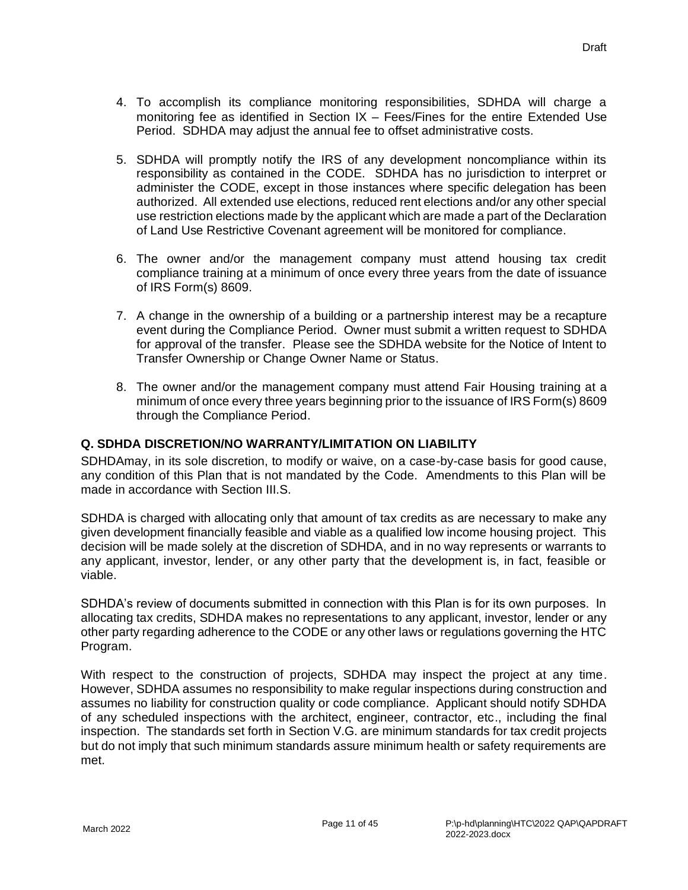4. To accomplish its compliance monitoring responsibilities, SDHDA will charge a monitoring fee as identified in Section IX – Fees/Fines for the entire Extended Use Period. SDHDA may adjust the annual fee to offset administrative costs.

5. SDHDA will promptly notify the IRS of any development noncompliance within its responsibility as contained in the CODE. SDHDA has no jurisdiction to interpret or administer the CODE, except in those instances where specific delegation has been authorized. All extended use elections, reduced rent elections and/or any other special use restriction elections made by the applicant which are made a part of the Declaration of Land Use Restrictive Covenant agreement will be monitored for compliance.

6. The owner and/or the management company must attend housing tax credit compliance training at a minimum of once every three years from the date of issuance of IRS Form(s) 8609.

7. A change in the ownership of a building or a partnership interest may be a recapture event during the Compliance Period. Owner must submit a written request to SDHDA for approval of the transfer. Please see the SDHDA website for the Notice of Intent to Transfer Ownership or Change Owner Name or Status.

8. The owner and/or the management company must attend Fair Housing training at a minimum of once every three years beginning prior to the issuance of IRS Form(s) 8609 through the Compliance Period.

### Q. SDHDA DISCRETION/NO WARRANTY/LIMITATION ON LIABILITY

SDHDAmay, in its sole discretion, to modify or waive, on a case-by-case basis for good cause, any condition of this Plan that is not mandated by the Code. Amendments to this Plan will be made in accordance with Section III.S.

SDHDA is charged with allocating only that amount of tax credits as are necessary to make any given development financially feasible and viable as a qualified low income housing project. This decision will be made solely at the discretion of SDHDA, and in no way represents or warrants to any applicant, investor, lender, or any other party that the development is, in fact, feasible or viable.

SDHDA's review of documents submitted in connection with this Plan is for its own purposes. In allocating tax credits, SDHDA makes no representations to any applicant, investor, lender or any other party regarding adherence to the CODE or any other laws or regulations governing the HTC Program.

With respect to the construction of projects, SDHDA may inspect the project at any time. However, SDHDA assumes no responsibility to make regular inspections during construction and assumes no liability for construction quality or code compliance. Applicant should notify SDHDA of any scheduled inspections with the architect, engineer, contractor, etc., including the final inspection. The standards set forth in Section V.G. are minimum standards for tax credit projects but do not imply that such minimum standards assure minimum health or safety requirements are met.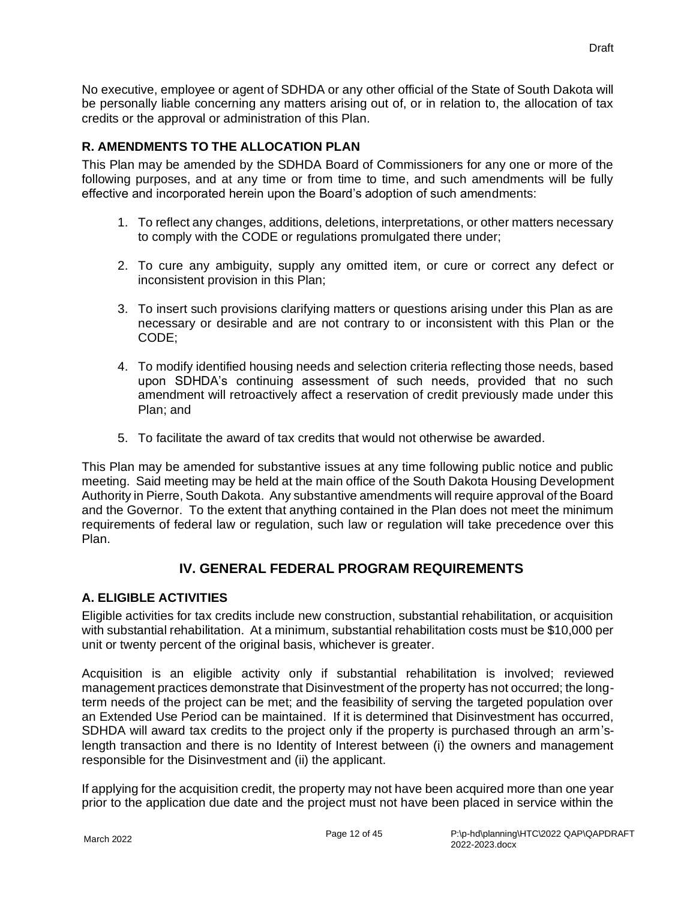No executive, employee or agent of SDHDA or any other official of the State of South Dakota will be personally liable concerning any matters arising out of, or in relation to, the allocation of tax credits or the approval or administration of this Plan.

### R. AMENDMENTS TO THE ALLOCATION PLAN

This Plan may be amended by the SDHDA Board of Commissioners for any one or more of the following purposes, and at any time or from time to time, and such amendments will be fully effective and incorporated herein upon the Board's adoption of such amendments:

1. To reflect any changes, additions, deletions, interpretations, or other matters necessary to comply with the CODE or regulations promulgated there under;

2. To cure any ambiguity, supply any omitted item, or cure or correct any defect or inconsistent provision in this Plan;

3. To insert such provisions clarifying matters or questions arising under this Plan as are necessary or desirable and are not contrary to or inconsistent with this Plan or the CODE;

4. To modify identified housing needs and selection criteria reflecting those needs, based upon SDHDA's continuing assessment of such needs, provided that no such amendment will retroactively affect a reservation of credit previously made under this Plan; and

5. To facilitate the award of tax credits that would not otherwise be awarded.

This Plan may be amended for substantive issues at any time following public notice and public meeting. Said meeting may be held at the main office of the South Dakota Housing Development Authority in Pierre, South Dakota. Any substantive amendments will require approval of the Board and the Governor. To the extent that anything contained in the Plan does not meet the minimum requirements of federal law or regulation, such law or regulation will take precedence over this Plan.

## IV. GENERAL FEDERAL PROGRAM REQUIREMENTS

### A. ELIGIBLE ACTIVITIES

Eligible activities for tax credits include new construction, substantial rehabilitation, or acquisition with substantial rehabilitation. At a minimum, substantial rehabilitation costs must be $10,000 per unit or twenty percent of the original basis, whichever is greater.

Acquisition is an eligible activity only if substantial rehabilitation is involved; reviewed management practices demonstrate that Disinvestment of the property has not occurred; the long-term needs of the project can be met; and the feasibility of serving the targeted population over an Extended Use Period can be maintained. If it is determined that Disinvestment has occurred, SDHDA will award tax credits to the project only if the property is purchased through an arm's-length transaction and there is no Identity of Interest between (i) the owners and management responsible for the Disinvestment and (ii) the applicant.

If applying for the acquisition credit, the property may not have been acquired more than one year prior to the application due date and the project must not have been placed in service within the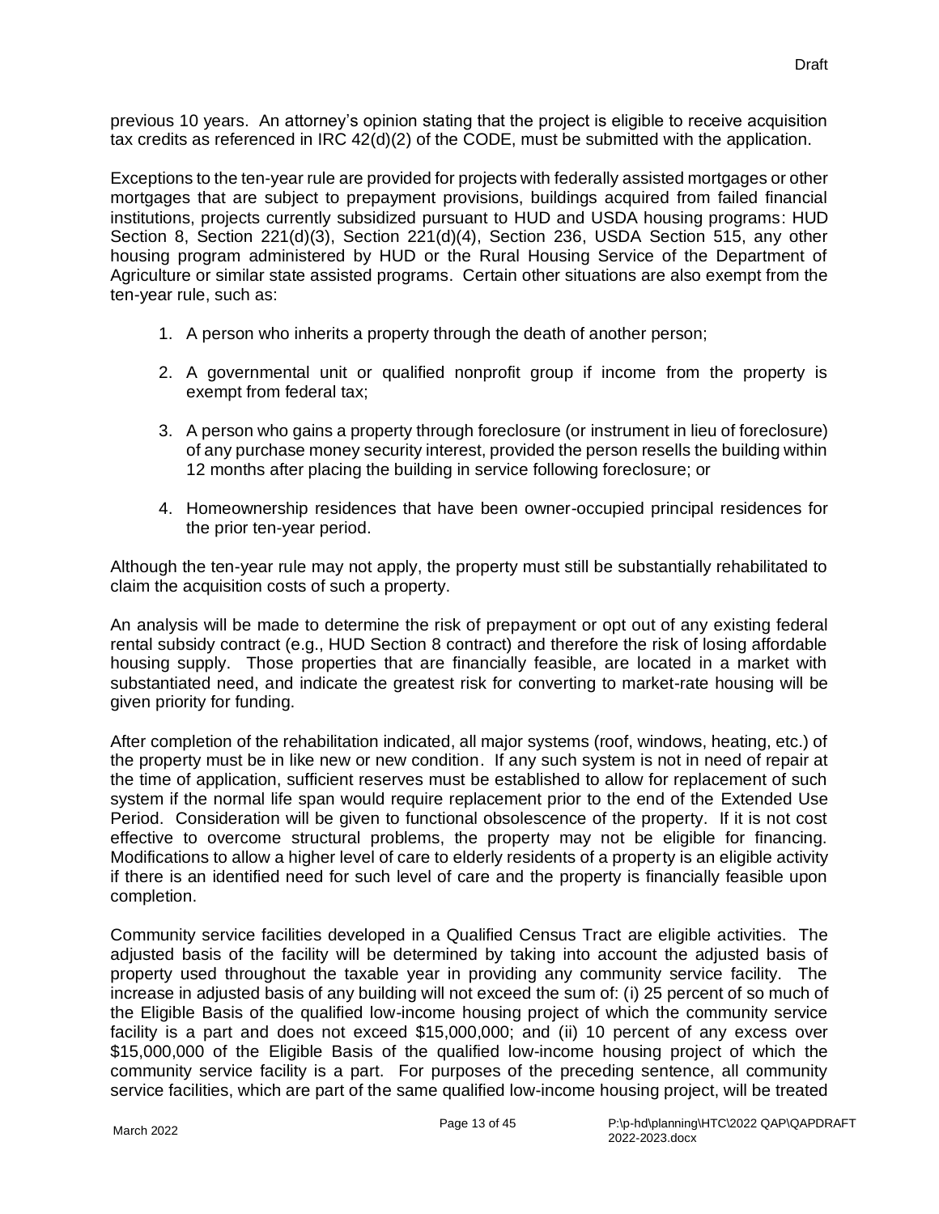previous 10 years. An attorney's opinion stating that the project is eligible to receive acquisition tax credits as referenced in IRC 42(d)(2) of the CODE, must be submitted with the application.

Exceptions to the ten-year rule are provided for projects with federally assisted mortgages or other mortgages that are subject to prepayment provisions, buildings acquired from failed financial institutions, projects currently subsidized pursuant to HUD and USDA housing programs: HUD Section 8, Section 221(d)(3), Section 221(d)(4), Section 236, USDA Section 515, any other housing program administered by HUD or the Rural Housing Service of the Department of Agriculture or similar state assisted programs. Certain other situations are also exempt from the ten-year rule, such as:

1. A person who inherits a property through the death of another person;

2. A governmental unit or qualified nonprofit group if income from the property is exempt from federal tax;

3. A person who gains a property through foreclosure (or instrument in lieu of foreclosure) of any purchase money security interest, provided the person resells the building within 12 months after placing the building in service following foreclosure; or

4. Homeownership residences that have been owner-occupied principal residences for the prior ten-year period.

Although the ten-year rule may not apply, the property must still be substantially rehabilitated to claim the acquisition costs of such a property.

An analysis will be made to determine the risk of prepayment or opt out of any existing federal rental subsidy contract (e.g., HUD Section 8 contract) and therefore the risk of losing affordable housing supply. Those properties that are financially feasible, are located in a market with substantiated need, and indicate the greatest risk for converting to market-rate housing will be given priority for funding.

After completion of the rehabilitation indicated, all major systems (roof, windows, heating, etc.) of the property must be in like new or new condition. If any such system is not in need of repair at the time of application, sufficient reserves must be established to allow for replacement of such system if the normal life span would require replacement prior to the end of the Extended Use Period. Consideration will be given to functional obsolescence of the property. If it is not cost effective to overcome structural problems, the property may not be eligible for financing. Modifications to allow a higher level of care to elderly residents of a property is an eligible activity if there is an identified need for such level of care and the property is financially feasible upon completion.

Community service facilities developed in a Qualified Census Tract are eligible activities. The adjusted basis of the facility will be determined by taking into account the adjusted basis of property used throughout the taxable year in providing any community service facility. The increase in adjusted basis of any building will not exceed the sum of: (i) 25 percent of so much of the Eligible Basis of the qualified low-income housing project of which the community service facility is a part and does not exceed $15,000,000; and (ii) 10 percent of any excess over $15,000,000 of the Eligible Basis of the qualified low-income housing project of which the community service facility is a part. For purposes of the preceding sentence, all community service facilities, which are part of the same qualified low-income housing project, will be treated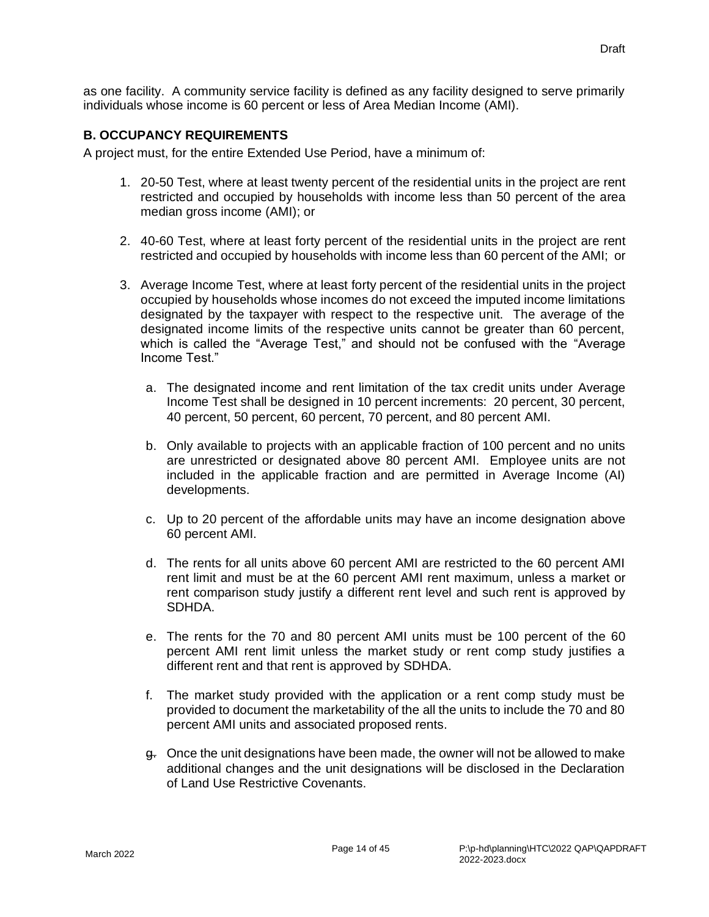as one facility. A community service facility is defined as any facility designed to serve primarily individuals whose income is 60 percent or less of Area Median Income (AMI).

### B. OCCUPANCY REQUIREMENTS

A project must, for the entire Extended Use Period, have a minimum of:

1. 20-50 Test, where at least twenty percent of the residential units in the project are rent restricted and occupied by households with income less than 50 percent of the area median gross income (AMI); or

2. 40-60 Test, where at least forty percent of the residential units in the project are rent restricted and occupied by households with income less than 60 percent of the AMI; or

3. Average Income Test, where at least forty percent of the residential units in the project occupied by households whose incomes do not exceed the imputed income limitations designated by the taxpayer with respect to the respective unit. The average of the designated income limits of the respective units cannot be greater than 60 percent, which is called the "Average Test," and should not be confused with the "Average Income Test."

   a. The designated income and rent limitation of the tax credit units under Average Income Test shall be designed in 10 percent increments: 20 percent, 30 percent, 40 percent, 50 percent, 60 percent, 70 percent, and 80 percent AMI.

   b. Only available to projects with an applicable fraction of 100 percent and no units are unrestricted or designated above 80 percent AMI. Employee units are not included in the applicable fraction and are permitted in Average Income (AI) developments.

   c. Up to 20 percent of the affordable units may have an income designation above 60 percent AMI.

   d. The rents for all units above 60 percent AMI are restricted to the 60 percent AMI rent limit and must be at the 60 percent AMI rent maximum, unless a market or rent comparison study justify a different rent level and such rent is approved by SDHDA.

   e. The rents for the 70 and 80 percent AMI units must be 100 percent of the 60 percent AMI rent limit unless the market study or rent comp study justifies a different rent and that rent is approved by SDHDA.

   f. The market study provided with the application or a rent comp study must be provided to document the marketability of the all the units to include the 70 and 80 percent AMI units and associated proposed rents.

   g. Once the unit designations have been made, the owner will not be allowed to make additional changes and the unit designations will be disclosed in the Declaration of Land Use Restrictive Covenants.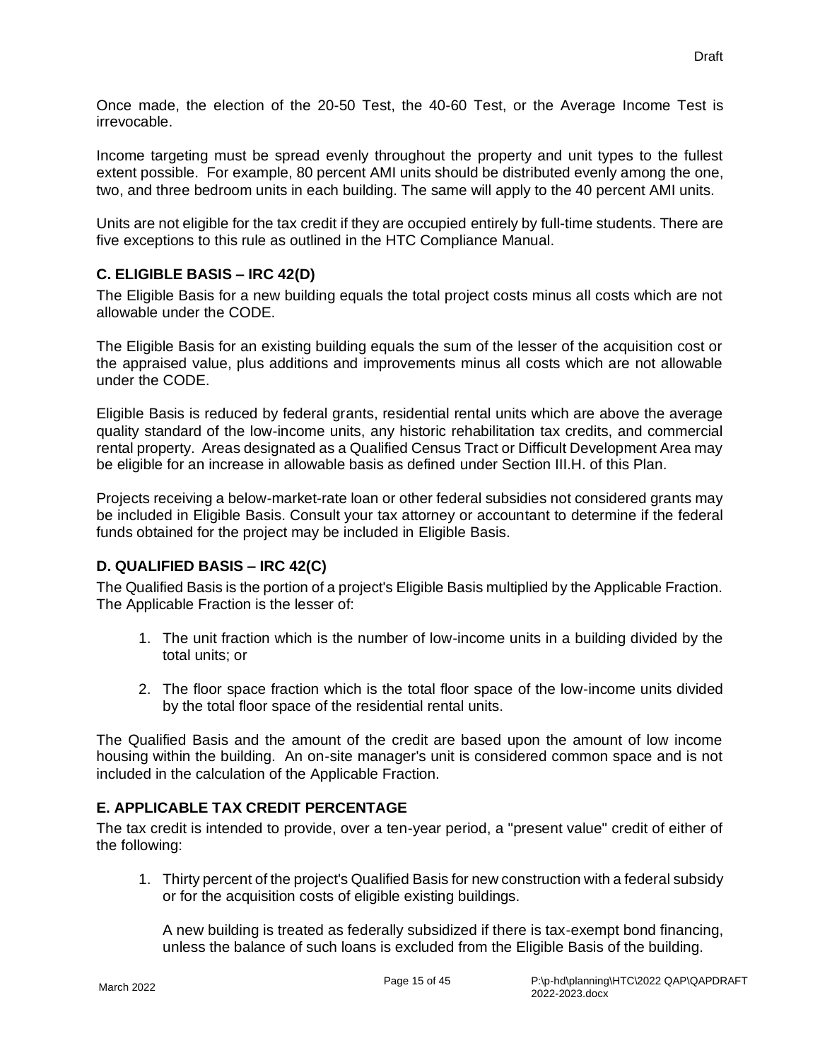Once made, the election of the 20-50 Test, the 40-60 Test, or the Average Income Test is irrevocable.

Income targeting must be spread evenly throughout the property and unit types to the fullest extent possible. For example, 80 percent AMI units should be distributed evenly among the one, two, and three bedroom units in each building. The same will apply to the 40 percent AMI units.

Units are not eligible for the tax credit if they are occupied entirely by full-time students. There are five exceptions to this rule as outlined in the HTC Compliance Manual.

### C. ELIGIBLE BASIS – IRC 42(D)

The Eligible Basis for a new building equals the total project costs minus all costs which are not allowable under the CODE.

The Eligible Basis for an existing building equals the sum of the lesser of the acquisition cost or the appraised value, plus additions and improvements minus all costs which are not allowable under the CODE.

Eligible Basis is reduced by federal grants, residential rental units which are above the average quality standard of the low-income units, any historic rehabilitation tax credits, and commercial rental property. Areas designated as a Qualified Census Tract or Difficult Development Area may be eligible for an increase in allowable basis as defined under Section III.H. of this Plan.

Projects receiving a below-market-rate loan or other federal subsidies not considered grants may be included in Eligible Basis. Consult your tax attorney or accountant to determine if the federal funds obtained for the project may be included in Eligible Basis.

### D. QUALIFIED BASIS – IRC 42(C)

The Qualified Basis is the portion of a project's Eligible Basis multiplied by the Applicable Fraction. The Applicable Fraction is the lesser of:

1. The unit fraction which is the number of low-income units in a building divided by the total units; or

2. The floor space fraction which is the total floor space of the low-income units divided by the total floor space of the residential rental units.

The Qualified Basis and the amount of the credit are based upon the amount of low income housing within the building. An on-site manager's unit is considered common space and is not included in the calculation of the Applicable Fraction.

### E. APPLICABLE TAX CREDIT PERCENTAGE

The tax credit is intended to provide, over a ten-year period, a "present value" credit of either of the following:

1. Thirty percent of the project's Qualified Basis for new construction with a federal subsidy or for the acquisition costs of eligible existing buildings.

   A new building is treated as federally subsidized if there is tax-exempt bond financing, unless the balance of such loans is excluded from the Eligible Basis of the building.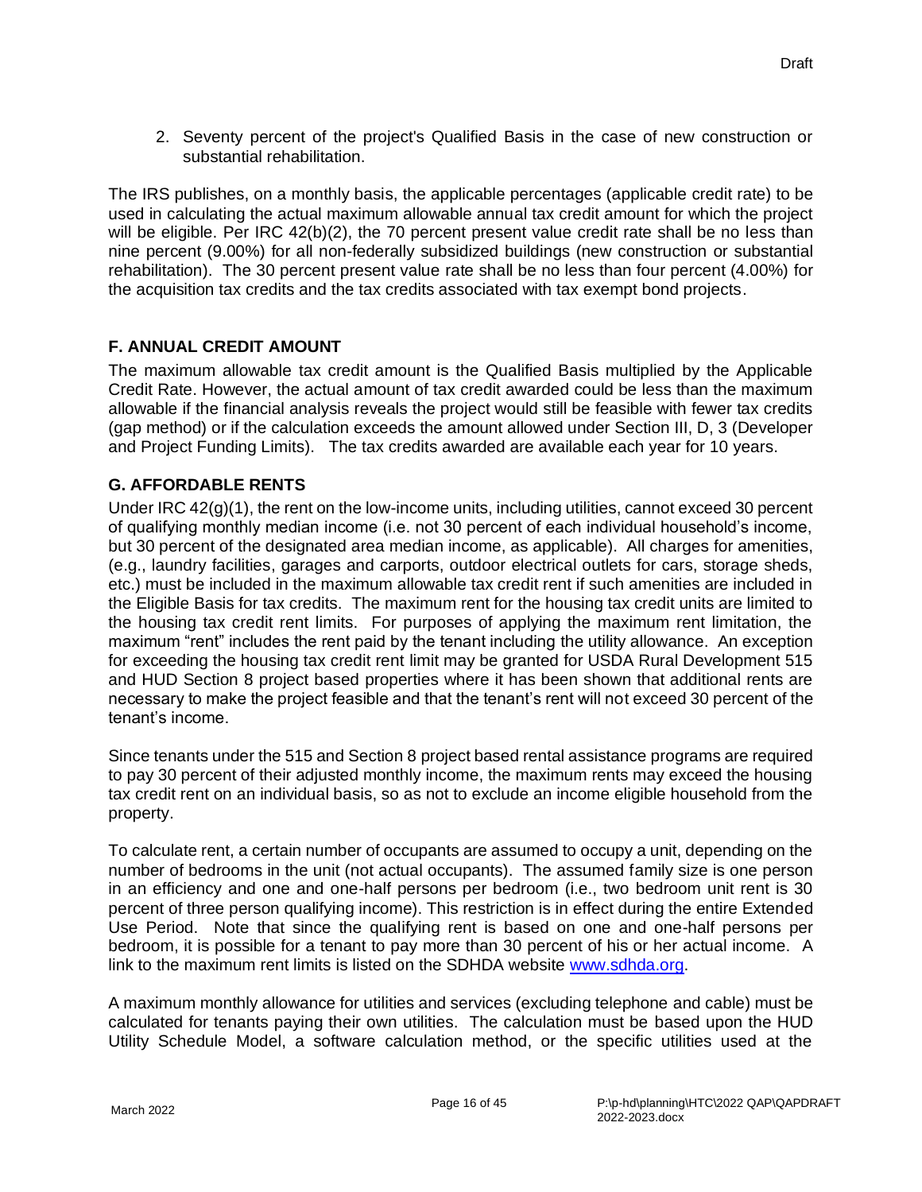2. Seventy percent of the project's Qualified Basis in the case of new construction or substantial rehabilitation.

The IRS publishes, on a monthly basis, the applicable percentages (applicable credit rate) to be used in calculating the actual maximum allowable annual tax credit amount for which the project will be eligible. Per IRC 42(b)(2), the 70 percent present value credit rate shall be no less than nine percent (9.00%) for all non-federally subsidized buildings (new construction or substantial rehabilitation). The 30 percent present value rate shall be no less than four percent (4.00%) for the acquisition tax credits and the tax credits associated with tax exempt bond projects.

## F. ANNUAL CREDIT AMOUNT

The maximum allowable tax credit amount is the Qualified Basis multiplied by the Applicable Credit Rate. However, the actual amount of tax credit awarded could be less than the maximum allowable if the financial analysis reveals the project would still be feasible with fewer tax credits (gap method) or if the calculation exceeds the amount allowed under Section III, D, 3 (Developer and Project Funding Limits). The tax credits awarded are available each year for 10 years.

## G. AFFORDABLE RENTS

Under IRC 42(g)(1), the rent on the low-income units, including utilities, cannot exceed 30 percent of qualifying monthly median income (i.e. not 30 percent of each individual household's income, but 30 percent of the designated area median income, as applicable). All charges for amenities, (e.g., laundry facilities, garages and carports, outdoor electrical outlets for cars, storage sheds, etc.) must be included in the maximum allowable tax credit rent if such amenities are included in the Eligible Basis for tax credits. The maximum rent for the housing tax credit units are limited to the housing tax credit rent limits. For purposes of applying the maximum rent limitation, the maximum "rent" includes the rent paid by the tenant including the utility allowance. An exception for exceeding the housing tax credit rent limit may be granted for USDA Rural Development 515 and HUD Section 8 project based properties where it has been shown that additional rents are necessary to make the project feasible and that the tenant's rent will not exceed 30 percent of the tenant's income.

Since tenants under the 515 and Section 8 project based rental assistance programs are required to pay 30 percent of their adjusted monthly income, the maximum rents may exceed the housing tax credit rent on an individual basis, so as not to exclude an income eligible household from the property.

To calculate rent, a certain number of occupants are assumed to occupy a unit, depending on the number of bedrooms in the unit (not actual occupants). The assumed family size is one person in an efficiency and one and one-half persons per bedroom (i.e., two bedroom unit rent is 30 percent of three person qualifying income). This restriction is in effect during the entire Extended Use Period. Note that since the qualifying rent is based on one and one-half persons per bedroom, it is possible for a tenant to pay more than 30 percent of his or her actual income. A link to the maximum rent limits is listed on the SDHDA website www.sdhda.org.

A maximum monthly allowance for utilities and services (excluding telephone and cable) must be calculated for tenants paying their own utilities. The calculation must be based upon the HUD Utility Schedule Model, a software calculation method, or the specific utilities used at the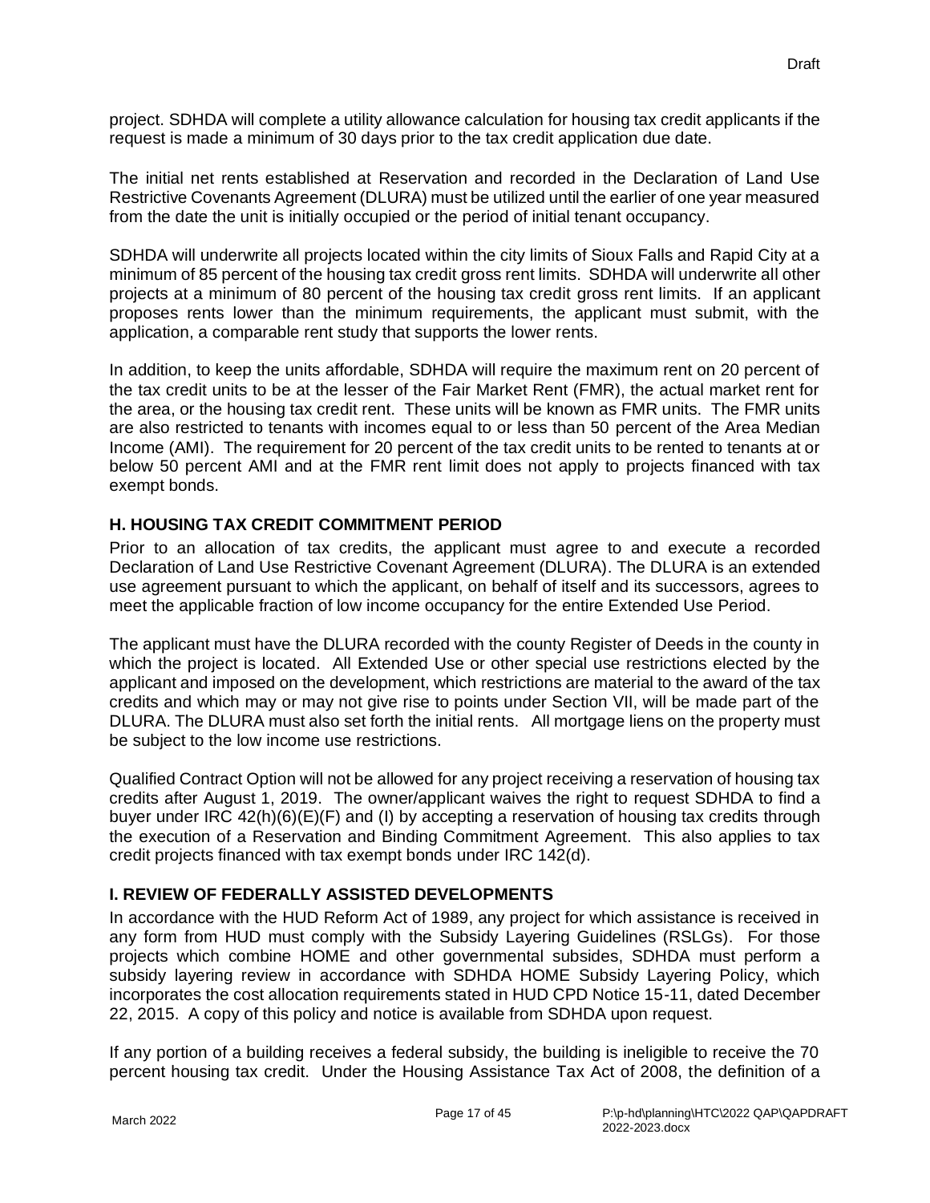project. SDHDA will complete a utility allowance calculation for housing tax credit applicants if the request is made a minimum of 30 days prior to the tax credit application due date.

The initial net rents established at Reservation and recorded in the Declaration of Land Use Restrictive Covenants Agreement (DLURA) must be utilized until the earlier of one year measured from the date the unit is initially occupied or the period of initial tenant occupancy.

SDHDA will underwrite all projects located within the city limits of Sioux Falls and Rapid City at a minimum of 85 percent of the housing tax credit gross rent limits. SDHDA will underwrite all other projects at a minimum of 80 percent of the housing tax credit gross rent limits. If an applicant proposes rents lower than the minimum requirements, the applicant must submit, with the application, a comparable rent study that supports the lower rents.

In addition, to keep the units affordable, SDHDA will require the maximum rent on 20 percent of the tax credit units to be at the lesser of the Fair Market Rent (FMR), the actual market rent for the area, or the housing tax credit rent. These units will be known as FMR units. The FMR units are also restricted to tenants with incomes equal to or less than 50 percent of the Area Median Income (AMI). The requirement for 20 percent of the tax credit units to be rented to tenants at or below 50 percent AMI and at the FMR rent limit does not apply to projects financed with tax exempt bonds.

## H. HOUSING TAX CREDIT COMMITMENT PERIOD

Prior to an allocation of tax credits, the applicant must agree to and execute a recorded Declaration of Land Use Restrictive Covenant Agreement (DLURA). The DLURA is an extended use agreement pursuant to which the applicant, on behalf of itself and its successors, agrees to meet the applicable fraction of low income occupancy for the entire Extended Use Period.

The applicant must have the DLURA recorded with the county Register of Deeds in the county in which the project is located. All Extended Use or other special use restrictions elected by the applicant and imposed on the development, which restrictions are material to the award of the tax credits and which may or may not give rise to points under Section VII, will be made part of the DLURA. The DLURA must also set forth the initial rents. All mortgage liens on the property must be subject to the low income use restrictions.

Qualified Contract Option will not be allowed for any project receiving a reservation of housing tax credits after August 1, 2019. The owner/applicant waives the right to request SDHDA to find a buyer under IRC 42(h)(6)(E)(F) and (I) by accepting a reservation of housing tax credits through the execution of a Reservation and Binding Commitment Agreement. This also applies to tax credit projects financed with tax exempt bonds under IRC 142(d).

## I. REVIEW OF FEDERALLY ASSISTED DEVELOPMENTS

In accordance with the HUD Reform Act of 1989, any project for which assistance is received in any form from HUD must comply with the Subsidy Layering Guidelines (RSLGs). For those projects which combine HOME and other governmental subsides, SDHDA must perform a subsidy layering review in accordance with SDHDA HOME Subsidy Layering Policy, which incorporates the cost allocation requirements stated in HUD CPD Notice 15-11, dated December 22, 2015. A copy of this policy and notice is available from SDHDA upon request.

If any portion of a building receives a federal subsidy, the building is ineligible to receive the 70 percent housing tax credit. Under the Housing Assistance Tax Act of 2008, the definition of a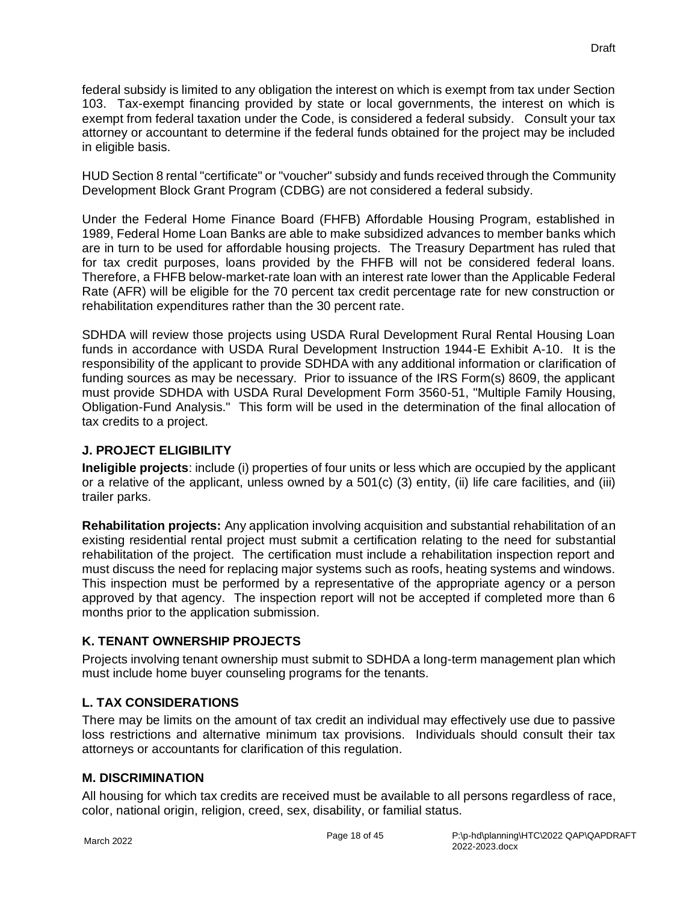federal subsidy is limited to any obligation the interest on which is exempt from tax under Section 103. Tax-exempt financing provided by state or local governments, the interest on which is exempt from federal taxation under the Code, is considered a federal subsidy. Consult your tax attorney or accountant to determine if the federal funds obtained for the project may be included in eligible basis.

HUD Section 8 rental "certificate" or "voucher" subsidy and funds received through the Community Development Block Grant Program (CDBG) are not considered a federal subsidy.

Under the Federal Home Finance Board (FHFB) Affordable Housing Program, established in 1989, Federal Home Loan Banks are able to make subsidized advances to member banks which are in turn to be used for affordable housing projects. The Treasury Department has ruled that for tax credit purposes, loans provided by the FHFB will not be considered federal loans. Therefore, a FHFB below-market-rate loan with an interest rate lower than the Applicable Federal Rate (AFR) will be eligible for the 70 percent tax credit percentage rate for new construction or rehabilitation expenditures rather than the 30 percent rate.

SDHDA will review those projects using USDA Rural Development Rural Rental Housing Loan funds in accordance with USDA Rural Development Instruction 1944-E Exhibit A-10. It is the responsibility of the applicant to provide SDHDA with any additional information or clarification of funding sources as may be necessary. Prior to issuance of the IRS Form(s) 8609, the applicant must provide SDHDA with USDA Rural Development Form 3560-51, "Multiple Family Housing, Obligation-Fund Analysis." This form will be used in the determination of the final allocation of tax credits to a project.

## J. PROJECT ELIGIBILITY

**Ineligible projects**: include (i) properties of four units or less which are occupied by the applicant or a relative of the applicant, unless owned by a 501(c) (3) entity, (ii) life care facilities, and (iii) trailer parks.

**Rehabilitation projects:** Any application involving acquisition and substantial rehabilitation of an existing residential rental project must submit a certification relating to the need for substantial rehabilitation of the project. The certification must include a rehabilitation inspection report and must discuss the need for replacing major systems such as roofs, heating systems and windows. This inspection must be performed by a representative of the appropriate agency or a person approved by that agency. The inspection report will not be accepted if completed more than 6 months prior to the application submission.

## K. TENANT OWNERSHIP PROJECTS

Projects involving tenant ownership must submit to SDHDA a long-term management plan which must include home buyer counseling programs for the tenants.

## L. TAX CONSIDERATIONS

There may be limits on the amount of tax credit an individual may effectively use due to passive loss restrictions and alternative minimum tax provisions. Individuals should consult their tax attorneys or accountants for clarification of this regulation.

## M. DISCRIMINATION

All housing for which tax credits are received must be available to all persons regardless of race, color, national origin, religion, creed, sex, disability, or familial status.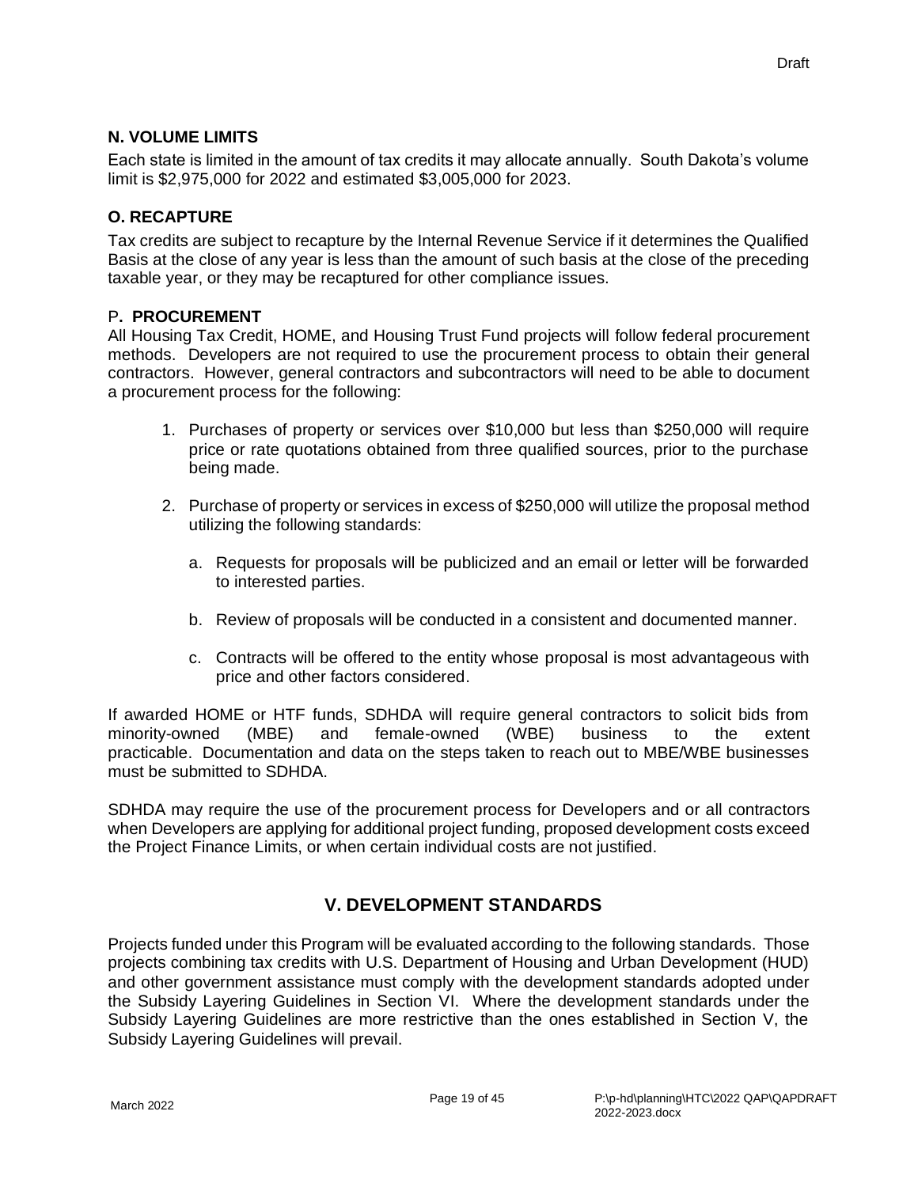**N. VOLUME LIMITS**

Each state is limited in the amount of tax credits it may allocate annually. South Dakota's volume limit is $2,975,000 for 2022 and estimated $3,005,000 for 2023.

**O. RECAPTURE**

Tax credits are subject to recapture by the Internal Revenue Service if it determines the Qualified Basis at the close of any year is less than the amount of such basis at the close of the preceding taxable year, or they may be recaptured for other compliance issues.

P**. PROCUREMENT**

All Housing Tax Credit, HOME, and Housing Trust Fund projects will follow federal procurement methods. Developers are not required to use the procurement process to obtain their general contractors. However, general contractors and subcontractors will need to be able to document a procurement process for the following:

1. Purchases of property or services over $10,000 but less than $250,000 will require price or rate quotations obtained from three qualified sources, prior to the purchase being made.

2. Purchase of property or services in excess of $250,000 will utilize the proposal method utilizing the following standards:

   a. Requests for proposals will be publicized and an email or letter will be forwarded to interested parties.

   b. Review of proposals will be conducted in a consistent and documented manner.

   c. Contracts will be offered to the entity whose proposal is most advantageous with price and other factors considered.

If awarded HOME or HTF funds, SDHDA will require general contractors to solicit bids from minority-owned (MBE) and female-owned (WBE) business to the extent practicable. Documentation and data on the steps taken to reach out to MBE/WBE businesses must be submitted to SDHDA.

SDHDA may require the use of the procurement process for Developers and or all contractors when Developers are applying for additional project funding, proposed development costs exceed the Project Finance Limits, or when certain individual costs are not justified.

## V. DEVELOPMENT STANDARDS

Projects funded under this Program will be evaluated according to the following standards. Those projects combining tax credits with U.S. Department of Housing and Urban Development (HUD) and other government assistance must comply with the development standards adopted under the Subsidy Layering Guidelines in Section VI. Where the development standards under the Subsidy Layering Guidelines are more restrictive than the ones established in Section V, the Subsidy Layering Guidelines will prevail.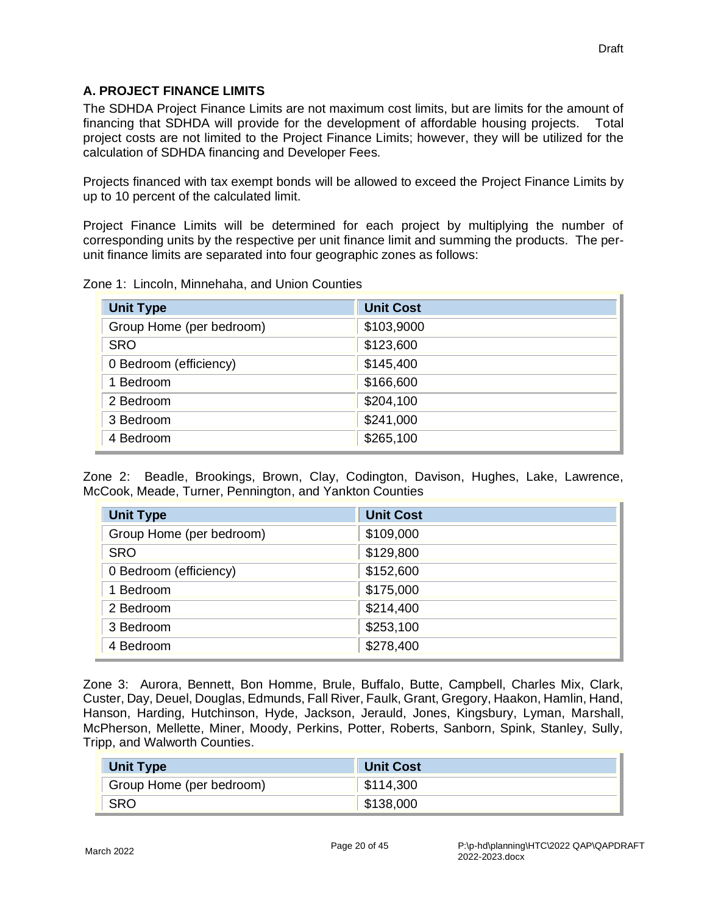## A. PROJECT FINANCE LIMITS

The SDHDA Project Finance Limits are not maximum cost limits, but are limits for the amount of financing that SDHDA will provide for the development of affordable housing projects. Total project costs are not limited to the Project Finance Limits; however, they will be utilized for the calculation of SDHDA financing and Developer Fees.

Projects financed with tax exempt bonds will be allowed to exceed the Project Finance Limits by up to 10 percent of the calculated limit.

Project Finance Limits will be determined for each project by multiplying the number of corresponding units by the respective per unit finance limit and summing the products. The per-unit finance limits are separated into four geographic zones as follows:

Zone 1: Lincoln, Minnehaha, and Union Counties

| Unit Type | Unit Cost |
|---|---|
| Group Home (per bedroom) | $103,9000 |
| SRO | $123,600 |
| 0 Bedroom (efficiency) | $145,400 |
| 1 Bedroom | $166,600 |
| 2 Bedroom | $204,100 |
| 3 Bedroom | $241,000 |
| 4 Bedroom | $265,100 |

Zone 2: Beadle, Brookings, Brown, Clay, Codington, Davison, Hughes, Lake, Lawrence, McCook, Meade, Turner, Pennington, and Yankton Counties

| Unit Type | Unit Cost |
|---|---|
| Group Home (per bedroom) | $109,000 |
| SRO | $129,800 |
| 0 Bedroom (efficiency) | $152,600 |
| 1 Bedroom | $175,000 |
| 2 Bedroom | $214,400 |
| 3 Bedroom | $253,100 |
| 4 Bedroom | $278,400 |

Zone 3: Aurora, Bennett, Bon Homme, Brule, Buffalo, Butte, Campbell, Charles Mix, Clark, Custer, Day, Deuel, Douglas, Edmunds, Fall River, Faulk, Grant, Gregory, Haakon, Hamlin, Hand, Hanson, Harding, Hutchinson, Hyde, Jackson, Jerauld, Jones, Kingsbury, Lyman, Marshall, McPherson, Mellette, Miner, Moody, Perkins, Potter, Roberts, Sanborn, Spink, Stanley, Sully, Tripp, and Walworth Counties.

| Unit Type | Unit Cost |
|---|---|
| Group Home (per bedroom) | $114,300 |
| SRO | $138,000 |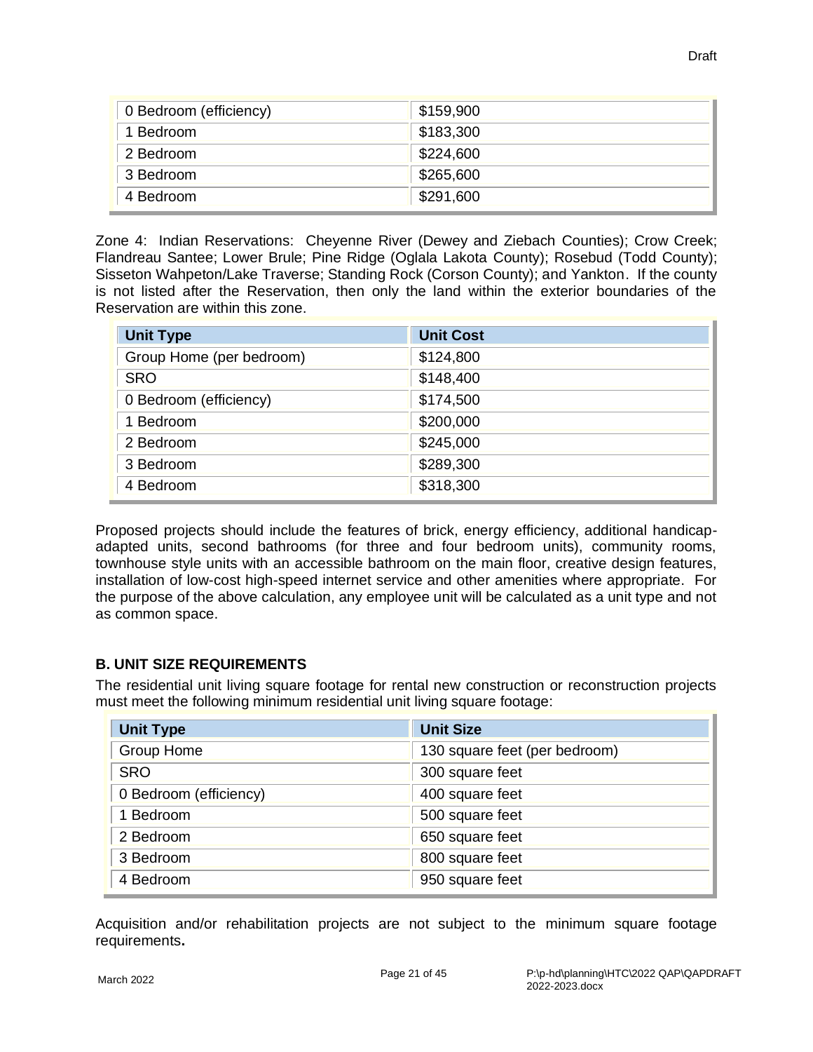| | |
|---|---|
| 0 Bedroom (efficiency) | $159,900 |
| 1 Bedroom | $183,300 |
| 2 Bedroom | $224,600 |
| 3 Bedroom | $265,600 |
| 4 Bedroom | $291,600 |

Zone 4: Indian Reservations: Cheyenne River (Dewey and Ziebach Counties); Crow Creek; Flandreau Santee; Lower Brule; Pine Ridge (Oglala Lakota County); Rosebud (Todd County); Sisseton Wahpeton/Lake Traverse; Standing Rock (Corson County); and Yankton. If the county is not listed after the Reservation, then only the land within the exterior boundaries of the Reservation are within this zone.

| Unit Type | Unit Cost |
|---|---|
| Group Home (per bedroom) | $124,800 |
| SRO | $148,400 |
| 0 Bedroom (efficiency) | $174,500 |
| 1 Bedroom | $200,000 |
| 2 Bedroom | $245,000 |
| 3 Bedroom | $289,300 |
| 4 Bedroom | $318,300 |

Proposed projects should include the features of brick, energy efficiency, additional handicap-adapted units, second bathrooms (for three and four bedroom units), community rooms, townhouse style units with an accessible bathroom on the main floor, creative design features, installation of low-cost high-speed internet service and other amenities where appropriate. For the purpose of the above calculation, any employee unit will be calculated as a unit type and not as common space.

**B. UNIT SIZE REQUIREMENTS**

The residential unit living square footage for rental new construction or reconstruction projects must meet the following minimum residential unit living square footage:

| Unit Type | Unit Size |
|---|---|
| Group Home | 130 square feet (per bedroom) |
| SRO | 300 square feet |
| 0 Bedroom (efficiency) | 400 square feet |
| 1 Bedroom | 500 square feet |
| 2 Bedroom | 650 square feet |
| 3 Bedroom | 800 square feet |
| 4 Bedroom | 950 square feet |

Acquisition and/or rehabilitation projects are not subject to the minimum square footage requirements**.**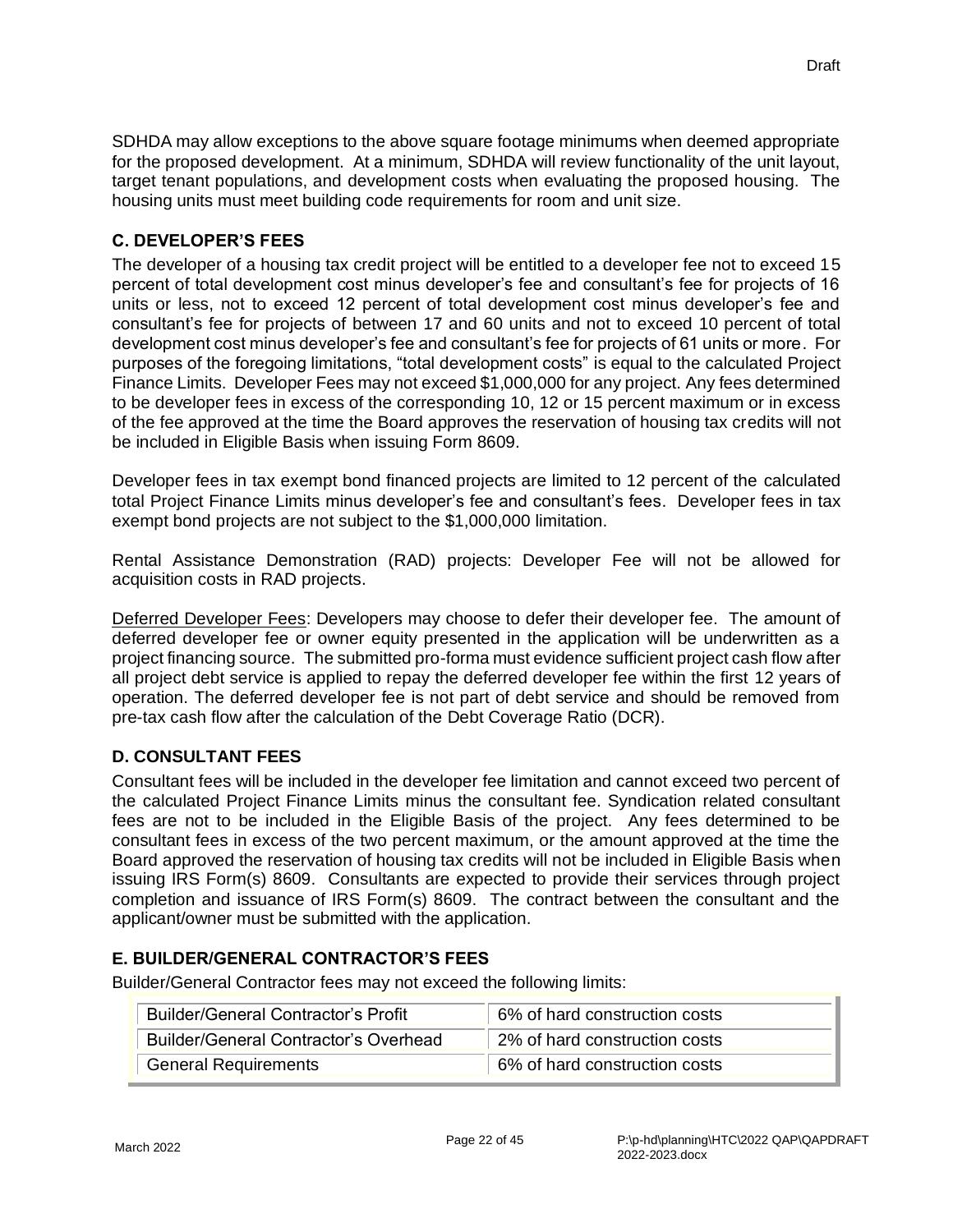SDHDA may allow exceptions to the above square footage minimums when deemed appropriate for the proposed development. At a minimum, SDHDA will review functionality of the unit layout, target tenant populations, and development costs when evaluating the proposed housing. The housing units must meet building code requirements for room and unit size.

### C. DEVELOPER'S FEES

The developer of a housing tax credit project will be entitled to a developer fee not to exceed 15 percent of total development cost minus developer's fee and consultant's fee for projects of 16 units or less, not to exceed 12 percent of total development cost minus developer's fee and consultant's fee for projects of between 17 and 60 units and not to exceed 10 percent of total development cost minus developer's fee and consultant's fee for projects of 61 units or more. For purposes of the foregoing limitations, "total development costs" is equal to the calculated Project Finance Limits. Developer Fees may not exceed $1,000,000 for any project. Any fees determined to be developer fees in excess of the corresponding 10, 12 or 15 percent maximum or in excess of the fee approved at the time the Board approves the reservation of housing tax credits will not be included in Eligible Basis when issuing Form 8609.

Developer fees in tax exempt bond financed projects are limited to 12 percent of the calculated total Project Finance Limits minus developer's fee and consultant's fees. Developer fees in tax exempt bond projects are not subject to the $1,000,000 limitation.

Rental Assistance Demonstration (RAD) projects: Developer Fee will not be allowed for acquisition costs in RAD projects.

Deferred Developer Fees: Developers may choose to defer their developer fee. The amount of deferred developer fee or owner equity presented in the application will be underwritten as a project financing source. The submitted pro-forma must evidence sufficient project cash flow after all project debt service is applied to repay the deferred developer fee within the first 12 years of operation. The deferred developer fee is not part of debt service and should be removed from pre-tax cash flow after the calculation of the Debt Coverage Ratio (DCR).

### D. CONSULTANT FEES

Consultant fees will be included in the developer fee limitation and cannot exceed two percent of the calculated Project Finance Limits minus the consultant fee. Syndication related consultant fees are not to be included in the Eligible Basis of the project. Any fees determined to be consultant fees in excess of the two percent maximum, or the amount approved at the time the Board approved the reservation of housing tax credits will not be included in Eligible Basis when issuing IRS Form(s) 8609. Consultants are expected to provide their services through project completion and issuance of IRS Form(s) 8609. The contract between the consultant and the applicant/owner must be submitted with the application.

### E. BUILDER/GENERAL CONTRACTOR'S FEES

Builder/General Contractor fees may not exceed the following limits:

| | |
|---|---|
| Builder/General Contractor's Profit | 6% of hard construction costs |
| Builder/General Contractor's Overhead | 2% of hard construction costs |
| General Requirements | 6% of hard construction costs |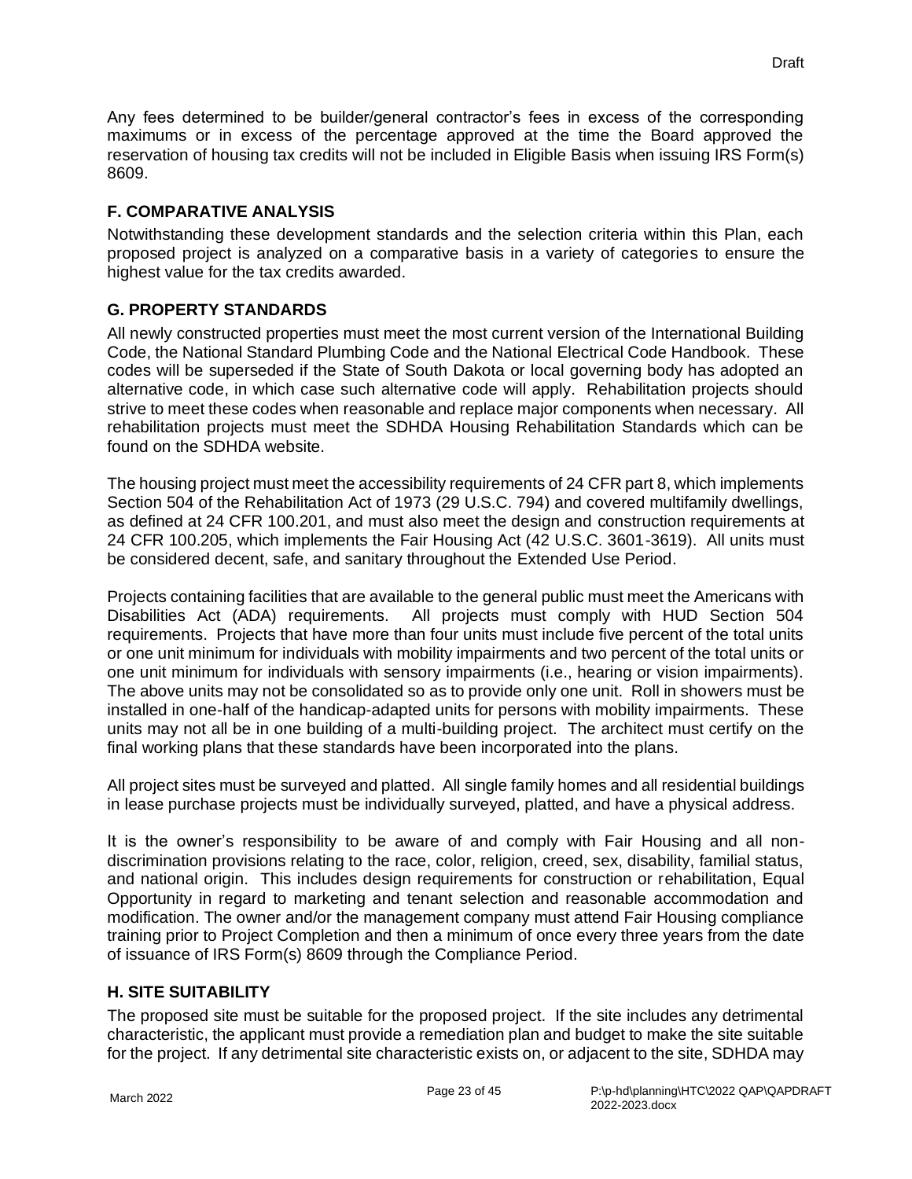Any fees determined to be builder/general contractor's fees in excess of the corresponding maximums or in excess of the percentage approved at the time the Board approved the reservation of housing tax credits will not be included in Eligible Basis when issuing IRS Form(s) 8609.

## F. COMPARATIVE ANALYSIS

Notwithstanding these development standards and the selection criteria within this Plan, each proposed project is analyzed on a comparative basis in a variety of categories to ensure the highest value for the tax credits awarded.

## G. PROPERTY STANDARDS

All newly constructed properties must meet the most current version of the International Building Code, the National Standard Plumbing Code and the National Electrical Code Handbook. These codes will be superseded if the State of South Dakota or local governing body has adopted an alternative code, in which case such alternative code will apply. Rehabilitation projects should strive to meet these codes when reasonable and replace major components when necessary. All rehabilitation projects must meet the SDHDA Housing Rehabilitation Standards which can be found on the SDHDA website.

The housing project must meet the accessibility requirements of 24 CFR part 8, which implements Section 504 of the Rehabilitation Act of 1973 (29 U.S.C. 794) and covered multifamily dwellings, as defined at 24 CFR 100.201, and must also meet the design and construction requirements at 24 CFR 100.205, which implements the Fair Housing Act (42 U.S.C. 3601-3619). All units must be considered decent, safe, and sanitary throughout the Extended Use Period.

Projects containing facilities that are available to the general public must meet the Americans with Disabilities Act (ADA) requirements. All projects must comply with HUD Section 504 requirements. Projects that have more than four units must include five percent of the total units or one unit minimum for individuals with mobility impairments and two percent of the total units or one unit minimum for individuals with sensory impairments (i.e., hearing or vision impairments). The above units may not be consolidated so as to provide only one unit. Roll in showers must be installed in one-half of the handicap-adapted units for persons with mobility impairments. These units may not all be in one building of a multi-building project. The architect must certify on the final working plans that these standards have been incorporated into the plans.

All project sites must be surveyed and platted. All single family homes and all residential buildings in lease purchase projects must be individually surveyed, platted, and have a physical address.

It is the owner's responsibility to be aware of and comply with Fair Housing and all non-discrimination provisions relating to the race, color, religion, creed, sex, disability, familial status, and national origin. This includes design requirements for construction or rehabilitation, Equal Opportunity in regard to marketing and tenant selection and reasonable accommodation and modification. The owner and/or the management company must attend Fair Housing compliance training prior to Project Completion and then a minimum of once every three years from the date of issuance of IRS Form(s) 8609 through the Compliance Period.

## H. SITE SUITABILITY

The proposed site must be suitable for the proposed project. If the site includes any detrimental characteristic, the applicant must provide a remediation plan and budget to make the site suitable for the project. If any detrimental site characteristic exists on, or adjacent to the site, SDHDA may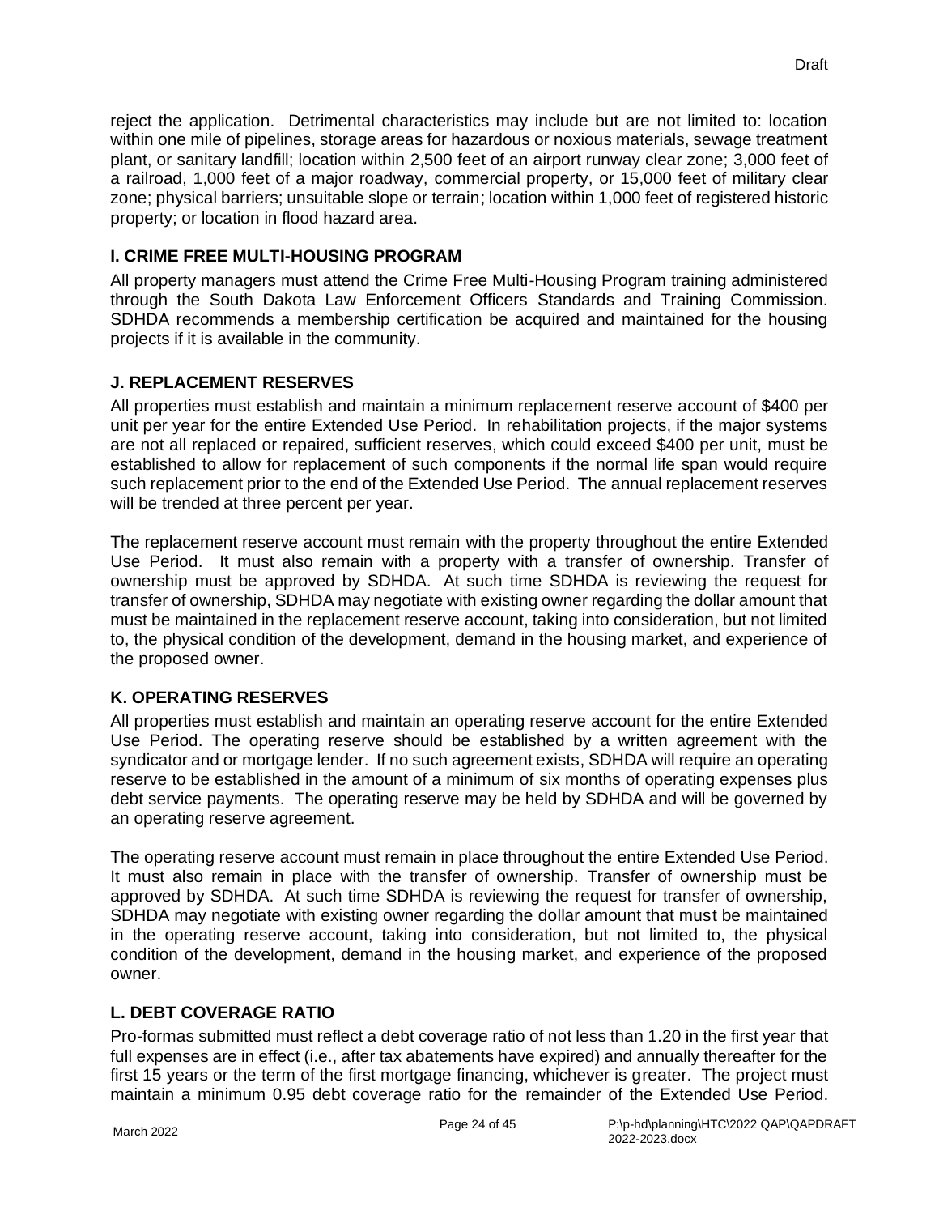reject the application. Detrimental characteristics may include but are not limited to: location within one mile of pipelines, storage areas for hazardous or noxious materials, sewage treatment plant, or sanitary landfill; location within 2,500 feet of an airport runway clear zone; 3,000 feet of a railroad, 1,000 feet of a major roadway, commercial property, or 15,000 feet of military clear zone; physical barriers; unsuitable slope or terrain; location within 1,000 feet of registered historic property; or location in flood hazard area.

### I. CRIME FREE MULTI-HOUSING PROGRAM

All property managers must attend the Crime Free Multi-Housing Program training administered through the South Dakota Law Enforcement Officers Standards and Training Commission. SDHDA recommends a membership certification be acquired and maintained for the housing projects if it is available in the community.

### J. REPLACEMENT RESERVES

All properties must establish and maintain a minimum replacement reserve account of $400 per unit per year for the entire Extended Use Period. In rehabilitation projects, if the major systems are not all replaced or repaired, sufficient reserves, which could exceed $400 per unit, must be established to allow for replacement of such components if the normal life span would require such replacement prior to the end of the Extended Use Period. The annual replacement reserves will be trended at three percent per year.

The replacement reserve account must remain with the property throughout the entire Extended Use Period. It must also remain with a property with a transfer of ownership. Transfer of ownership must be approved by SDHDA. At such time SDHDA is reviewing the request for transfer of ownership, SDHDA may negotiate with existing owner regarding the dollar amount that must be maintained in the replacement reserve account, taking into consideration, but not limited to, the physical condition of the development, demand in the housing market, and experience of the proposed owner.

### K. OPERATING RESERVES

All properties must establish and maintain an operating reserve account for the entire Extended Use Period. The operating reserve should be established by a written agreement with the syndicator and or mortgage lender. If no such agreement exists, SDHDA will require an operating reserve to be established in the amount of a minimum of six months of operating expenses plus debt service payments. The operating reserve may be held by SDHDA and will be governed by an operating reserve agreement.

The operating reserve account must remain in place throughout the entire Extended Use Period. It must also remain in place with the transfer of ownership. Transfer of ownership must be approved by SDHDA. At such time SDHDA is reviewing the request for transfer of ownership, SDHDA may negotiate with existing owner regarding the dollar amount that must be maintained in the operating reserve account, taking into consideration, but not limited to, the physical condition of the development, demand in the housing market, and experience of the proposed owner.

### L. DEBT COVERAGE RATIO

Pro-formas submitted must reflect a debt coverage ratio of not less than 1.20 in the first year that full expenses are in effect (i.e., after tax abatements have expired) and annually thereafter for the first 15 years or the term of the first mortgage financing, whichever is greater. The project must maintain a minimum 0.95 debt coverage ratio for the remainder of the Extended Use Period.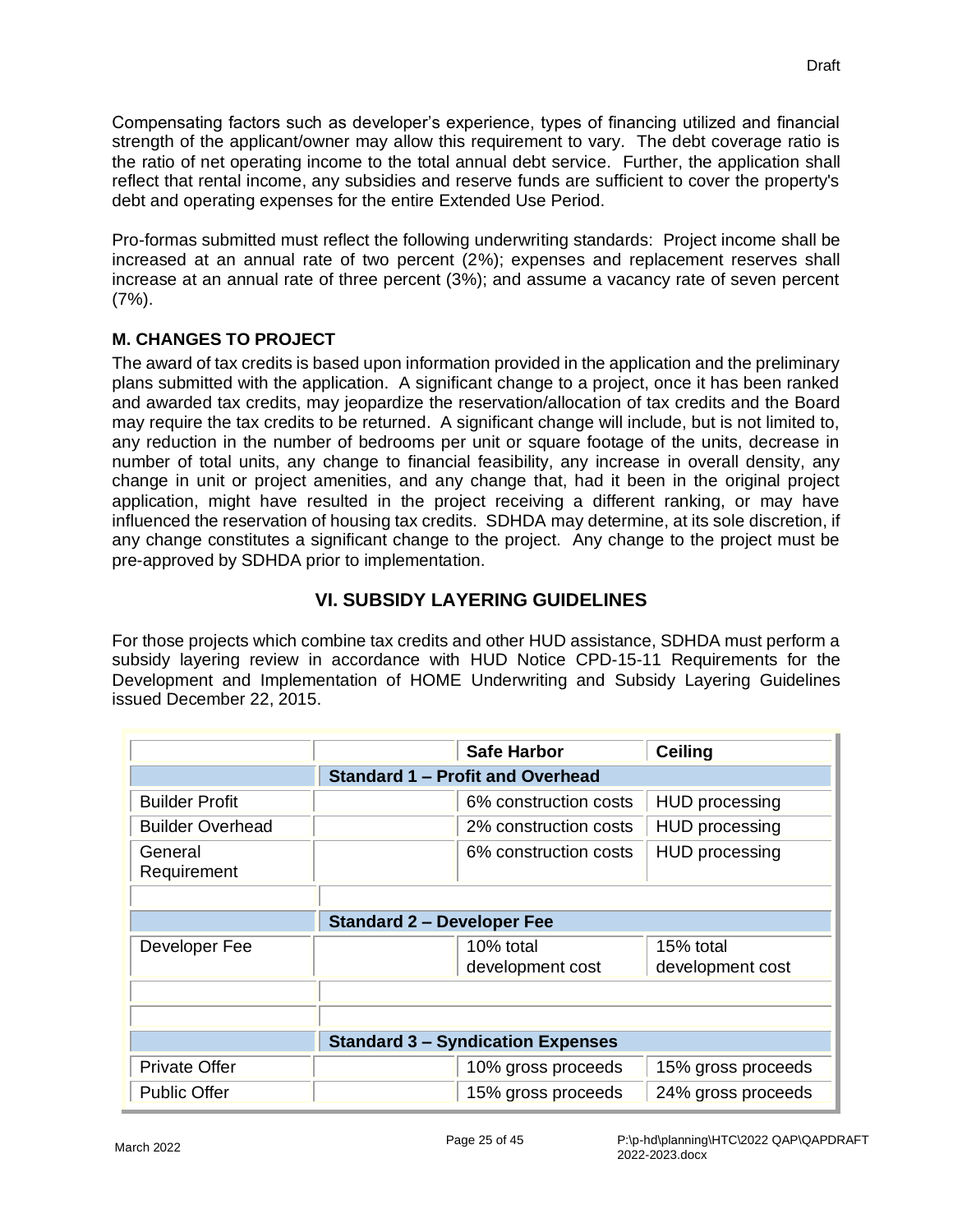Compensating factors such as developer's experience, types of financing utilized and financial strength of the applicant/owner may allow this requirement to vary. The debt coverage ratio is the ratio of net operating income to the total annual debt service. Further, the application shall reflect that rental income, any subsidies and reserve funds are sufficient to cover the property's debt and operating expenses for the entire Extended Use Period.

Pro-formas submitted must reflect the following underwriting standards: Project income shall be increased at an annual rate of two percent (2%); expenses and replacement reserves shall increase at an annual rate of three percent (3%); and assume a vacancy rate of seven percent (7%).

### M. CHANGES TO PROJECT

The award of tax credits is based upon information provided in the application and the preliminary plans submitted with the application. A significant change to a project, once it has been ranked and awarded tax credits, may jeopardize the reservation/allocation of tax credits and the Board may require the tax credits to be returned. A significant change will include, but is not limited to, any reduction in the number of bedrooms per unit or square footage of the units, decrease in number of total units, any change to financial feasibility, any increase in overall density, any change in unit or project amenities, and any change that, had it been in the original project application, might have resulted in the project receiving a different ranking, or may have influenced the reservation of housing tax credits. SDHDA may determine, at its sole discretion, if any change constitutes a significant change to the project. Any change to the project must be pre-approved by SDHDA prior to implementation.

## VI. SUBSIDY LAYERING GUIDELINES

For those projects which combine tax credits and other HUD assistance, SDHDA must perform a subsidy layering review in accordance with HUD Notice CPD-15-11 Requirements for the Development and Implementation of HOME Underwriting and Subsidy Layering Guidelines issued December 22, 2015.

| | | **Safe Harbor** | **Ceiling** |
|---|---|---|---|
| | **Standard 1 – Profit and Overhead** | | |
| Builder Profit | | 6% construction costs | HUD processing |
| Builder Overhead | | 2% construction costs | HUD processing |
| General Requirement | | 6% construction costs | HUD processing |
| | | | |
| | **Standard 2 – Developer Fee** | | |
| Developer Fee | | 10% total development cost | 15% total development cost |
| | | | |
| | | | |
| | **Standard 3 – Syndication Expenses** | | |
| Private Offer | | 10% gross proceeds | 15% gross proceeds |
| Public Offer | | 15% gross proceeds | 24% gross proceeds |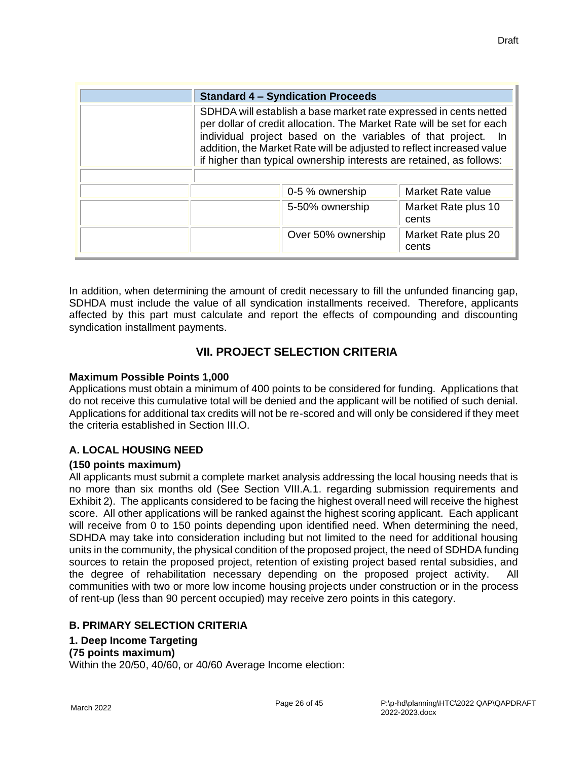| Standard 4 – Syndication Proceeds | | |
|---|---|---|
| SDHDA will establish a base market rate expressed in cents netted per dollar of credit allocation. The Market Rate will be set for each individual project based on the variables of that project. In addition, the Market Rate will be adjusted to reflect increased value if higher than typical ownership interests are retained, as follows: | | |
| | 0-5 % ownership | Market Rate value |
| | 5-50% ownership | Market Rate plus 10 cents |
| | Over 50% ownership | Market Rate plus 20 cents |

In addition, when determining the amount of credit necessary to fill the unfunded financing gap, SDHDA must include the value of all syndication installments received. Therefore, applicants affected by this part must calculate and report the effects of compounding and discounting syndication installment payments.

## VII. PROJECT SELECTION CRITERIA

**Maximum Possible Points 1,000**

Applications must obtain a minimum of 400 points to be considered for funding. Applications that do not receive this cumulative total will be denied and the applicant will be notified of such denial. Applications for additional tax credits will not be re-scored and will only be considered if they meet the criteria established in Section III.O.

### A. LOCAL HOUSING NEED

**(150 points maximum)**

All applicants must submit a complete market analysis addressing the local housing needs that is no more than six months old (See Section VIII.A.1. regarding submission requirements and Exhibit 2). The applicants considered to be facing the highest overall need will receive the highest score. All other applications will be ranked against the highest scoring applicant. Each applicant will receive from 0 to 150 points depending upon identified need. When determining the need, SDHDA may take into consideration including but not limited to the need for additional housing units in the community, the physical condition of the proposed project, the need of SDHDA funding sources to retain the proposed project, retention of existing project based rental subsidies, and the degree of rehabilitation necessary depending on the proposed project activity. All communities with two or more low income housing projects under construction or in the process of rent-up (less than 90 percent occupied) may receive zero points in this category.

### B. PRIMARY SELECTION CRITERIA

**1. Deep Income Targeting**

**(75 points maximum)**

Within the 20/50, 40/60, or 40/60 Average Income election: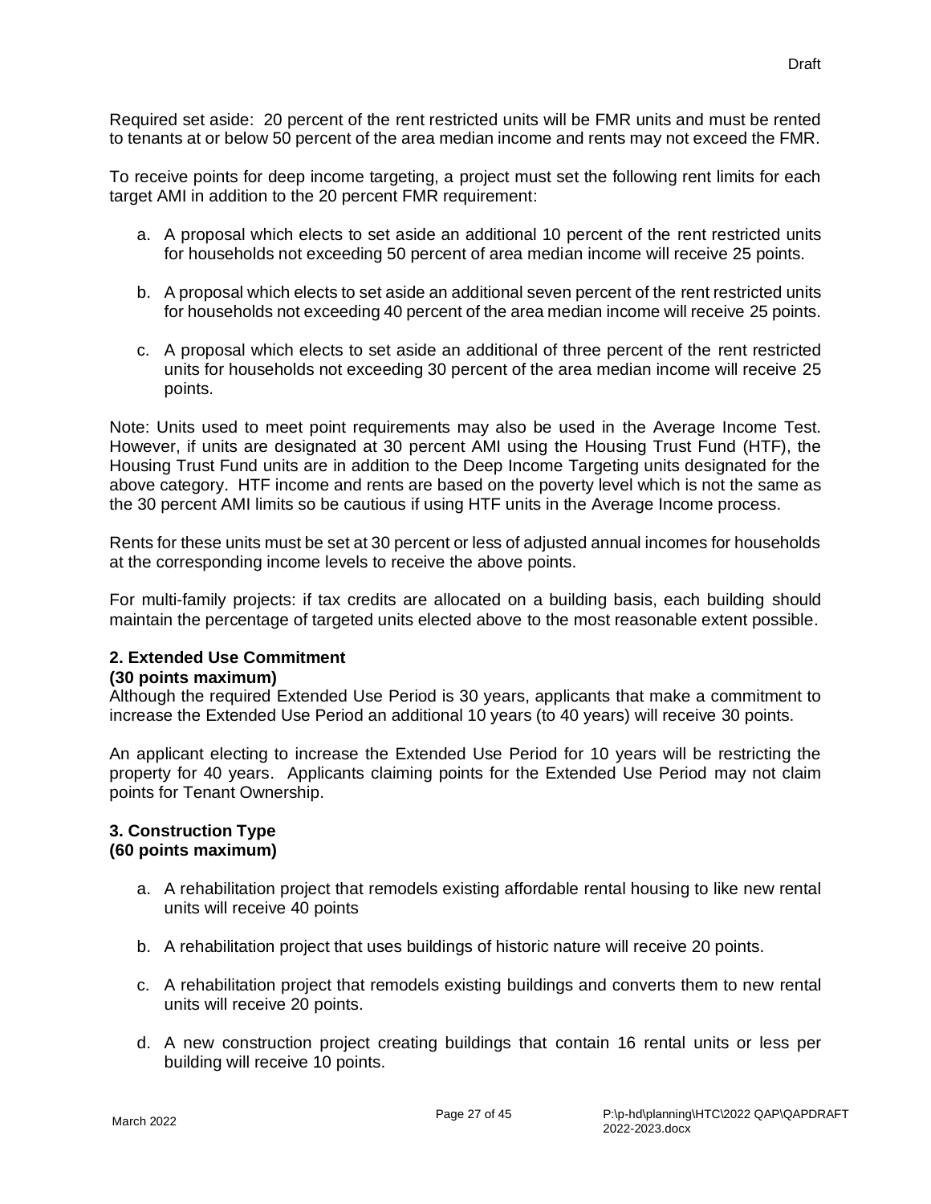Required set aside: 20 percent of the rent restricted units will be FMR units and must be rented to tenants at or below 50 percent of the area median income and rents may not exceed the FMR.

To receive points for deep income targeting, a project must set the following rent limits for each target AMI in addition to the 20 percent FMR requirement:

a. A proposal which elects to set aside an additional 10 percent of the rent restricted units for households not exceeding 50 percent of area median income will receive 25 points.

b. A proposal which elects to set aside an additional seven percent of the rent restricted units for households not exceeding 40 percent of the area median income will receive 25 points.

c. A proposal which elects to set aside an additional of three percent of the rent restricted units for households not exceeding 30 percent of the area median income will receive 25 points.

Note: Units used to meet point requirements may also be used in the Average Income Test. However, if units are designated at 30 percent AMI using the Housing Trust Fund (HTF), the Housing Trust Fund units are in addition to the Deep Income Targeting units designated for the above category. HTF income and rents are based on the poverty level which is not the same as the 30 percent AMI limits so be cautious if using HTF units in the Average Income process.

Rents for these units must be set at 30 percent or less of adjusted annual incomes for households at the corresponding income levels to receive the above points.

For multi-family projects: if tax credits are allocated on a building basis, each building should maintain the percentage of targeted units elected above to the most reasonable extent possible.

**2. Extended Use Commitment**
**(30 points maximum)**

Although the required Extended Use Period is 30 years, applicants that make a commitment to increase the Extended Use Period an additional 10 years (to 40 years) will receive 30 points.

An applicant electing to increase the Extended Use Period for 10 years will be restricting the property for 40 years. Applicants claiming points for the Extended Use Period may not claim points for Tenant Ownership.

**3. Construction Type**
**(60 points maximum)**

a. A rehabilitation project that remodels existing affordable rental housing to like new rental units will receive 40 points

b. A rehabilitation project that uses buildings of historic nature will receive 20 points.

c. A rehabilitation project that remodels existing buildings and converts them to new rental units will receive 20 points.

d. A new construction project creating buildings that contain 16 rental units or less per building will receive 10 points.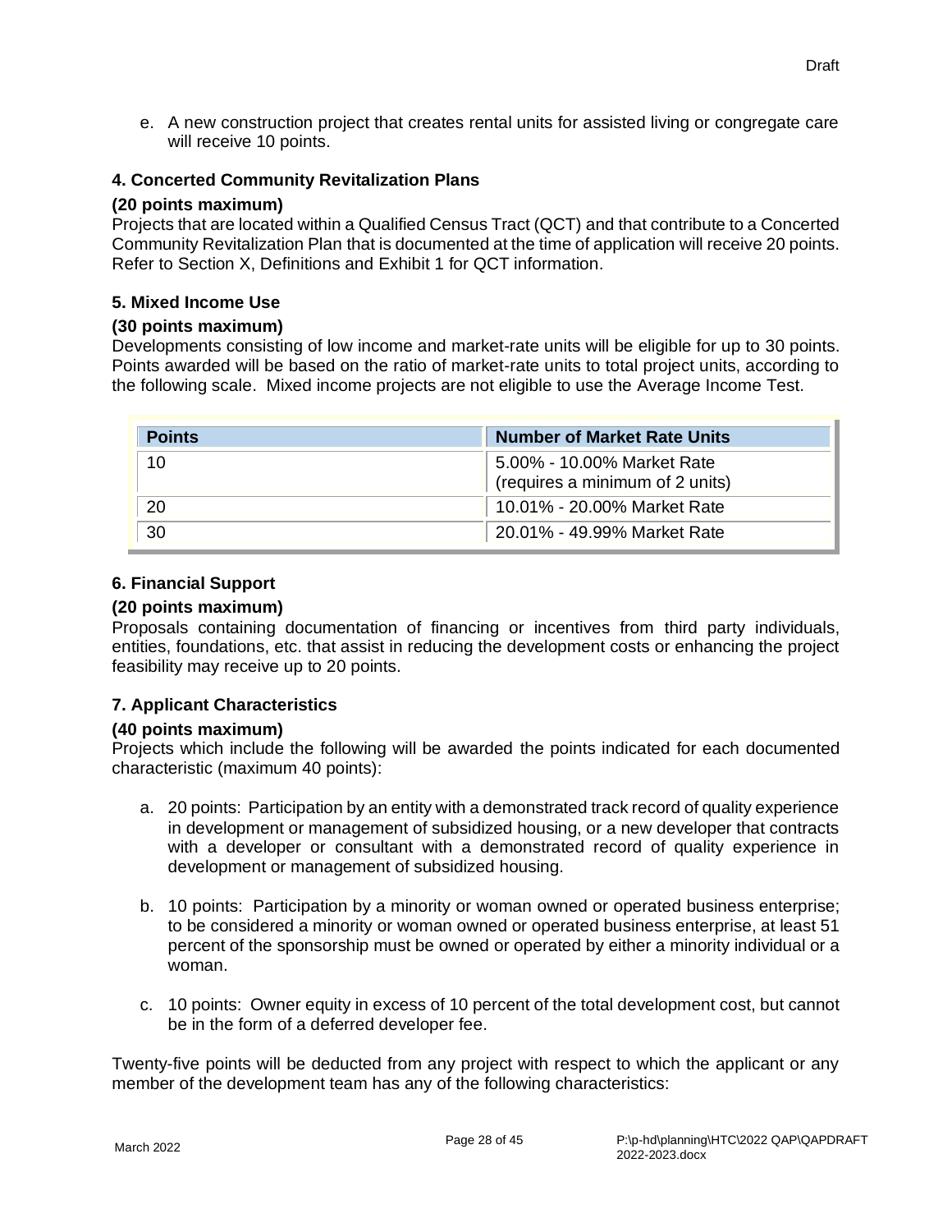e. A new construction project that creates rental units for assisted living or congregate care will receive 10 points.

### 4. Concerted Community Revitalization Plans

**(20 points maximum)**

Projects that are located within a Qualified Census Tract (QCT) and that contribute to a Concerted Community Revitalization Plan that is documented at the time of application will receive 20 points. Refer to Section X, Definitions and Exhibit 1 for QCT information.

### 5. Mixed Income Use

**(30 points maximum)**

Developments consisting of low income and market-rate units will be eligible for up to 30 points. Points awarded will be based on the ratio of market-rate units to total project units, according to the following scale. Mixed income projects are not eligible to use the Average Income Test.

| Points | Number of Market Rate Units |
|---|---|
| 10 | 5.00% - 10.00% Market Rate (requires a minimum of 2 units) |
| 20 | 10.01% - 20.00% Market Rate |
| 30 | 20.01% - 49.99% Market Rate |

### 6. Financial Support

**(20 points maximum)**

Proposals containing documentation of financing or incentives from third party individuals, entities, foundations, etc. that assist in reducing the development costs or enhancing the project feasibility may receive up to 20 points.

### 7. Applicant Characteristics

**(40 points maximum)**

Projects which include the following will be awarded the points indicated for each documented characteristic (maximum 40 points):

a. 20 points: Participation by an entity with a demonstrated track record of quality experience in development or management of subsidized housing, or a new developer that contracts with a developer or consultant with a demonstrated record of quality experience in development or management of subsidized housing.

b. 10 points: Participation by a minority or woman owned or operated business enterprise; to be considered a minority or woman owned or operated business enterprise, at least 51 percent of the sponsorship must be owned or operated by either a minority individual or a woman.

c. 10 points: Owner equity in excess of 10 percent of the total development cost, but cannot be in the form of a deferred developer fee.

Twenty-five points will be deducted from any project with respect to which the applicant or any member of the development team has any of the following characteristics: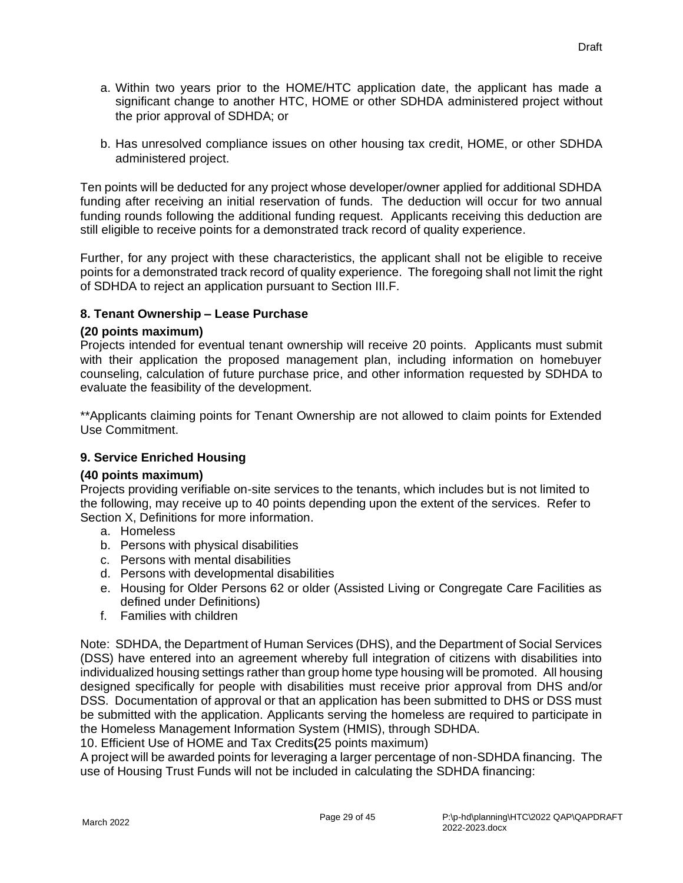a. Within two years prior to the HOME/HTC application date, the applicant has made a significant change to another HTC, HOME or other SDHDA administered project without the prior approval of SDHDA; or

b. Has unresolved compliance issues on other housing tax credit, HOME, or other SDHDA administered project.

Ten points will be deducted for any project whose developer/owner applied for additional SDHDA funding after receiving an initial reservation of funds. The deduction will occur for two annual funding rounds following the additional funding request. Applicants receiving this deduction are still eligible to receive points for a demonstrated track record of quality experience.

Further, for any project with these characteristics, the applicant shall not be eligible to receive points for a demonstrated track record of quality experience. The foregoing shall not limit the right of SDHDA to reject an application pursuant to Section III.F.

### 8. Tenant Ownership – Lease Purchase

**(20 points maximum)**

Projects intended for eventual tenant ownership will receive 20 points. Applicants must submit with their application the proposed management plan, including information on homebuyer counseling, calculation of future purchase price, and other information requested by SDHDA to evaluate the feasibility of the development.

**Applicants claiming points for Tenant Ownership are not allowed to claim points for Extended Use Commitment.

### 9. Service Enriched Housing

**(40 points maximum)**

Projects providing verifiable on-site services to the tenants, which includes but is not limited to the following, may receive up to 40 points depending upon the extent of the services. Refer to Section X, Definitions for more information.

a. Homeless
b. Persons with physical disabilities
c. Persons with mental disabilities
d. Persons with developmental disabilities
e. Housing for Older Persons 62 or older (Assisted Living or Congregate Care Facilities as defined under Definitions)
f. Families with children

Note: SDHDA, the Department of Human Services (DHS), and the Department of Social Services (DSS) have entered into an agreement whereby full integration of citizens with disabilities into individualized housing settings rather than group home type housing will be promoted. All housing designed specifically for people with disabilities must receive prior approval from DHS and/or DSS. Documentation of approval or that an application has been submitted to DHS or DSS must be submitted with the application. Applicants serving the homeless are required to participate in the Homeless Management Information System (HMIS), through SDHDA.

10. Efficient Use of HOME and Tax Credits**(**25 points maximum)

A project will be awarded points for leveraging a larger percentage of non-SDHDA financing. The use of Housing Trust Funds will not be included in calculating the SDHDA financing: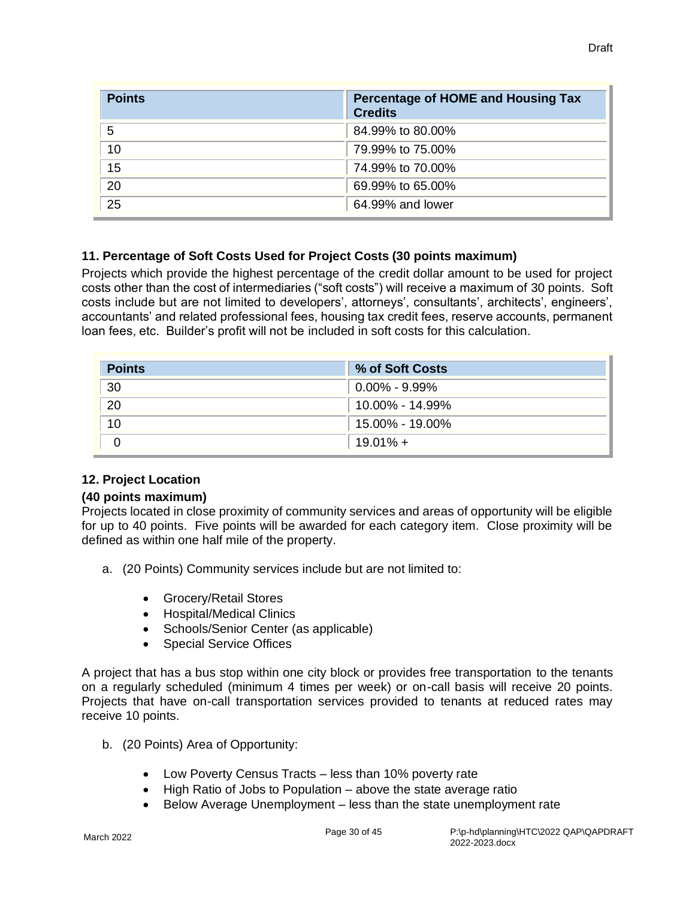| Points | Percentage of HOME and Housing Tax Credits |
|---|---|
| 5 | 84.99% to 80.00% |
| 10 | 79.99% to 75.00% |
| 15 | 74.99% to 70.00% |
| 20 | 69.99% to 65.00% |
| 25 | 64.99% and lower |

### 11. Percentage of Soft Costs Used for Project Costs (30 points maximum)

Projects which provide the highest percentage of the credit dollar amount to be used for project costs other than the cost of intermediaries ("soft costs") will receive a maximum of 30 points. Soft costs include but are not limited to developers', attorneys', consultants', architects', engineers', accountants' and related professional fees, housing tax credit fees, reserve accounts, permanent loan fees, etc. Builder's profit will not be included in soft costs for this calculation.

| Points | % of Soft Costs |
|---|---|
| 30 | 0.00% - 9.99% |
| 20 | 10.00% - 14.99% |
| 10 | 15.00% - 19.00% |
| 0 | 19.01% + |

### 12. Project Location

**(40 points maximum)**

Projects located in close proximity of community services and areas of opportunity will be eligible for up to 40 points. Five points will be awarded for each category item. Close proximity will be defined as within one half mile of the property.

a. (20 Points) Community services include but are not limited to:

- Grocery/Retail Stores
- Hospital/Medical Clinics
- Schools/Senior Center (as applicable)
- Special Service Offices

A project that has a bus stop within one city block or provides free transportation to the tenants on a regularly scheduled (minimum 4 times per week) or on-call basis will receive 20 points. Projects that have on-call transportation services provided to tenants at reduced rates may receive 10 points.

b. (20 Points) Area of Opportunity:

- Low Poverty Census Tracts – less than 10% poverty rate
- High Ratio of Jobs to Population – above the state average ratio
- Below Average Unemployment – less than the state unemployment rate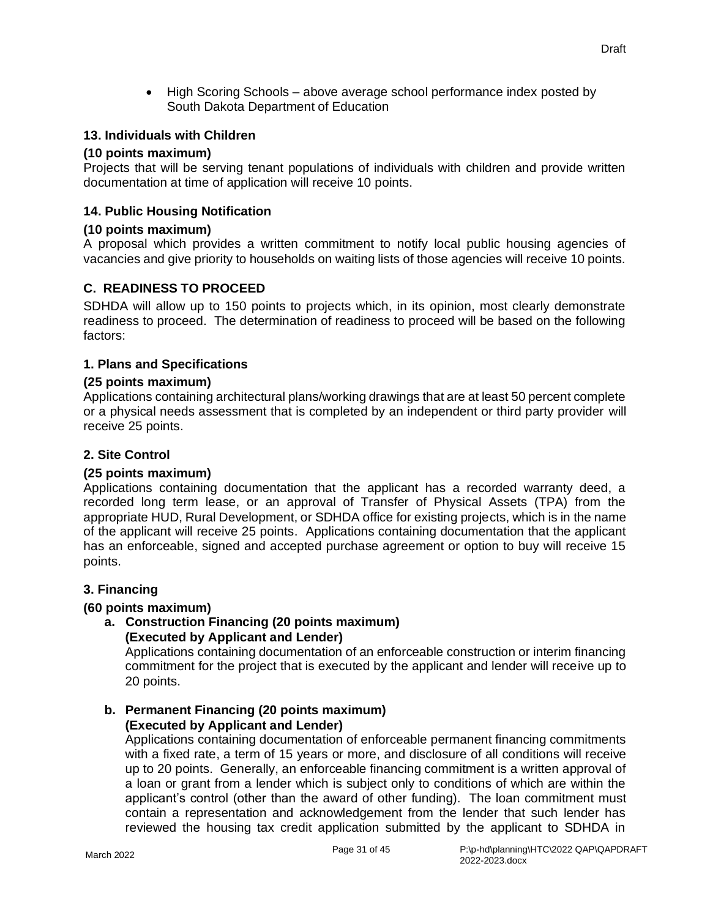- High Scoring Schools – above average school performance index posted by South Dakota Department of Education

### 13. Individuals with Children

**(10 points maximum)**

Projects that will be serving tenant populations of individuals with children and provide written documentation at time of application will receive 10 points.

### 14. Public Housing Notification

**(10 points maximum)**

A proposal which provides a written commitment to notify local public housing agencies of vacancies and give priority to households on waiting lists of those agencies will receive 10 points.

## C. READINESS TO PROCEED

SDHDA will allow up to 150 points to projects which, in its opinion, most clearly demonstrate readiness to proceed. The determination of readiness to proceed will be based on the following factors:

### 1. Plans and Specifications

**(25 points maximum)**

Applications containing architectural plans/working drawings that are at least 50 percent complete or a physical needs assessment that is completed by an independent or third party provider will receive 25 points.

### 2. Site Control

**(25 points maximum)**

Applications containing documentation that the applicant has a recorded warranty deed, a recorded long term lease, or an approval of Transfer of Physical Assets (TPA) from the appropriate HUD, Rural Development, or SDHDA office for existing projects, which is in the name of the applicant will receive 25 points. Applications containing documentation that the applicant has an enforceable, signed and accepted purchase agreement or option to buy will receive 15 points.

### 3. Financing

**(60 points maximum)**

a. **Construction Financing (20 points maximum)**
   **(Executed by Applicant and Lender)**
   Applications containing documentation of an enforceable construction or interim financing commitment for the project that is executed by the applicant and lender will receive up to 20 points.

b. **Permanent Financing (20 points maximum)**
   **(Executed by Applicant and Lender)**
   Applications containing documentation of enforceable permanent financing commitments with a fixed rate, a term of 15 years or more, and disclosure of all conditions will receive up to 20 points. Generally, an enforceable financing commitment is a written approval of a loan or grant from a lender which is subject only to conditions of which are within the applicant's control (other than the award of other funding). The loan commitment must contain a representation and acknowledgement from the lender that such lender has reviewed the housing tax credit application submitted by the applicant to SDHDA in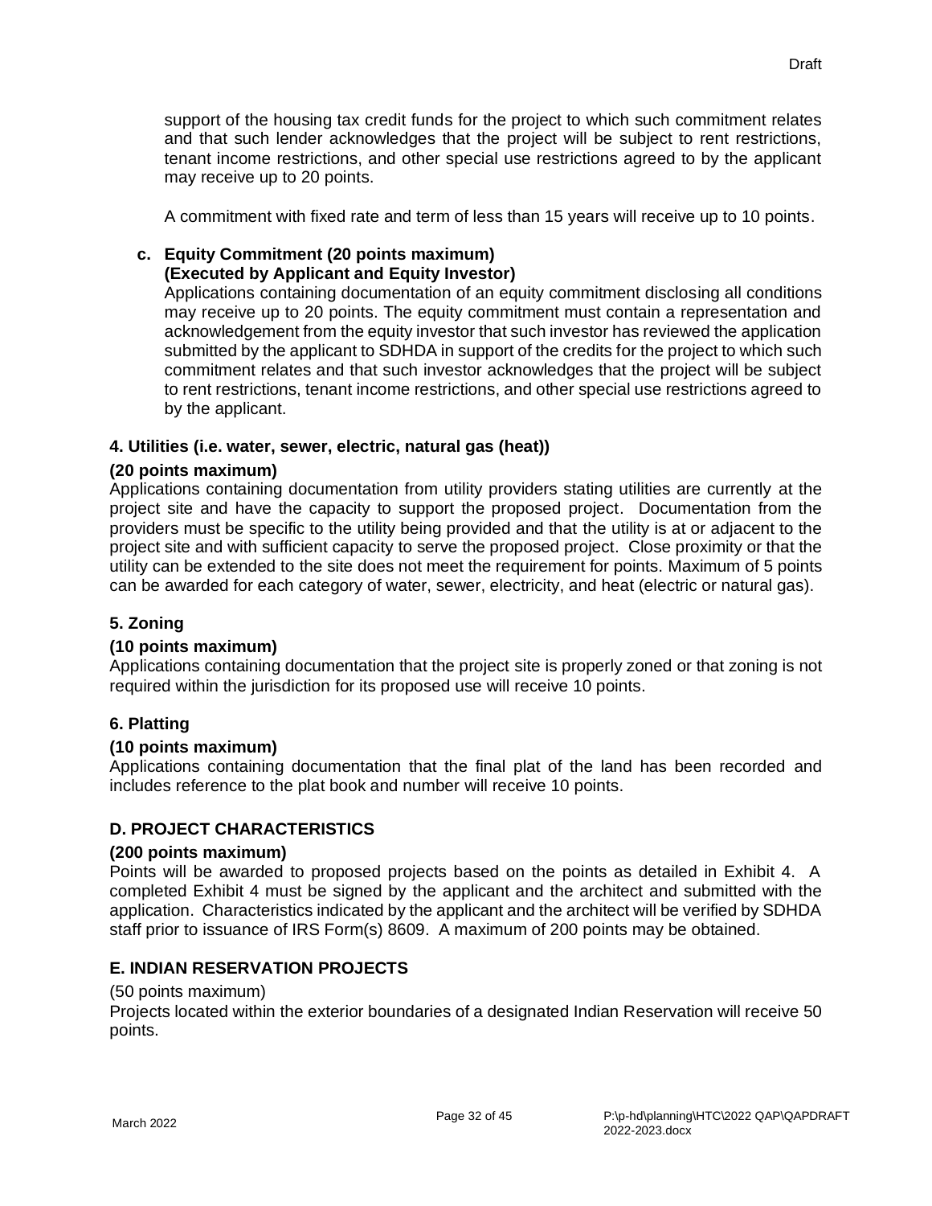support of the housing tax credit funds for the project to which such commitment relates and that such lender acknowledges that the project will be subject to rent restrictions, tenant income restrictions, and other special use restrictions agreed to by the applicant may receive up to 20 points.

A commitment with fixed rate and term of less than 15 years will receive up to 10 points.

**c. Equity Commitment (20 points maximum)**
**(Executed by Applicant and Equity Investor)**
Applications containing documentation of an equity commitment disclosing all conditions may receive up to 20 points. The equity commitment must contain a representation and acknowledgement from the equity investor that such investor has reviewed the application submitted by the applicant to SDHDA in support of the credits for the project to which such commitment relates and that such investor acknowledges that the project will be subject to rent restrictions, tenant income restrictions, and other special use restrictions agreed to by the applicant.

### 4. Utilities (i.e. water, sewer, electric, natural gas (heat))

**(20 points maximum)**
Applications containing documentation from utility providers stating utilities are currently at the project site and have the capacity to support the proposed project. Documentation from the providers must be specific to the utility being provided and that the utility is at or adjacent to the project site and with sufficient capacity to serve the proposed project. Close proximity or that the utility can be extended to the site does not meet the requirement for points. Maximum of 5 points can be awarded for each category of water, sewer, electricity, and heat (electric or natural gas).

### 5. Zoning

**(10 points maximum)**
Applications containing documentation that the project site is properly zoned or that zoning is not required within the jurisdiction for its proposed use will receive 10 points.

### 6. Platting

**(10 points maximum)**
Applications containing documentation that the final plat of the land has been recorded and includes reference to the plat book and number will receive 10 points.

## D. PROJECT CHARACTERISTICS

**(200 points maximum)**
Points will be awarded to proposed projects based on the points as detailed in Exhibit 4. A completed Exhibit 4 must be signed by the applicant and the architect and submitted with the application. Characteristics indicated by the applicant and the architect will be verified by SDHDA staff prior to issuance of IRS Form(s) 8609. A maximum of 200 points may be obtained.

## E. INDIAN RESERVATION PROJECTS

(50 points maximum)
Projects located within the exterior boundaries of a designated Indian Reservation will receive 50 points.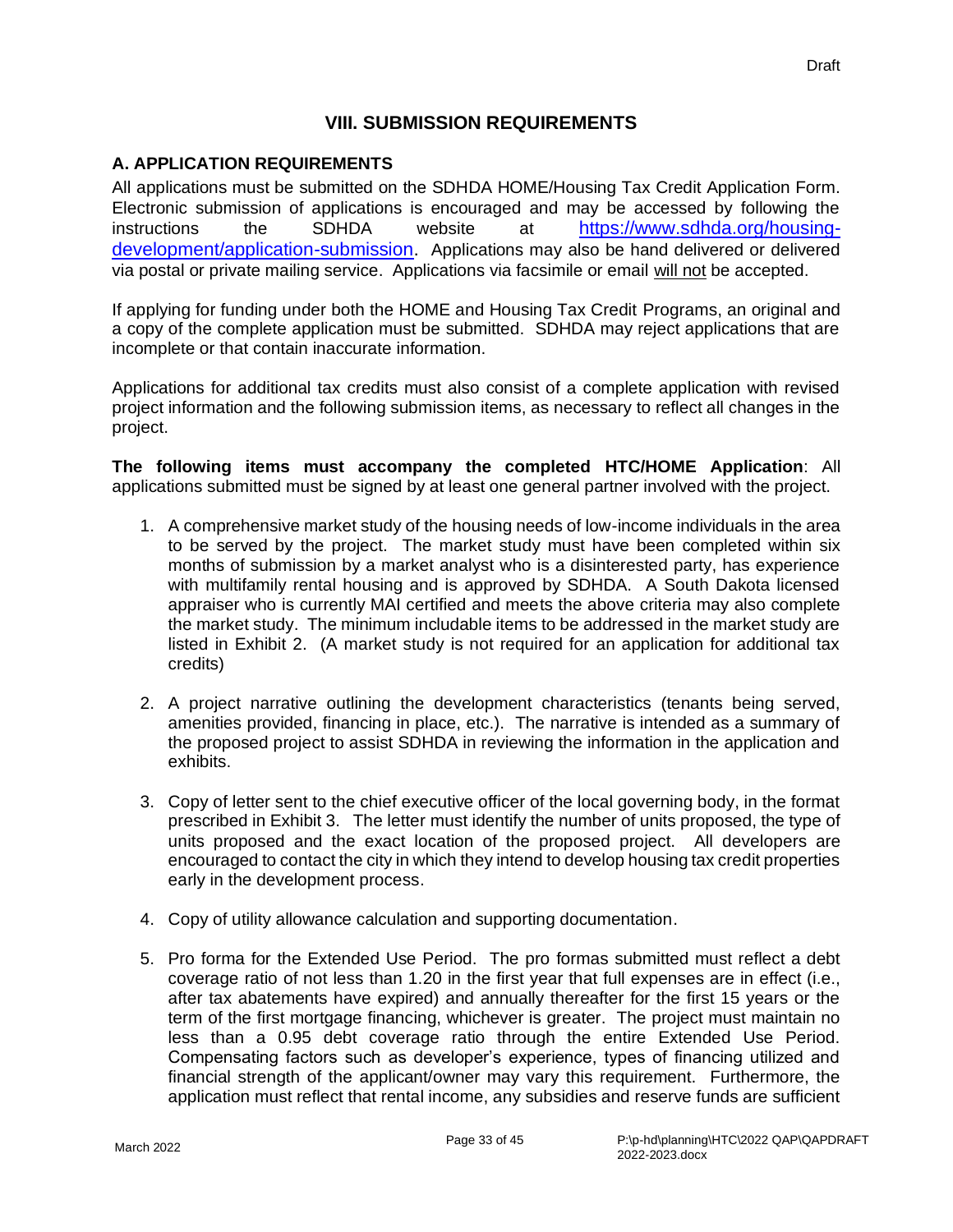# VIII. SUBMISSION REQUIREMENTS

## A. APPLICATION REQUIREMENTS

All applications must be submitted on the SDHDA HOME/Housing Tax Credit Application Form. Electronic submission of applications is encouraged and may be accessed by following the instructions the SDHDA website at https://www.sdhda.org/housing-development/application-submission. Applications may also be hand delivered or delivered via postal or private mailing service. Applications via facsimile or email will not be accepted.

If applying for funding under both the HOME and Housing Tax Credit Programs, an original and a copy of the complete application must be submitted. SDHDA may reject applications that are incomplete or that contain inaccurate information.

Applications for additional tax credits must also consist of a complete application with revised project information and the following submission items, as necessary to reflect all changes in the project.

**The following items must accompany the completed HTC/HOME Application**: All applications submitted must be signed by at least one general partner involved with the project.

1. A comprehensive market study of the housing needs of low-income individuals in the area to be served by the project. The market study must have been completed within six months of submission by a market analyst who is a disinterested party, has experience with multifamily rental housing and is approved by SDHDA. A South Dakota licensed appraiser who is currently MAI certified and meets the above criteria may also complete the market study. The minimum includable items to be addressed in the market study are listed in Exhibit 2. (A market study is not required for an application for additional tax credits)

2. A project narrative outlining the development characteristics (tenants being served, amenities provided, financing in place, etc.). The narrative is intended as a summary of the proposed project to assist SDHDA in reviewing the information in the application and exhibits.

3. Copy of letter sent to the chief executive officer of the local governing body, in the format prescribed in Exhibit 3. The letter must identify the number of units proposed, the type of units proposed and the exact location of the proposed project. All developers are encouraged to contact the city in which they intend to develop housing tax credit properties early in the development process.

4. Copy of utility allowance calculation and supporting documentation.

5. Pro forma for the Extended Use Period. The pro formas submitted must reflect a debt coverage ratio of not less than 1.20 in the first year that full expenses are in effect (i.e., after tax abatements have expired) and annually thereafter for the first 15 years or the term of the first mortgage financing, whichever is greater. The project must maintain no less than a 0.95 debt coverage ratio through the entire Extended Use Period. Compensating factors such as developer's experience, types of financing utilized and financial strength of the applicant/owner may vary this requirement. Furthermore, the application must reflect that rental income, any subsidies and reserve funds are sufficient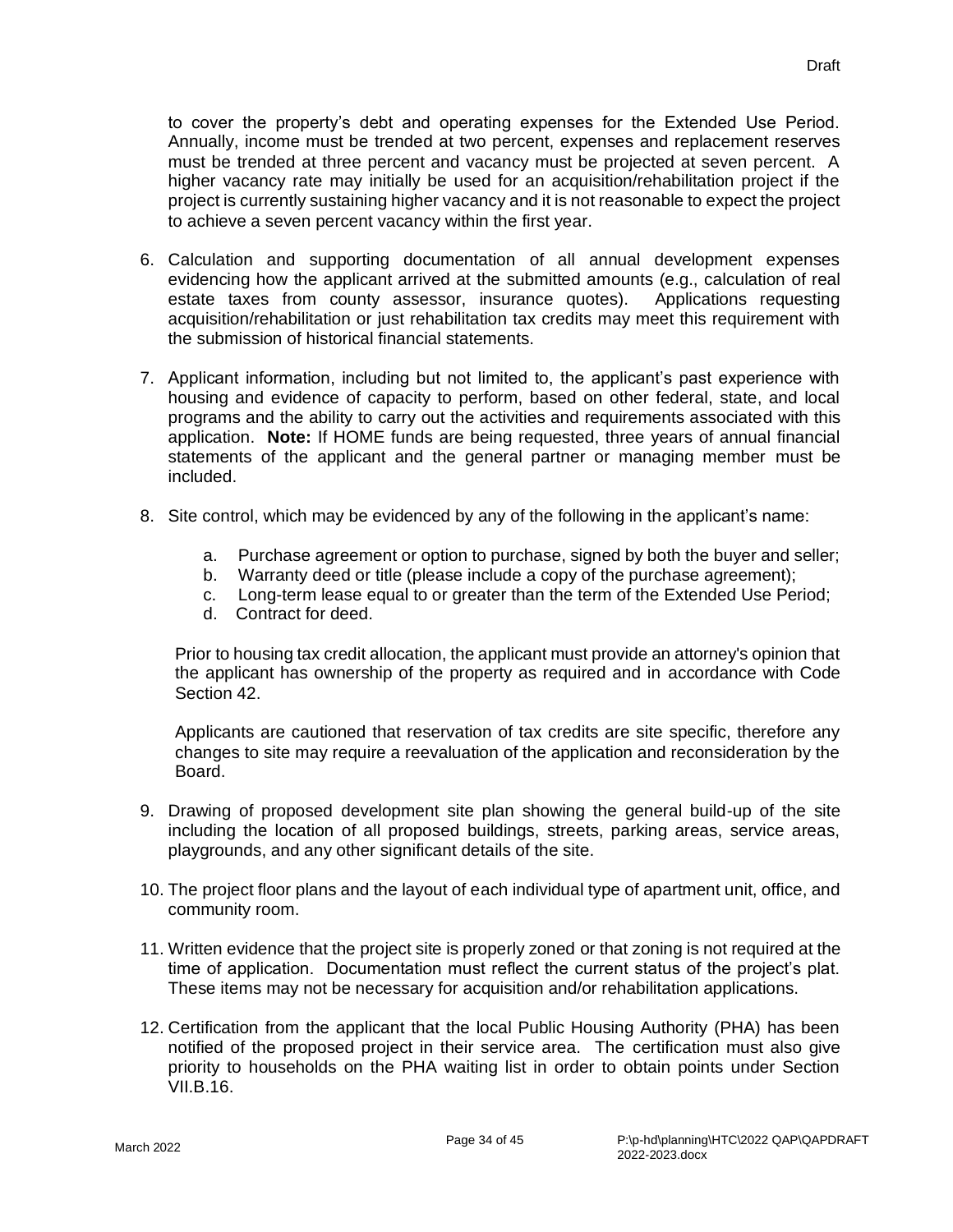to cover the property's debt and operating expenses for the Extended Use Period. Annually, income must be trended at two percent, expenses and replacement reserves must be trended at three percent and vacancy must be projected at seven percent. A higher vacancy rate may initially be used for an acquisition/rehabilitation project if the project is currently sustaining higher vacancy and it is not reasonable to expect the project to achieve a seven percent vacancy within the first year.

6. Calculation and supporting documentation of all annual development expenses evidencing how the applicant arrived at the submitted amounts (e.g., calculation of real estate taxes from county assessor, insurance quotes). Applications requesting acquisition/rehabilitation or just rehabilitation tax credits may meet this requirement with the submission of historical financial statements.

7. Applicant information, including but not limited to, the applicant's past experience with housing and evidence of capacity to perform, based on other federal, state, and local programs and the ability to carry out the activities and requirements associated with this application. **Note:** If HOME funds are being requested, three years of annual financial statements of the applicant and the general partner or managing member must be included.

8. Site control, which may be evidenced by any of the following in the applicant's name:

   a. Purchase agreement or option to purchase, signed by both the buyer and seller;
   b. Warranty deed or title (please include a copy of the purchase agreement);
   c. Long-term lease equal to or greater than the term of the Extended Use Period;
   d. Contract for deed.

   Prior to housing tax credit allocation, the applicant must provide an attorney's opinion that the applicant has ownership of the property as required and in accordance with Code Section 42.

   Applicants are cautioned that reservation of tax credits are site specific, therefore any changes to site may require a reevaluation of the application and reconsideration by the Board.

9. Drawing of proposed development site plan showing the general build-up of the site including the location of all proposed buildings, streets, parking areas, service areas, playgrounds, and any other significant details of the site.

10. The project floor plans and the layout of each individual type of apartment unit, office, and community room.

11. Written evidence that the project site is properly zoned or that zoning is not required at the time of application. Documentation must reflect the current status of the project's plat. These items may not be necessary for acquisition and/or rehabilitation applications.

12. Certification from the applicant that the local Public Housing Authority (PHA) has been notified of the proposed project in their service area. The certification must also give priority to households on the PHA waiting list in order to obtain points under Section VII.B.16.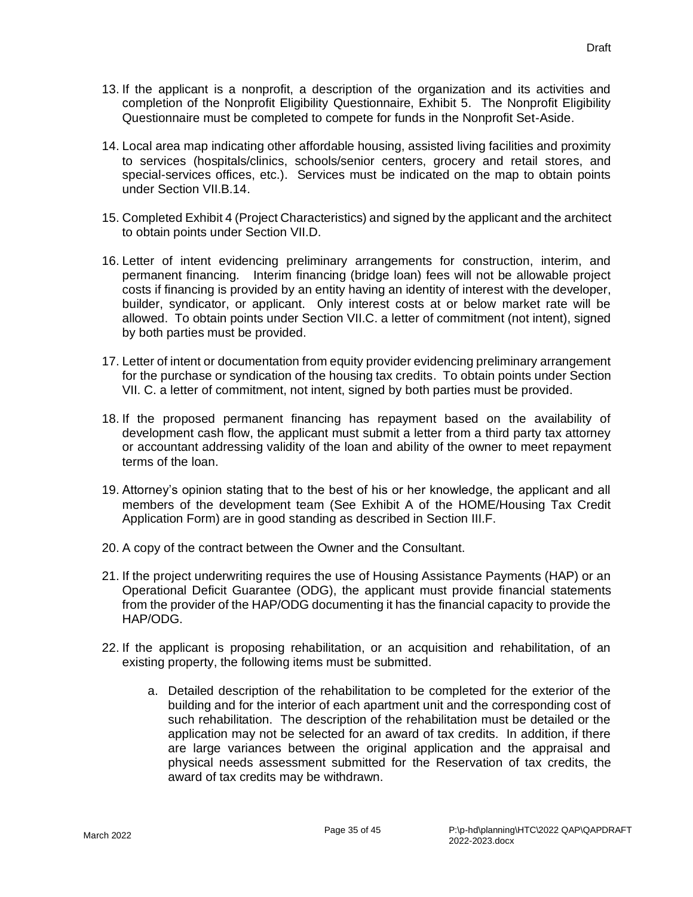13. If the applicant is a nonprofit, a description of the organization and its activities and completion of the Nonprofit Eligibility Questionnaire, Exhibit 5. The Nonprofit Eligibility Questionnaire must be completed to compete for funds in the Nonprofit Set-Aside.

14. Local area map indicating other affordable housing, assisted living facilities and proximity to services (hospitals/clinics, schools/senior centers, grocery and retail stores, and special-services offices, etc.). Services must be indicated on the map to obtain points under Section VII.B.14.

15. Completed Exhibit 4 (Project Characteristics) and signed by the applicant and the architect to obtain points under Section VII.D.

16. Letter of intent evidencing preliminary arrangements for construction, interim, and permanent financing. Interim financing (bridge loan) fees will not be allowable project costs if financing is provided by an entity having an identity of interest with the developer, builder, syndicator, or applicant. Only interest costs at or below market rate will be allowed. To obtain points under Section VII.C. a letter of commitment (not intent), signed by both parties must be provided.

17. Letter of intent or documentation from equity provider evidencing preliminary arrangement for the purchase or syndication of the housing tax credits. To obtain points under Section VII. C. a letter of commitment, not intent, signed by both parties must be provided.

18. If the proposed permanent financing has repayment based on the availability of development cash flow, the applicant must submit a letter from a third party tax attorney or accountant addressing validity of the loan and ability of the owner to meet repayment terms of the loan.

19. Attorney's opinion stating that to the best of his or her knowledge, the applicant and all members of the development team (See Exhibit A of the HOME/Housing Tax Credit Application Form) are in good standing as described in Section III.F.

20. A copy of the contract between the Owner and the Consultant.

21. If the project underwriting requires the use of Housing Assistance Payments (HAP) or an Operational Deficit Guarantee (ODG), the applicant must provide financial statements from the provider of the HAP/ODG documenting it has the financial capacity to provide the HAP/ODG.

22. If the applicant is proposing rehabilitation, or an acquisition and rehabilitation, of an existing property, the following items must be submitted.

    a. Detailed description of the rehabilitation to be completed for the exterior of the building and for the interior of each apartment unit and the corresponding cost of such rehabilitation. The description of the rehabilitation must be detailed or the application may not be selected for an award of tax credits. In addition, if there are large variances between the original application and the appraisal and physical needs assessment submitted for the Reservation of tax credits, the award of tax credits may be withdrawn.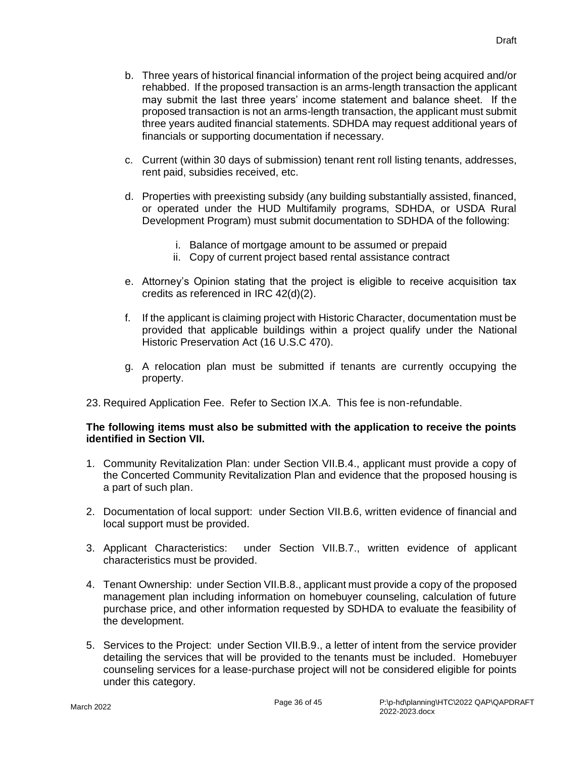b. Three years of historical financial information of the project being acquired and/or rehabbed. If the proposed transaction is an arms-length transaction the applicant may submit the last three years' income statement and balance sheet. If the proposed transaction is not an arms-length transaction, the applicant must submit three years audited financial statements. SDHDA may request additional years of financials or supporting documentation if necessary.

c. Current (within 30 days of submission) tenant rent roll listing tenants, addresses, rent paid, subsidies received, etc.

d. Properties with preexisting subsidy (any building substantially assisted, financed, or operated under the HUD Multifamily programs, SDHDA, or USDA Rural Development Program) must submit documentation to SDHDA of the following:

   i. Balance of mortgage amount to be assumed or prepaid
   ii. Copy of current project based rental assistance contract

e. Attorney's Opinion stating that the project is eligible to receive acquisition tax credits as referenced in IRC 42(d)(2).

f. If the applicant is claiming project with Historic Character, documentation must be provided that applicable buildings within a project qualify under the National Historic Preservation Act (16 U.S.C 470).

g. A relocation plan must be submitted if tenants are currently occupying the property.

23. Required Application Fee. Refer to Section IX.A. This fee is non-refundable.

**The following items must also be submitted with the application to receive the points identified in Section VII.**

1. Community Revitalization Plan: under Section VII.B.4., applicant must provide a copy of the Concerted Community Revitalization Plan and evidence that the proposed housing is a part of such plan.

2. Documentation of local support: under Section VII.B.6, written evidence of financial and local support must be provided.

3. Applicant Characteristics: under Section VII.B.7., written evidence of applicant characteristics must be provided.

4. Tenant Ownership: under Section VII.B.8., applicant must provide a copy of the proposed management plan including information on homebuyer counseling, calculation of future purchase price, and other information requested by SDHDA to evaluate the feasibility of the development.

5. Services to the Project: under Section VII.B.9., a letter of intent from the service provider detailing the services that will be provided to the tenants must be included. Homebuyer counseling services for a lease-purchase project will not be considered eligible for points under this category.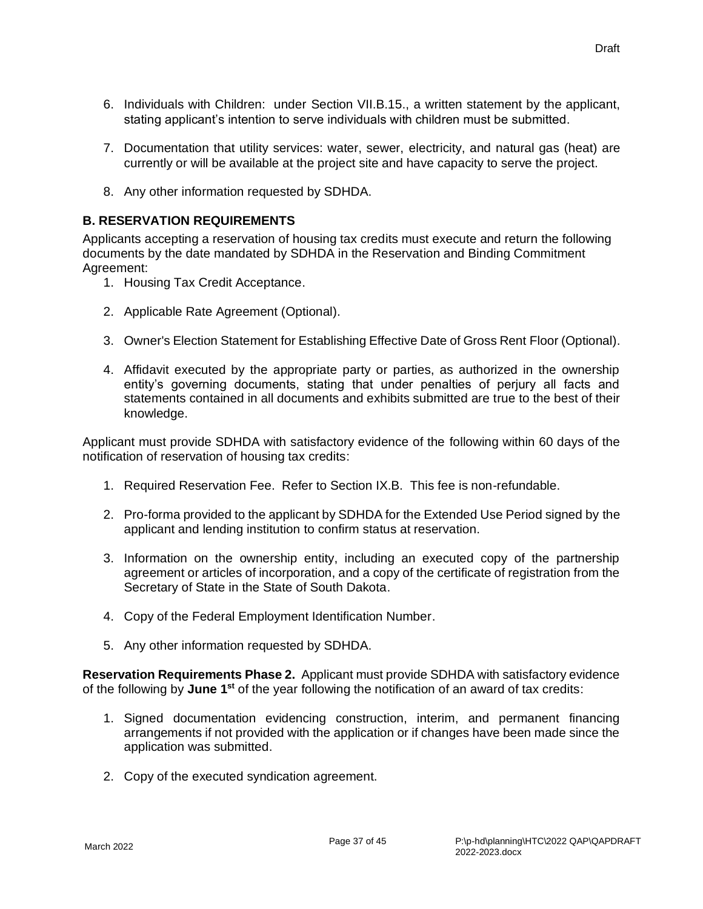6. Individuals with Children: under Section VII.B.15., a written statement by the applicant, stating applicant's intention to serve individuals with children must be submitted.

7. Documentation that utility services: water, sewer, electricity, and natural gas (heat) are currently or will be available at the project site and have capacity to serve the project.

8. Any other information requested by SDHDA.

### B. RESERVATION REQUIREMENTS

Applicants accepting a reservation of housing tax credits must execute and return the following documents by the date mandated by SDHDA in the Reservation and Binding Commitment Agreement:

1. Housing Tax Credit Acceptance.

2. Applicable Rate Agreement (Optional).

3. Owner's Election Statement for Establishing Effective Date of Gross Rent Floor (Optional).

4. Affidavit executed by the appropriate party or parties, as authorized in the ownership entity's governing documents, stating that under penalties of perjury all facts and statements contained in all documents and exhibits submitted are true to the best of their knowledge.

Applicant must provide SDHDA with satisfactory evidence of the following within 60 days of the notification of reservation of housing tax credits:

1. Required Reservation Fee. Refer to Section IX.B. This fee is non-refundable.

2. Pro-forma provided to the applicant by SDHDA for the Extended Use Period signed by the applicant and lending institution to confirm status at reservation.

3. Information on the ownership entity, including an executed copy of the partnership agreement or articles of incorporation, and a copy of the certificate of registration from the Secretary of State in the State of South Dakota.

4. Copy of the Federal Employment Identification Number.

5. Any other information requested by SDHDA.

**Reservation Requirements Phase 2.** Applicant must provide SDHDA with satisfactory evidence of the following by **June 1st** of the year following the notification of an award of tax credits:

1. Signed documentation evidencing construction, interim, and permanent financing arrangements if not provided with the application or if changes have been made since the application was submitted.

2. Copy of the executed syndication agreement.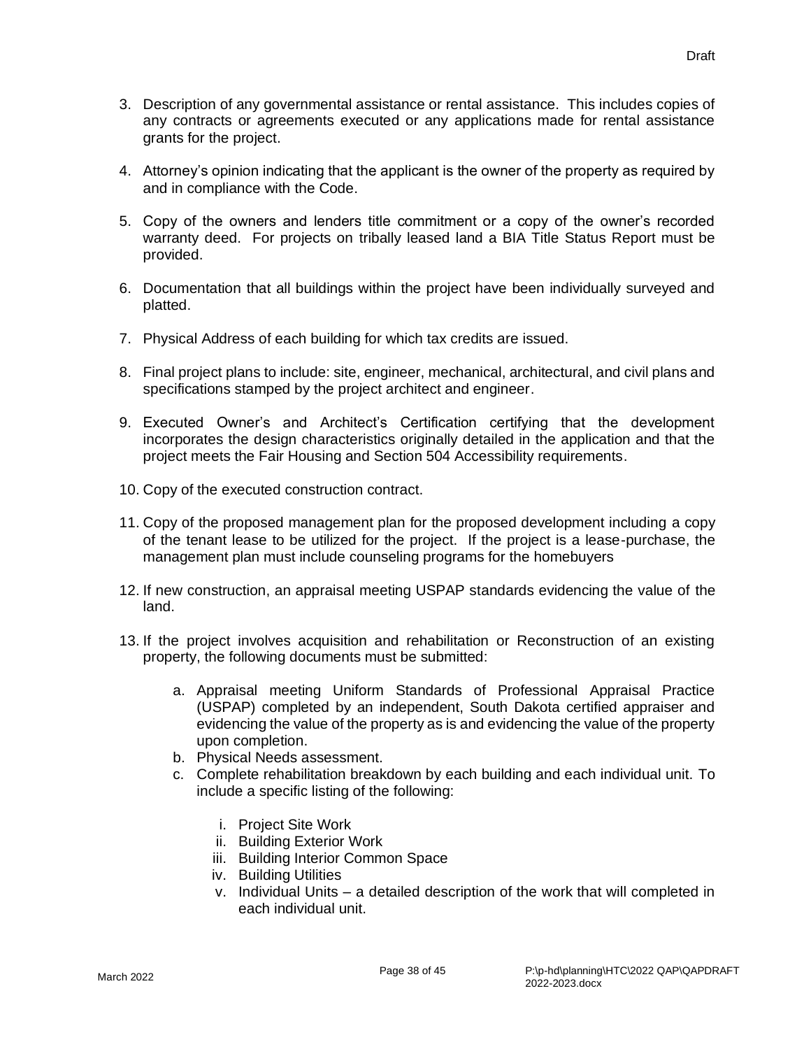3. Description of any governmental assistance or rental assistance. This includes copies of any contracts or agreements executed or any applications made for rental assistance grants for the project.

4. Attorney's opinion indicating that the applicant is the owner of the property as required by and in compliance with the Code.

5. Copy of the owners and lenders title commitment or a copy of the owner's recorded warranty deed. For projects on tribally leased land a BIA Title Status Report must be provided.

6. Documentation that all buildings within the project have been individually surveyed and platted.

7. Physical Address of each building for which tax credits are issued.

8. Final project plans to include: site, engineer, mechanical, architectural, and civil plans and specifications stamped by the project architect and engineer.

9. Executed Owner's and Architect's Certification certifying that the development incorporates the design characteristics originally detailed in the application and that the project meets the Fair Housing and Section 504 Accessibility requirements.

10. Copy of the executed construction contract.

11. Copy of the proposed management plan for the proposed development including a copy of the tenant lease to be utilized for the project. If the project is a lease-purchase, the management plan must include counseling programs for the homebuyers

12. If new construction, an appraisal meeting USPAP standards evidencing the value of the land.

13. If the project involves acquisition and rehabilitation or Reconstruction of an existing property, the following documents must be submitted:

    a. Appraisal meeting Uniform Standards of Professional Appraisal Practice (USPAP) completed by an independent, South Dakota certified appraiser and evidencing the value of the property as is and evidencing the value of the property upon completion.
    b. Physical Needs assessment.
    c. Complete rehabilitation breakdown by each building and each individual unit. To include a specific listing of the following:

        i. Project Site Work
        ii. Building Exterior Work
        iii. Building Interior Common Space
        iv. Building Utilities
        v. Individual Units – a detailed description of the work that will completed in each individual unit.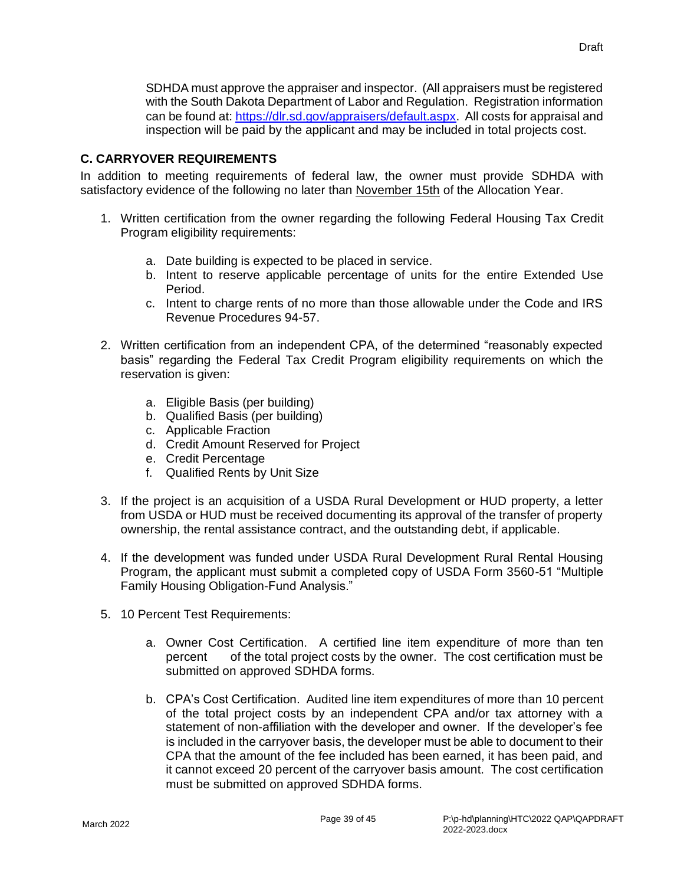SDHDA must approve the appraiser and inspector. (All appraisers must be registered with the South Dakota Department of Labor and Regulation. Registration information can be found at: [https://dlr.sd.gov/appraisers/default.aspx](https://dlr.sd.gov/appraisers/default.aspx). All costs for appraisal and inspection will be paid by the applicant and may be included in total projects cost.

## C. CARRYOVER REQUIREMENTS

In addition to meeting requirements of federal law, the owner must provide SDHDA with satisfactory evidence of the following no later than <u>November 15th</u> of the Allocation Year.

1. Written certification from the owner regarding the following Federal Housing Tax Credit Program eligibility requirements:

    a. Date building is expected to be placed in service.
    b. Intent to reserve applicable percentage of units for the entire Extended Use Period.
    c. Intent to charge rents of no more than those allowable under the Code and IRS Revenue Procedures 94-57.

2. Written certification from an independent CPA, of the determined "reasonably expected basis" regarding the Federal Tax Credit Program eligibility requirements on which the reservation is given:

    a. Eligible Basis (per building)
    b. Qualified Basis (per building)
    c. Applicable Fraction
    d. Credit Amount Reserved for Project
    e. Credit Percentage
    f. Qualified Rents by Unit Size

3. If the project is an acquisition of a USDA Rural Development or HUD property, a letter from USDA or HUD must be received documenting its approval of the transfer of property ownership, the rental assistance contract, and the outstanding debt, if applicable.

4. If the development was funded under USDA Rural Development Rural Rental Housing Program, the applicant must submit a completed copy of USDA Form 3560-51 "Multiple Family Housing Obligation-Fund Analysis."

5. 10 Percent Test Requirements:

    a. Owner Cost Certification. A certified line item expenditure of more than ten percent of the total project costs by the owner. The cost certification must be submitted on approved SDHDA forms.

    b. CPA's Cost Certification. Audited line item expenditures of more than 10 percent of the total project costs by an independent CPA and/or tax attorney with a statement of non-affiliation with the developer and owner. If the developer's fee is included in the carryover basis, the developer must be able to document to their CPA that the amount of the fee included has been earned, it has been paid, and it cannot exceed 20 percent of the carryover basis amount. The cost certification must be submitted on approved SDHDA forms.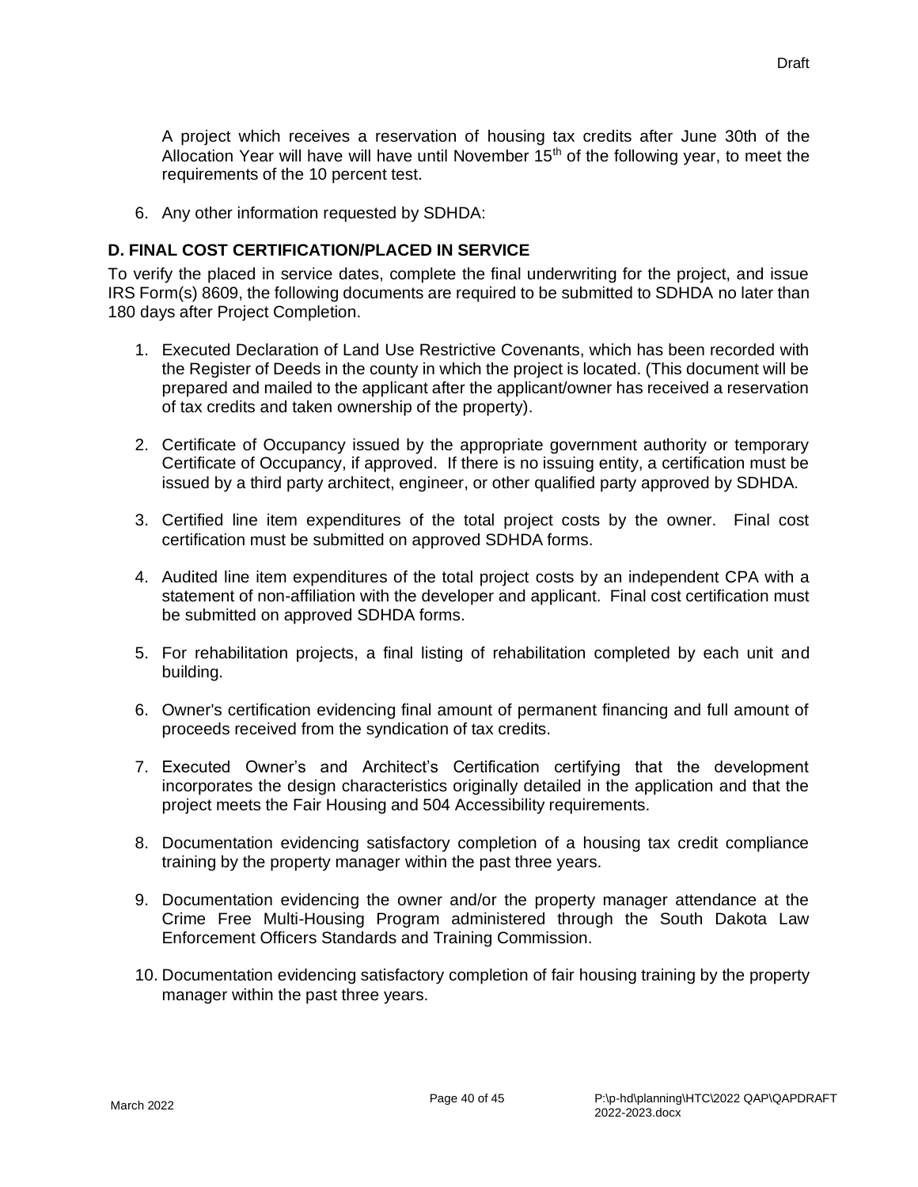A project which receives a reservation of housing tax credits after June 30th of the Allocation Year will have will have until November 15th of the following year, to meet the requirements of the 10 percent test.

6. Any other information requested by SDHDA:

### D. FINAL COST CERTIFICATION/PLACED IN SERVICE

To verify the placed in service dates, complete the final underwriting for the project, and issue IRS Form(s) 8609, the following documents are required to be submitted to SDHDA no later than 180 days after Project Completion.

1. Executed Declaration of Land Use Restrictive Covenants, which has been recorded with the Register of Deeds in the county in which the project is located. (This document will be prepared and mailed to the applicant after the applicant/owner has received a reservation of tax credits and taken ownership of the property).

2. Certificate of Occupancy issued by the appropriate government authority or temporary Certificate of Occupancy, if approved. If there is no issuing entity, a certification must be issued by a third party architect, engineer, or other qualified party approved by SDHDA.

3. Certified line item expenditures of the total project costs by the owner. Final cost certification must be submitted on approved SDHDA forms.

4. Audited line item expenditures of the total project costs by an independent CPA with a statement of non-affiliation with the developer and applicant. Final cost certification must be submitted on approved SDHDA forms.

5. For rehabilitation projects, a final listing of rehabilitation completed by each unit and building.

6. Owner's certification evidencing final amount of permanent financing and full amount of proceeds received from the syndication of tax credits.

7. Executed Owner's and Architect's Certification certifying that the development incorporates the design characteristics originally detailed in the application and that the project meets the Fair Housing and 504 Accessibility requirements.

8. Documentation evidencing satisfactory completion of a housing tax credit compliance training by the property manager within the past three years.

9. Documentation evidencing the owner and/or the property manager attendance at the Crime Free Multi-Housing Program administered through the South Dakota Law Enforcement Officers Standards and Training Commission.

10. Documentation evidencing satisfactory completion of fair housing training by the property manager within the past three years.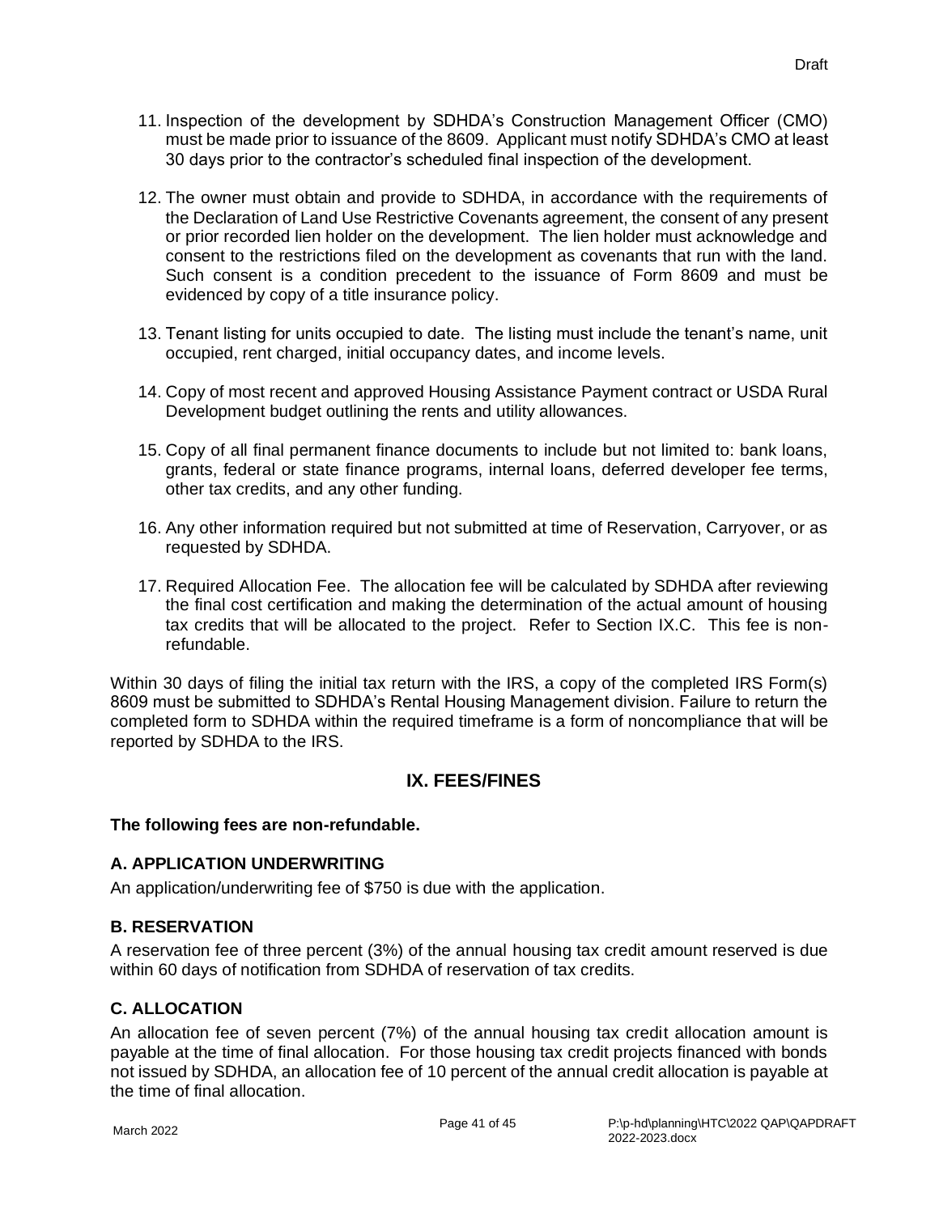11. Inspection of the development by SDHDA's Construction Management Officer (CMO) must be made prior to issuance of the 8609. Applicant must notify SDHDA's CMO at least 30 days prior to the contractor's scheduled final inspection of the development.

12. The owner must obtain and provide to SDHDA, in accordance with the requirements of the Declaration of Land Use Restrictive Covenants agreement, the consent of any present or prior recorded lien holder on the development. The lien holder must acknowledge and consent to the restrictions filed on the development as covenants that run with the land. Such consent is a condition precedent to the issuance of Form 8609 and must be evidenced by copy of a title insurance policy.

13. Tenant listing for units occupied to date. The listing must include the tenant's name, unit occupied, rent charged, initial occupancy dates, and income levels.

14. Copy of most recent and approved Housing Assistance Payment contract or USDA Rural Development budget outlining the rents and utility allowances.

15. Copy of all final permanent finance documents to include but not limited to: bank loans, grants, federal or state finance programs, internal loans, deferred developer fee terms, other tax credits, and any other funding.

16. Any other information required but not submitted at time of Reservation, Carryover, or as requested by SDHDA.

17. Required Allocation Fee. The allocation fee will be calculated by SDHDA after reviewing the final cost certification and making the determination of the actual amount of housing tax credits that will be allocated to the project. Refer to Section IX.C. This fee is non-refundable.

Within 30 days of filing the initial tax return with the IRS, a copy of the completed IRS Form(s) 8609 must be submitted to SDHDA's Rental Housing Management division. Failure to return the completed form to SDHDA within the required timeframe is a form of noncompliance that will be reported by SDHDA to the IRS.

## IX. FEES/FINES

**The following fees are non-refundable.**

### A. APPLICATION UNDERWRITING

An application/underwriting fee of $750 is due with the application.

### B. RESERVATION

A reservation fee of three percent (3%) of the annual housing tax credit amount reserved is due within 60 days of notification from SDHDA of reservation of tax credits.

### C. ALLOCATION

An allocation fee of seven percent (7%) of the annual housing tax credit allocation amount is payable at the time of final allocation. For those housing tax credit projects financed with bonds not issued by SDHDA, an allocation fee of 10 percent of the annual credit allocation is payable at the time of final allocation.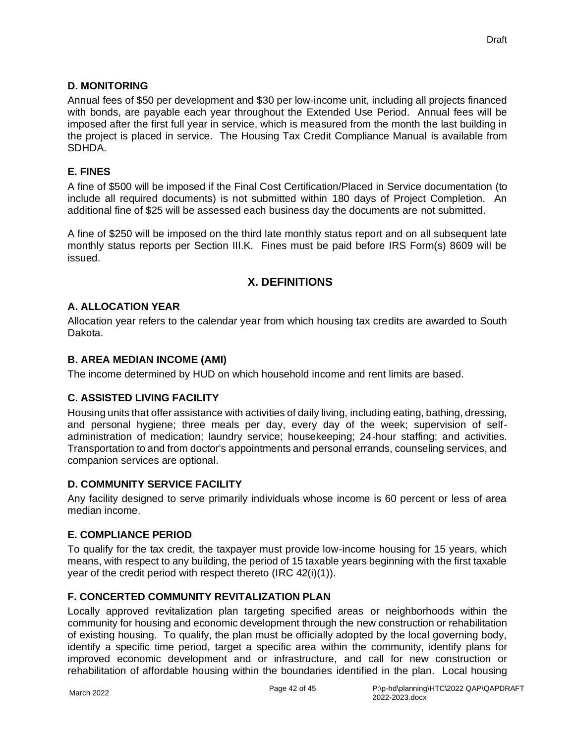### D. MONITORING

Annual fees of $50 per development and $30 per low-income unit, including all projects financed with bonds, are payable each year throughout the Extended Use Period. Annual fees will be imposed after the first full year in service, which is measured from the month the last building in the project is placed in service. The Housing Tax Credit Compliance Manual is available from SDHDA.

### E. FINES

A fine of $500 will be imposed if the Final Cost Certification/Placed in Service documentation (to include all required documents) is not submitted within 180 days of Project Completion. An additional fine of $25 will be assessed each business day the documents are not submitted.

A fine of $250 will be imposed on the third late monthly status report and on all subsequent late monthly status reports per Section III.K. Fines must be paid before IRS Form(s) 8609 will be issued.

## X. DEFINITIONS

### A. ALLOCATION YEAR

Allocation year refers to the calendar year from which housing tax credits are awarded to South Dakota.

### B. AREA MEDIAN INCOME (AMI)

The income determined by HUD on which household income and rent limits are based.

### C. ASSISTED LIVING FACILITY

Housing units that offer assistance with activities of daily living, including eating, bathing, dressing, and personal hygiene; three meals per day, every day of the week; supervision of self-administration of medication; laundry service; housekeeping; 24-hour staffing; and activities. Transportation to and from doctor's appointments and personal errands, counseling services, and companion services are optional.

### D. COMMUNITY SERVICE FACILITY

Any facility designed to serve primarily individuals whose income is 60 percent or less of area median income.

### E. COMPLIANCE PERIOD

To qualify for the tax credit, the taxpayer must provide low-income housing for 15 years, which means, with respect to any building, the period of 15 taxable years beginning with the first taxable year of the credit period with respect thereto (IRC 42(i)(1)).

### F. CONCERTED COMMUNITY REVITALIZATION PLAN

Locally approved revitalization plan targeting specified areas or neighborhoods within the community for housing and economic development through the new construction or rehabilitation of existing housing. To qualify, the plan must be officially adopted by the local governing body, identify a specific time period, target a specific area within the community, identify plans for improved economic development and or infrastructure, and call for new construction or rehabilitation of affordable housing within the boundaries identified in the plan. Local housing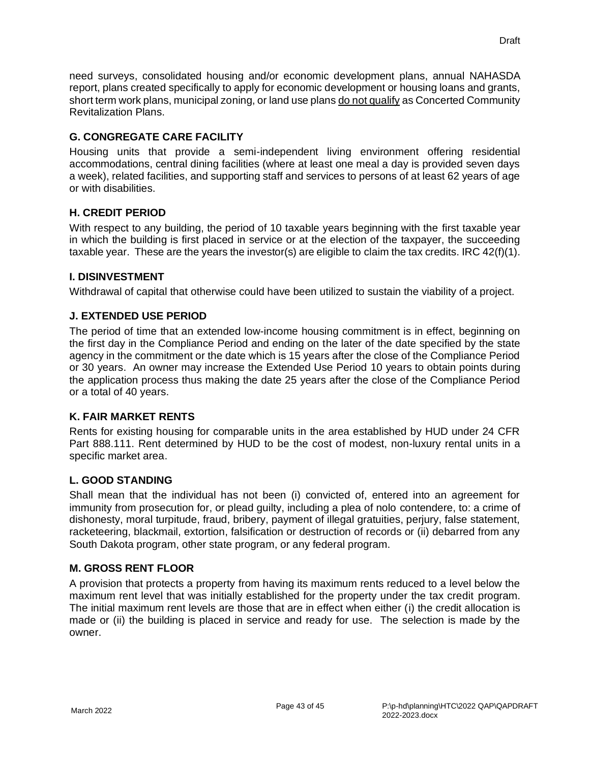need surveys, consolidated housing and/or economic development plans, annual NAHASDA report, plans created specifically to apply for economic development or housing loans and grants, short term work plans, municipal zoning, or land use plans <u>do not qualify</u> as Concerted Community Revitalization Plans.

### G. CONGREGATE CARE FACILITY

Housing units that provide a semi-independent living environment offering residential accommodations, central dining facilities (where at least one meal a day is provided seven days a week), related facilities, and supporting staff and services to persons of at least 62 years of age or with disabilities.

### H. CREDIT PERIOD

With respect to any building, the period of 10 taxable years beginning with the first taxable year in which the building is first placed in service or at the election of the taxpayer, the succeeding taxable year. These are the years the investor(s) are eligible to claim the tax credits. IRC 42(f)(1).

### I. DISINVESTMENT

Withdrawal of capital that otherwise could have been utilized to sustain the viability of a project.

### J. EXTENDED USE PERIOD

The period of time that an extended low-income housing commitment is in effect, beginning on the first day in the Compliance Period and ending on the later of the date specified by the state agency in the commitment or the date which is 15 years after the close of the Compliance Period or 30 years. An owner may increase the Extended Use Period 10 years to obtain points during the application process thus making the date 25 years after the close of the Compliance Period or a total of 40 years.

### K. FAIR MARKET RENTS

Rents for existing housing for comparable units in the area established by HUD under 24 CFR Part 888.111. Rent determined by HUD to be the cost of modest, non-luxury rental units in a specific market area.

### L. GOOD STANDING

Shall mean that the individual has not been (i) convicted of, entered into an agreement for immunity from prosecution for, or plead guilty, including a plea of nolo contendere, to: a crime of dishonesty, moral turpitude, fraud, bribery, payment of illegal gratuities, perjury, false statement, racketeering, blackmail, extortion, falsification or destruction of records or (ii) debarred from any South Dakota program, other state program, or any federal program.

### M. GROSS RENT FLOOR

A provision that protects a property from having its maximum rents reduced to a level below the maximum rent level that was initially established for the property under the tax credit program. The initial maximum rent levels are those that are in effect when either (i) the credit allocation is made or (ii) the building is placed in service and ready for use. The selection is made by the owner.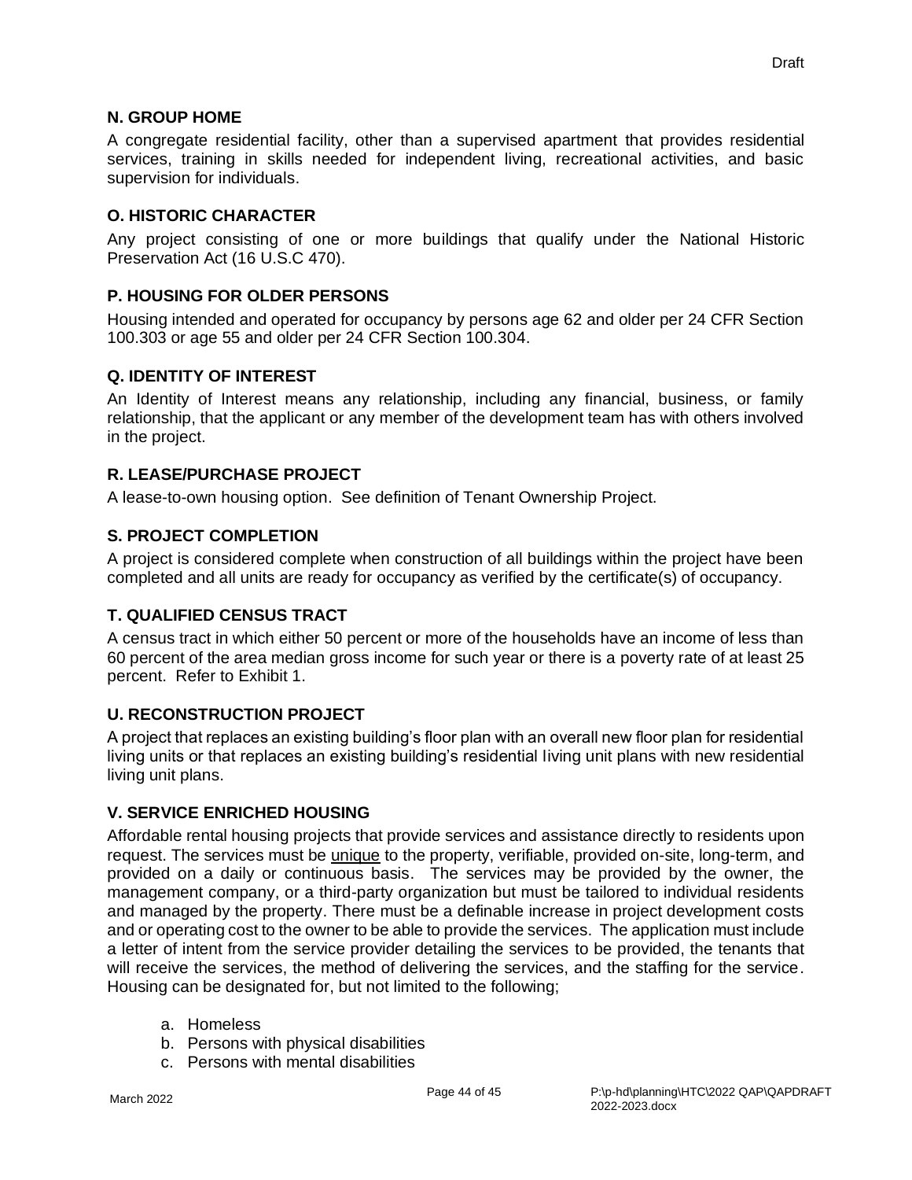### N. GROUP HOME

A congregate residential facility, other than a supervised apartment that provides residential services, training in skills needed for independent living, recreational activities, and basic supervision for individuals.

### O. HISTORIC CHARACTER

Any project consisting of one or more buildings that qualify under the National Historic Preservation Act (16 U.S.C 470).

### P. HOUSING FOR OLDER PERSONS

Housing intended and operated for occupancy by persons age 62 and older per 24 CFR Section 100.303 or age 55 and older per 24 CFR Section 100.304.

### Q. IDENTITY OF INTEREST

An Identity of Interest means any relationship, including any financial, business, or family relationship, that the applicant or any member of the development team has with others involved in the project.

### R. LEASE/PURCHASE PROJECT

A lease-to-own housing option. See definition of Tenant Ownership Project.

### S. PROJECT COMPLETION

A project is considered complete when construction of all buildings within the project have been completed and all units are ready for occupancy as verified by the certificate(s) of occupancy.

### T. QUALIFIED CENSUS TRACT

A census tract in which either 50 percent or more of the households have an income of less than 60 percent of the area median gross income for such year or there is a poverty rate of at least 25 percent. Refer to Exhibit 1.

### U. RECONSTRUCTION PROJECT

A project that replaces an existing building's floor plan with an overall new floor plan for residential living units or that replaces an existing building's residential living unit plans with new residential living unit plans.

### V. SERVICE ENRICHED HOUSING

Affordable rental housing projects that provide services and assistance directly to residents upon request. The services must be <u>unique</u> to the property, verifiable, provided on-site, long-term, and provided on a daily or continuous basis. The services may be provided by the owner, the management company, or a third-party organization but must be tailored to individual residents and managed by the property. There must be a definable increase in project development costs and or operating cost to the owner to be able to provide the services. The application must include a letter of intent from the service provider detailing the services to be provided, the tenants that will receive the services, the method of delivering the services, and the staffing for the service. Housing can be designated for, but not limited to the following;

a. Homeless
b. Persons with physical disabilities
c. Persons with mental disabilities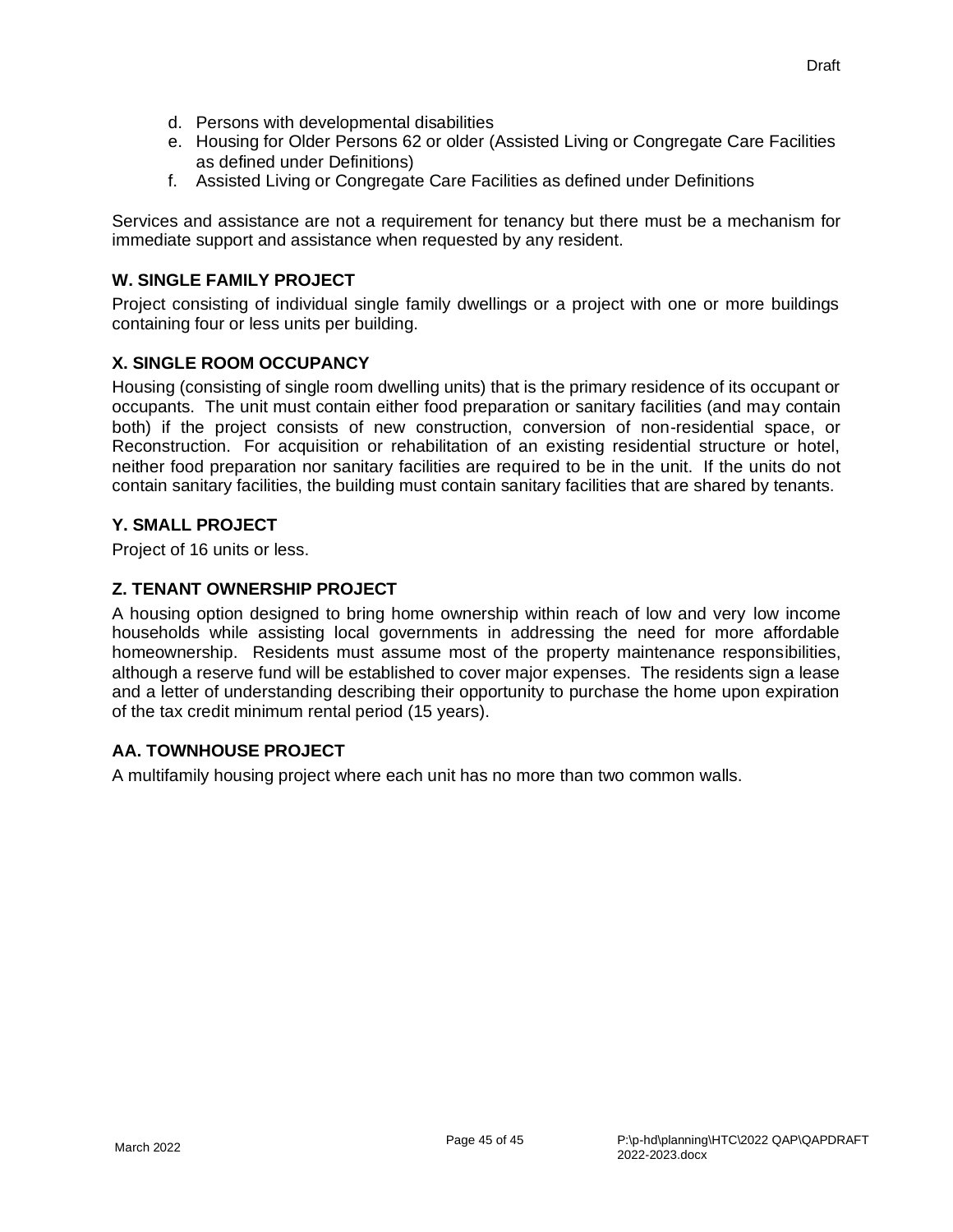d. Persons with developmental disabilities
e. Housing for Older Persons 62 or older (Assisted Living or Congregate Care Facilities as defined under Definitions)
f. Assisted Living or Congregate Care Facilities as defined under Definitions

Services and assistance are not a requirement for tenancy but there must be a mechanism for immediate support and assistance when requested by any resident.

### W. SINGLE FAMILY PROJECT

Project consisting of individual single family dwellings or a project with one or more buildings containing four or less units per building.

### X. SINGLE ROOM OCCUPANCY

Housing (consisting of single room dwelling units) that is the primary residence of its occupant or occupants. The unit must contain either food preparation or sanitary facilities (and may contain both) if the project consists of new construction, conversion of non-residential space, or Reconstruction. For acquisition or rehabilitation of an existing residential structure or hotel, neither food preparation nor sanitary facilities are required to be in the unit. If the units do not contain sanitary facilities, the building must contain sanitary facilities that are shared by tenants.

### Y. SMALL PROJECT

Project of 16 units or less.

### Z. TENANT OWNERSHIP PROJECT

A housing option designed to bring home ownership within reach of low and very low income households while assisting local governments in addressing the need for more affordable homeownership. Residents must assume most of the property maintenance responsibilities, although a reserve fund will be established to cover major expenses. The residents sign a lease and a letter of understanding describing their opportunity to purchase the home upon expiration of the tax credit minimum rental period (15 years).

### AA. TOWNHOUSE PROJECT

A multifamily housing project where each unit has no more than two common walls.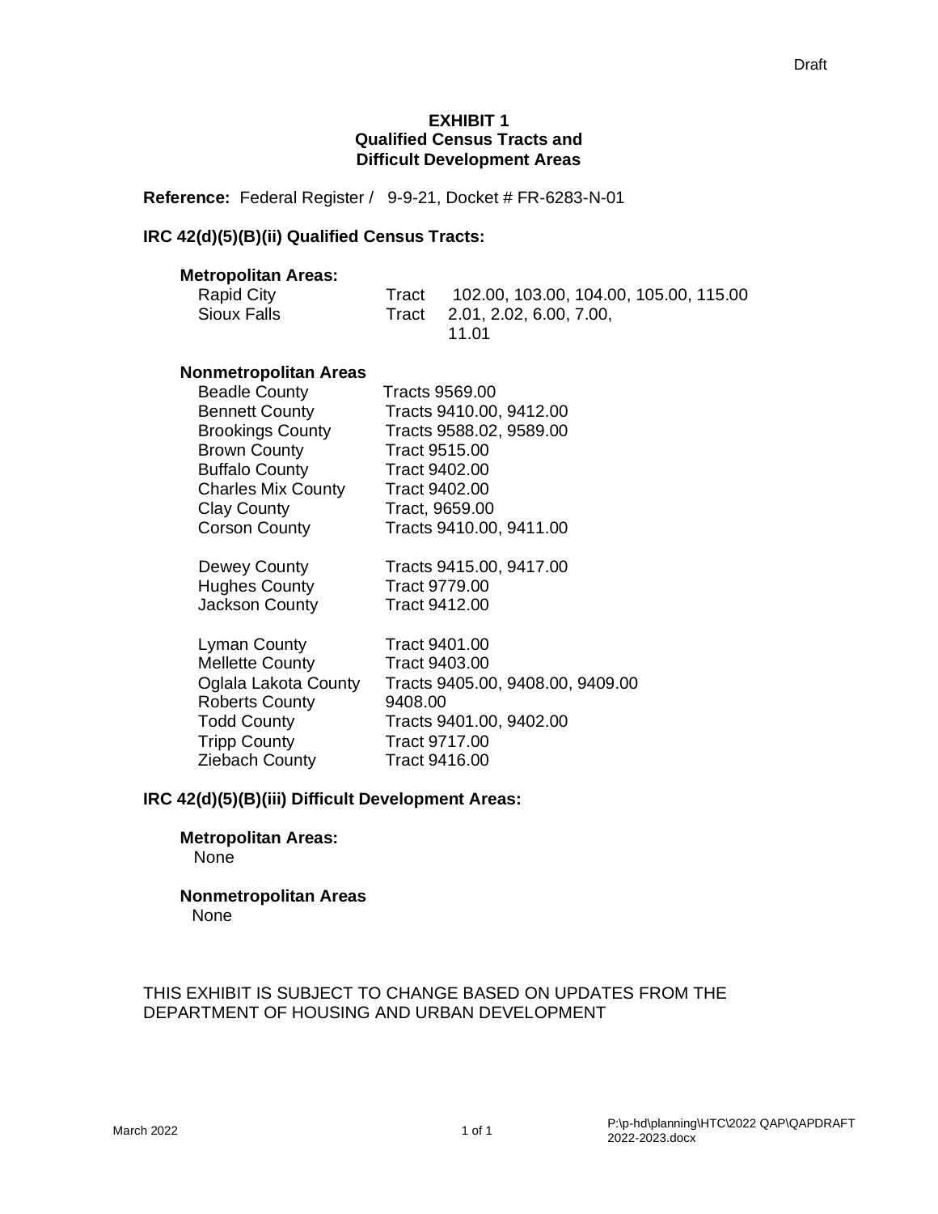Draft

# EXHIBIT 1
## Qualified Census Tracts and Difficult Development Areas

**Reference:** Federal Register / 9-9-21, Docket # FR-6283-N-01

### IRC 42(d)(5)(B)(ii) Qualified Census Tracts:

**Metropolitan Areas:**

| | | |
|---|---|---|
| Rapid City | Tract | 102.00, 103.00, 104.00, 105.00, 115.00 |
| Sioux Falls | Tract | 2.01, 2.02, 6.00, 7.00, 11.01 |

**Nonmetropolitan Areas**

| | |
|---|---|
| Beadle County | Tracts 9569.00 |
| Bennett County | Tracts 9410.00, 9412.00 |
| Brookings County | Tracts 9588.02, 9589.00 |
| Brown County | Tract 9515.00 |
| Buffalo County | Tract 9402.00 |
| Charles Mix County | Tract 9402.00 |
| Clay County | Tract, 9659.00 |
| Corson County | Tracts 9410.00, 9411.00 |
| Dewey County | Tracts 9415.00, 9417.00 |
| Hughes County | Tract 9779.00 |
| Jackson County | Tract 9412.00 |
| Lyman County | Tract 9401.00 |
| Mellette County | Tract 9403.00 |
| Oglala Lakota County | Tracts 9405.00, 9408.00, 9409.00 |
| Roberts County | 9408.00 |
| Todd County | Tracts 9401.00, 9402.00 |
| Tripp County | Tract 9717.00 |
| Ziebach County | Tract 9416.00 |

### IRC 42(d)(5)(B)(iii) Difficult Development Areas:

**Metropolitan Areas:**
None

**Nonmetropolitan Areas**
None

THIS EXHIBIT IS SUBJECT TO CHANGE BASED ON UPDATES FROM THE DEPARTMENT OF HOUSING AND URBAN DEVELOPMENT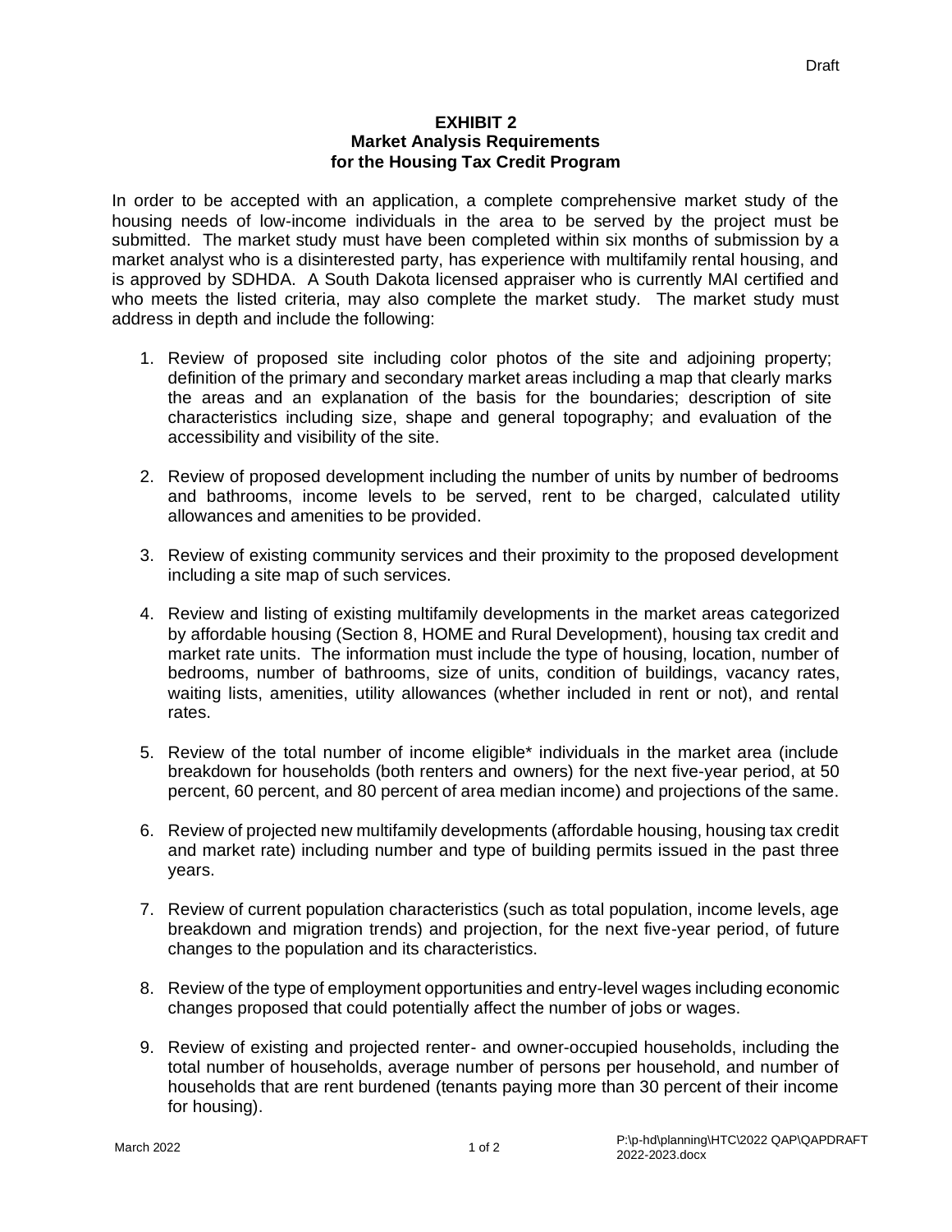# EXHIBIT 2
## Market Analysis Requirements
## for the Housing Tax Credit Program

In order to be accepted with an application, a complete comprehensive market study of the housing needs of low-income individuals in the area to be served by the project must be submitted. The market study must have been completed within six months of submission by a market analyst who is a disinterested party, has experience with multifamily rental housing, and is approved by SDHDA. A South Dakota licensed appraiser who is currently MAI certified and who meets the listed criteria, may also complete the market study. The market study must address in depth and include the following:

1. Review of proposed site including color photos of the site and adjoining property; definition of the primary and secondary market areas including a map that clearly marks the areas and an explanation of the basis for the boundaries; description of site characteristics including size, shape and general topography; and evaluation of the accessibility and visibility of the site.

2. Review of proposed development including the number of units by number of bedrooms and bathrooms, income levels to be served, rent to be charged, calculated utility allowances and amenities to be provided.

3. Review of existing community services and their proximity to the proposed development including a site map of such services.

4. Review and listing of existing multifamily developments in the market areas categorized by affordable housing (Section 8, HOME and Rural Development), housing tax credit and market rate units. The information must include the type of housing, location, number of bedrooms, number of bathrooms, size of units, condition of buildings, vacancy rates, waiting lists, amenities, utility allowances (whether included in rent or not), and rental rates.

5. Review of the total number of income eligible* individuals in the market area (include breakdown for households (both renters and owners) for the next five-year period, at 50 percent, 60 percent, and 80 percent of area median income) and projections of the same.

6. Review of projected new multifamily developments (affordable housing, housing tax credit and market rate) including number and type of building permits issued in the past three years.

7. Review of current population characteristics (such as total population, income levels, age breakdown and migration trends) and projection, for the next five-year period, of future changes to the population and its characteristics.

8. Review of the type of employment opportunities and entry-level wages including economic changes proposed that could potentially affect the number of jobs or wages.

9. Review of existing and projected renter- and owner-occupied households, including the total number of households, average number of persons per household, and number of households that are rent burdened (tenants paying more than 30 percent of their income for housing).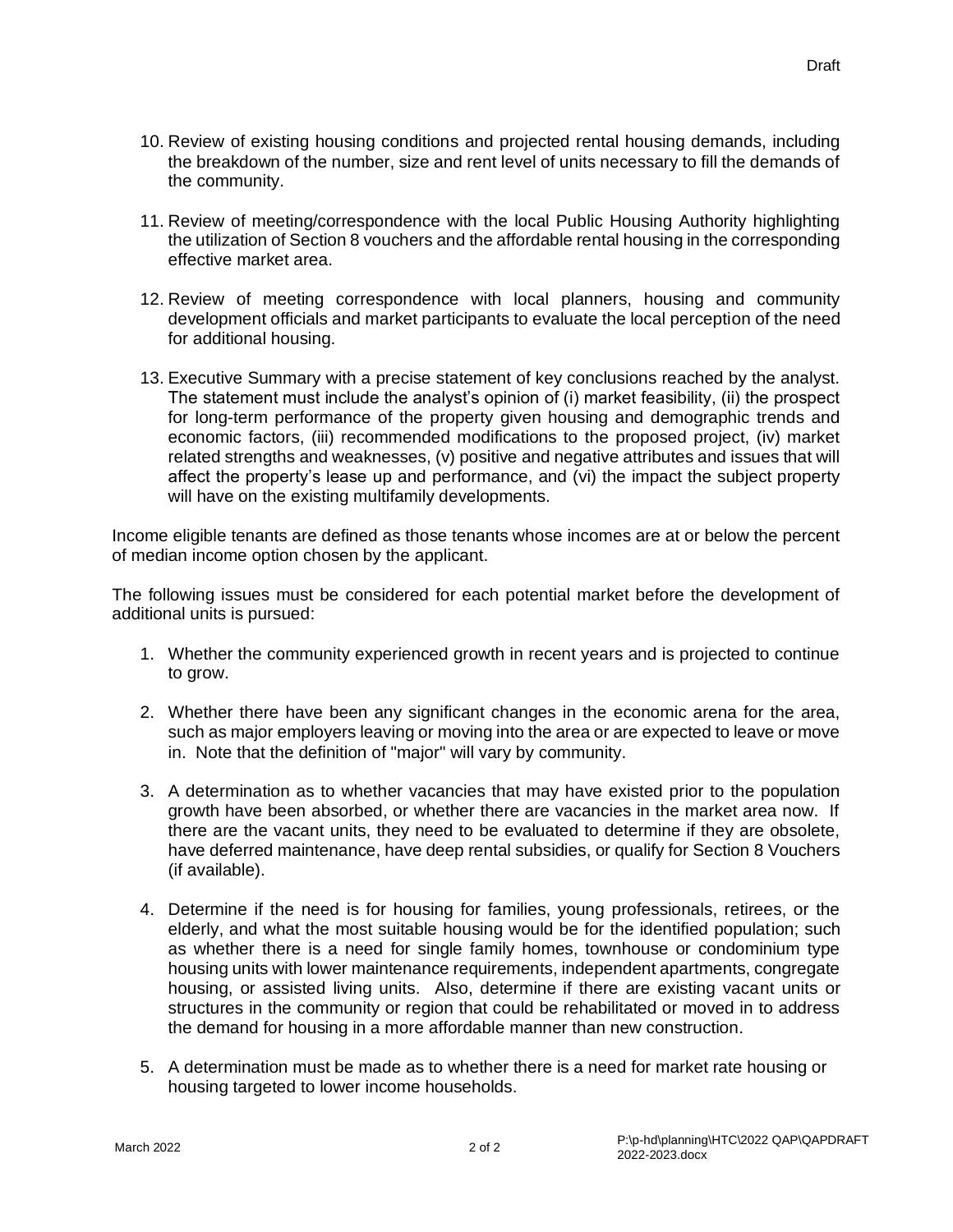10. Review of existing housing conditions and projected rental housing demands, including the breakdown of the number, size and rent level of units necessary to fill the demands of the community.

11. Review of meeting/correspondence with the local Public Housing Authority highlighting the utilization of Section 8 vouchers and the affordable rental housing in the corresponding effective market area.

12. Review of meeting correspondence with local planners, housing and community development officials and market participants to evaluate the local perception of the need for additional housing.

13. Executive Summary with a precise statement of key conclusions reached by the analyst. The statement must include the analyst's opinion of (i) market feasibility, (ii) the prospect for long-term performance of the property given housing and demographic trends and economic factors, (iii) recommended modifications to the proposed project, (iv) market related strengths and weaknesses, (v) positive and negative attributes and issues that will affect the property's lease up and performance, and (vi) the impact the subject property will have on the existing multifamily developments.

Income eligible tenants are defined as those tenants whose incomes are at or below the percent of median income option chosen by the applicant.

The following issues must be considered for each potential market before the development of additional units is pursued:

1. Whether the community experienced growth in recent years and is projected to continue to grow.

2. Whether there have been any significant changes in the economic arena for the area, such as major employers leaving or moving into the area or are expected to leave or move in. Note that the definition of "major" will vary by community.

3. A determination as to whether vacancies that may have existed prior to the population growth have been absorbed, or whether there are vacancies in the market area now. If there are the vacant units, they need to be evaluated to determine if they are obsolete, have deferred maintenance, have deep rental subsidies, or qualify for Section 8 Vouchers (if available).

4. Determine if the need is for housing for families, young professionals, retirees, or the elderly, and what the most suitable housing would be for the identified population; such as whether there is a need for single family homes, townhouse or condominium type housing units with lower maintenance requirements, independent apartments, congregate housing, or assisted living units. Also, determine if there are existing vacant units or structures in the community or region that could be rehabilitated or moved in to address the demand for housing in a more affordable manner than new construction.

5. A determination must be made as to whether there is a need for market rate housing or housing targeted to lower income households.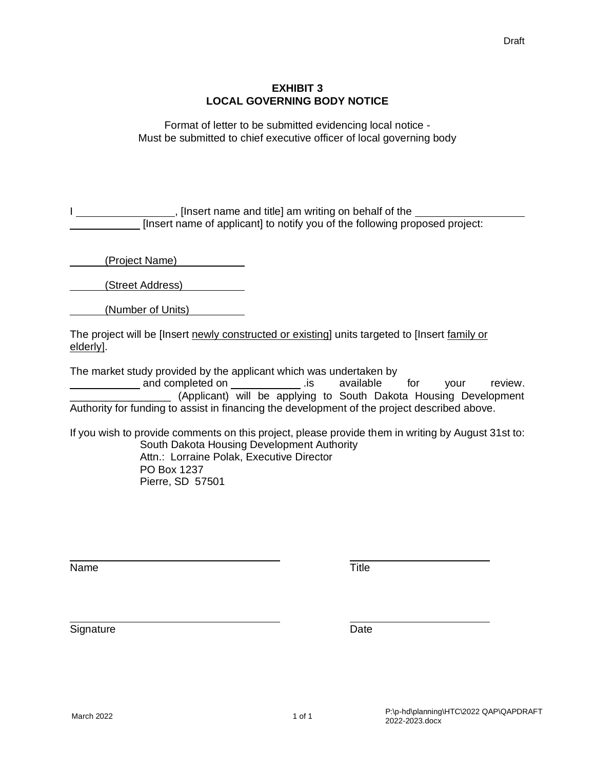Draft

**EXHIBIT 3**
**LOCAL GOVERNING BODY NOTICE**

Format of letter to be submitted evidencing local notice -
Must be submitted to chief executive officer of local governing body

I ________________, [Insert name and title] am writing on behalf of the __________________ ____________ [Insert name of applicant] to notify you of the following proposed project:

______(Project Name)____________

______(Street Address)__________

______(Number of Units)_________

The project will be [Insert newly constructed or existing] units targeted to [Insert family or elderly].

The market study provided by the applicant which was undertaken by ____________ and completed on ____________ .is available for your review. ________________ (Applicant) will be applying to South Dakota Housing Development Authority for funding to assist in financing the development of the project described above.

If you wish to provide comments on this project, please provide them in writing by August 31st to:

South Dakota Housing Development Authority
Attn.: Lorraine Polak, Executive Director
PO Box 1237
Pierre, SD 57501

| ______________________________ | ____________________ |
|---|---|
| Name | Title |
| ______________________________ | ____________________ |
| Signature | Date |

March 2022

P:\p-hd\planning\HTC\2022 QAP\QAPDRAFT 2022-2023.docx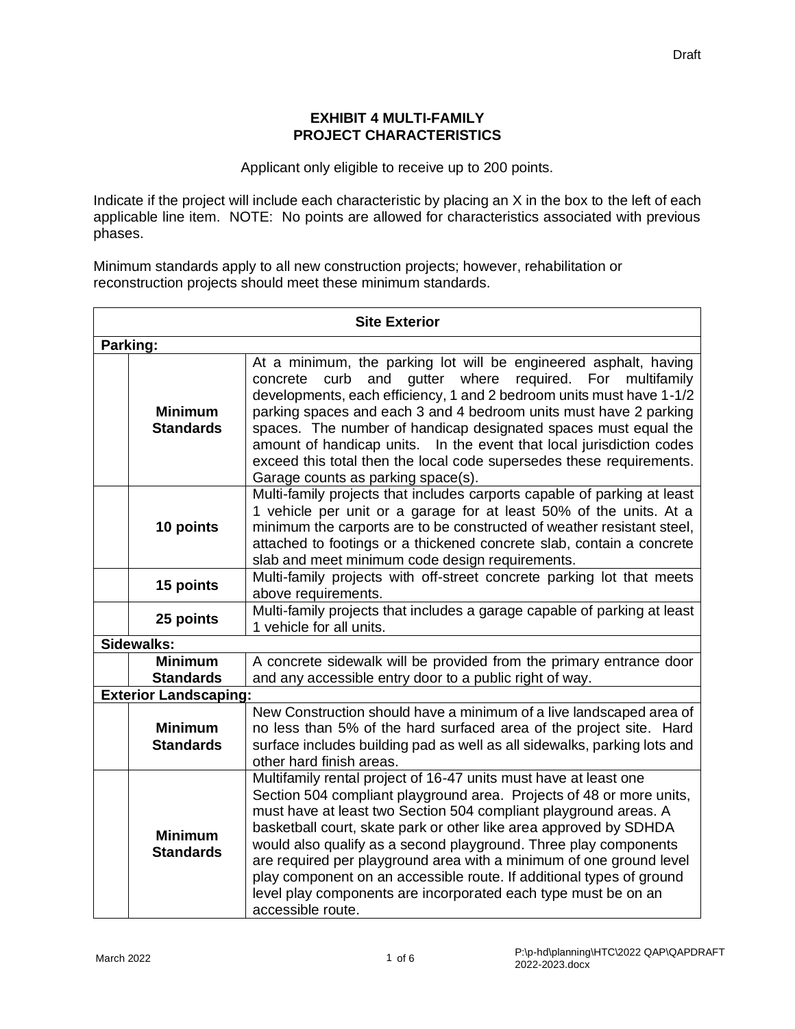Draft

**EXHIBIT 4 MULTI-FAMILY**
**PROJECT CHARACTERISTICS**

Applicant only eligible to receive up to 200 points.

Indicate if the project will include each characteristic by placing an X in the box to the left of each applicable line item. NOTE: No points are allowed for characteristics associated with previous phases.

Minimum standards apply to all new construction projects; however, rehabilitation or reconstruction projects should meet these minimum standards.

| | | |
|---|---|---|
| **Site Exterior** | | |
| **Parking:** | | |
| | **Minimum Standards** | At a minimum, the parking lot will be engineered asphalt, having concrete curb and gutter where required. For multifamily developments, each efficiency, 1 and 2 bedroom units must have 1-1/2 parking spaces and each 3 and 4 bedroom units must have 2 parking spaces. The number of handicap designated spaces must equal the amount of handicap units. In the event that local jurisdiction codes exceed this total then the local code supersedes these requirements. Garage counts as parking space(s). |
| | **10 points** | Multi-family projects that includes carports capable of parking at least 1 vehicle per unit or a garage for at least 50% of the units. At a minimum the carports are to be constructed of weather resistant steel, attached to footings or a thickened concrete slab, contain a concrete slab and meet minimum code design requirements. |
| | **15 points** | Multi-family projects with off-street concrete parking lot that meets above requirements. |
| | **25 points** | Multi-family projects that includes a garage capable of parking at least 1 vehicle for all units. |
| **Sidewalks:** | | |
| | **Minimum Standards** | A concrete sidewalk will be provided from the primary entrance door and any accessible entry door to a public right of way. |
| **Exterior Landscaping:** | | |
| | **Minimum Standards** | New Construction should have a minimum of a live landscaped area of no less than 5% of the hard surfaced area of the project site. Hard surface includes building pad as well as all sidewalks, parking lots and other hard finish areas. |
| | **Minimum Standards** | Multifamily rental project of 16-47 units must have at least one Section 504 compliant playground area. Projects of 48 or more units, must have at least two Section 504 compliant playground areas. A basketball court, skate park or other like area approved by SDHDA would also qualify as a second playground. Three play components are required per playground area with a minimum of one ground level play component on an accessible route. If additional types of ground level play components are incorporated each type must be on an accessible route. |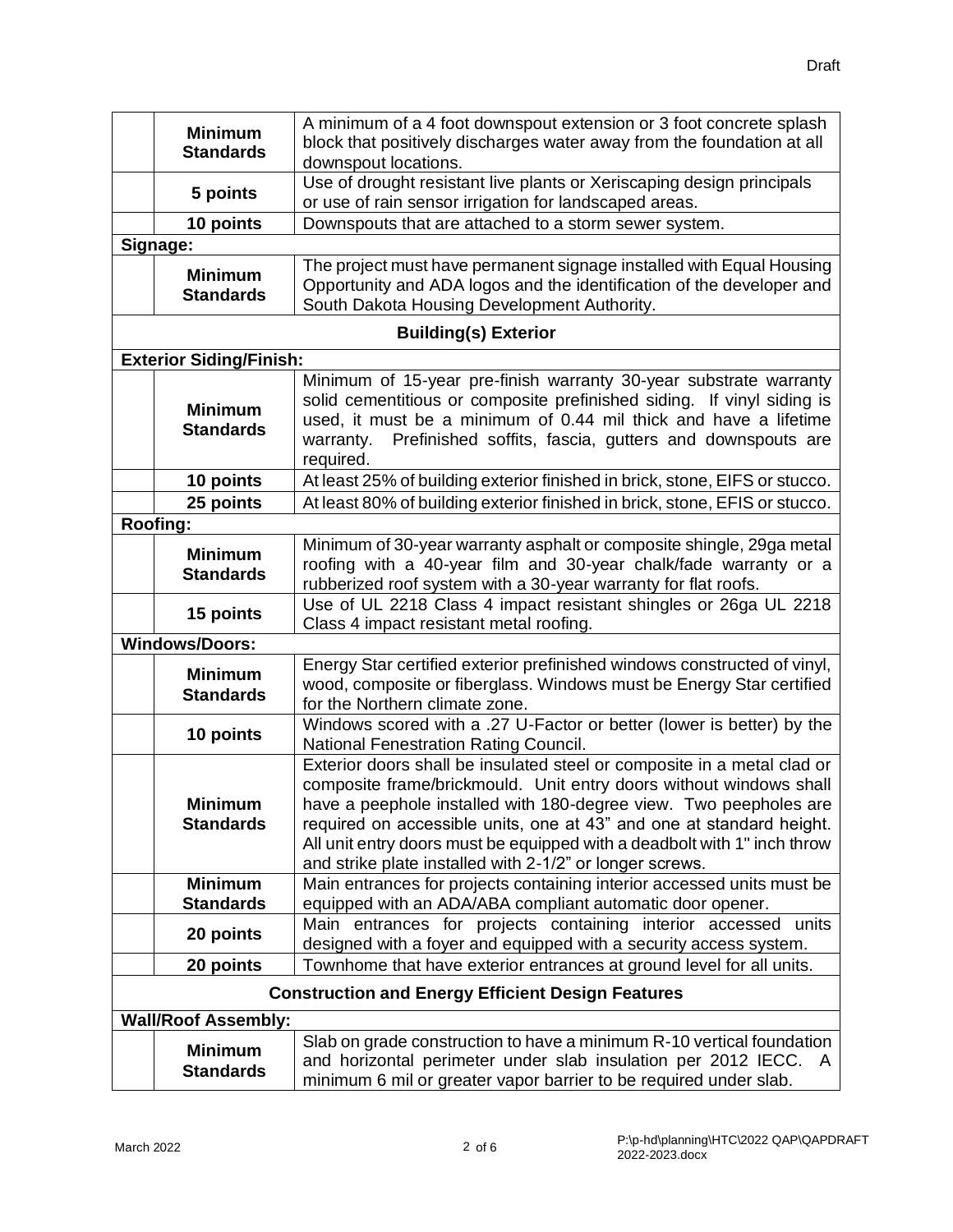Draft

| | | |
|---|---|---|
| | **Minimum Standards** | A minimum of a 4 foot downspout extension or 3 foot concrete splash block that positively discharges water away from the foundation at all downspout locations. |
| | **5 points** | Use of drought resistant live plants or Xeriscaping design principals or use of rain sensor irrigation for landscaped areas. |
| | **10 points** | Downspouts that are attached to a storm sewer system. |
| **Signage:** | | |
| | **Minimum Standards** | The project must have permanent signage installed with Equal Housing Opportunity and ADA logos and the identification of the developer and South Dakota Housing Development Authority. |
| **Building(s) Exterior** | | |
| **Exterior Siding/Finish:** | | |
| | **Minimum Standards** | Minimum of 15-year pre-finish warranty 30-year substrate warranty solid cementitious or composite prefinished siding. If vinyl siding is used, it must be a minimum of 0.44 mil thick and have a lifetime warranty. Prefinished soffits, fascia, gutters and downspouts are required. |
| | **10 points** | At least 25% of building exterior finished in brick, stone, EIFS or stucco. |
| | **25 points** | At least 80% of building exterior finished in brick, stone, EFIS or stucco. |
| **Roofing:** | | |
| | **Minimum Standards** | Minimum of 30-year warranty asphalt or composite shingle, 29ga metal roofing with a 40-year film and 30-year chalk/fade warranty or a rubberized roof system with a 30-year warranty for flat roofs. |
| | **15 points** | Use of UL 2218 Class 4 impact resistant shingles or 26ga UL 2218 Class 4 impact resistant metal roofing. |
| **Windows/Doors:** | | |
| | **Minimum Standards** | Energy Star certified exterior prefinished windows constructed of vinyl, wood, composite or fiberglass. Windows must be Energy Star certified for the Northern climate zone. |
| | **10 points** | Windows scored with a .27 U-Factor or better (lower is better) by the National Fenestration Rating Council. |
| | **Minimum Standards** | Exterior doors shall be insulated steel or composite in a metal clad or composite frame/brickmould. Unit entry doors without windows shall have a peephole installed with 180-degree view. Two peepholes are required on accessible units, one at 43" and one at standard height. All unit entry doors must be equipped with a deadbolt with 1" inch throw and strike plate installed with 2-1/2" or longer screws. |
| | **Minimum Standards** | Main entrances for projects containing interior accessed units must be equipped with an ADA/ABA compliant automatic door opener. |
| | **20 points** | Main entrances for projects containing interior accessed units designed with a foyer and equipped with a security access system. |
| | **20 points** | Townhome that have exterior entrances at ground level for all units. |
| **Construction and Energy Efficient Design Features** | | |
| **Wall/Roof Assembly:** | | |
| | **Minimum Standards** | Slab on grade construction to have a minimum R-10 vertical foundation and horizontal perimeter under slab insulation per 2012 IECC. A minimum 6 mil or greater vapor barrier to be required under slab. |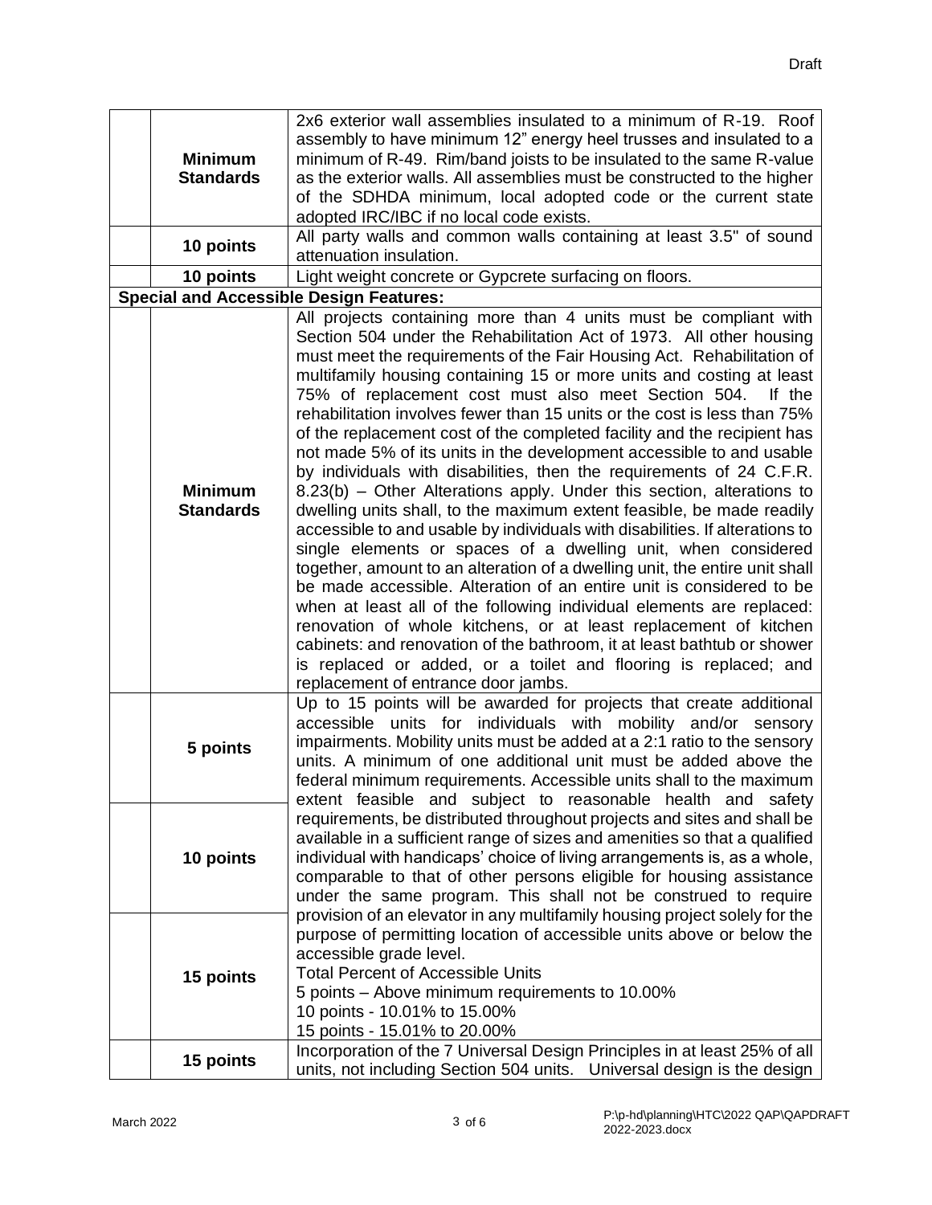| | | |
|---|---|---|
| | **Minimum Standards** | 2x6 exterior wall assemblies insulated to a minimum of R-19. Roof assembly to have minimum 12" energy heel trusses and insulated to a minimum of R-49. Rim/band joists to be insulated to the same R-value as the exterior walls. All assemblies must be constructed to the higher of the SDHDA minimum, local adopted code or the current state adopted IRC/IBC if no local code exists. |
| | **10 points** | All party walls and common walls containing at least 3.5" of sound attenuation insulation. |
| | **10 points** | Light weight concrete or Gypcrete surfacing on floors. |
| **Special and Accessible Design Features:** | | |
| | **Minimum Standards** | All projects containing more than 4 units must be compliant with Section 504 under the Rehabilitation Act of 1973. All other housing must meet the requirements of the Fair Housing Act. Rehabilitation of multifamily housing containing 15 or more units and costing at least 75% of replacement cost must also meet Section 504. If the rehabilitation involves fewer than 15 units or the cost is less than 75% of the replacement cost of the completed facility and the recipient has not made 5% of its units in the development accessible to and usable by individuals with disabilities, then the requirements of 24 C.F.R. 8.23(b) – Other Alterations apply. Under this section, alterations to dwelling units shall, to the maximum extent feasible, be made readily accessible to and usable by individuals with disabilities. If alterations to single elements or spaces of a dwelling unit, when considered together, amount to an alteration of a dwelling unit, the entire unit shall be made accessible. Alteration of an entire unit is considered to be when at least all of the following individual elements are replaced: renovation of whole kitchens, or at least replacement of kitchen cabinets: and renovation of the bathroom, it at least bathtub or shower is replaced or added, or a toilet and flooring is replaced; and replacement of entrance door jambs. |
| | **5 points** | Up to 15 points will be awarded for projects that create additional accessible units for individuals with mobility and/or sensory impairments. Mobility units must be added at a 2:1 ratio to the sensory units. A minimum of one additional unit must be added above the federal minimum requirements. Accessible units shall to the maximum extent feasible and subject to reasonable health and safety requirements, be distributed throughout projects and sites and shall be available in a sufficient range of sizes and amenities so that a qualified individual with handicaps' choice of living arrangements is, as a whole, comparable to that of other persons eligible for housing assistance under the same program. This shall not be construed to require provision of an elevator in any multifamily housing project solely for the purpose of permitting location of accessible units above or below the accessible grade level.<br>Total Percent of Accessible Units<br>5 points – Above minimum requirements to 10.00%<br>10 points - 10.01% to 15.00%<br>15 points - 15.01% to 20.00% |
| | **10 points** | |
| | **15 points** | |
| | **15 points** | Incorporation of the 7 Universal Design Principles in at least 25% of all units, not including Section 504 units. Universal design is the design |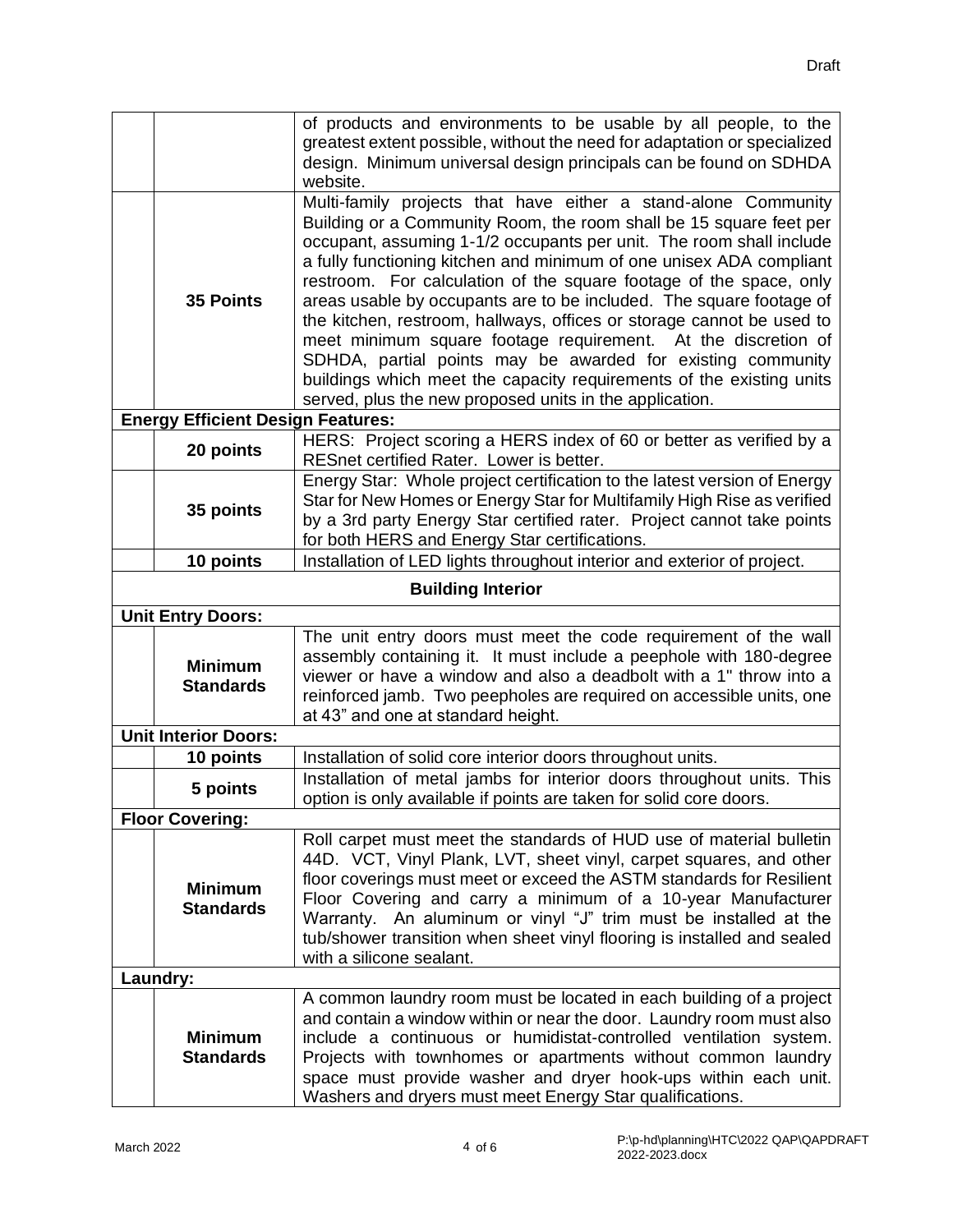| | | |
|---|---|---|
| | | of products and environments to be usable by all people, to the greatest extent possible, without the need for adaptation or specialized design. Minimum universal design principals can be found on SDHDA website. |
| | **35 Points** | Multi-family projects that have either a stand-alone Community Building or a Community Room, the room shall be 15 square feet per occupant, assuming 1-1/2 occupants per unit. The room shall include a fully functioning kitchen and minimum of one unisex ADA compliant restroom. For calculation of the square footage of the space, only areas usable by occupants are to be included. The square footage of the kitchen, restroom, hallways, offices or storage cannot be used to meet minimum square footage requirement. At the discretion of SDHDA, partial points may be awarded for existing community buildings which meet the capacity requirements of the existing units served, plus the new proposed units in the application. |
| **Energy Efficient Design Features:** | | |
| | **20 points** | HERS: Project scoring a HERS index of 60 or better as verified by a RESnet certified Rater. Lower is better. |
| | **35 points** | Energy Star: Whole project certification to the latest version of Energy Star for New Homes or Energy Star for Multifamily High Rise as verified by a 3rd party Energy Star certified rater. Project cannot take points for both HERS and Energy Star certifications. |
| | **10 points** | Installation of LED lights throughout interior and exterior of project. |
| **Building Interior** | | |
| **Unit Entry Doors:** | | |
| | **Minimum Standards** | The unit entry doors must meet the code requirement of the wall assembly containing it. It must include a peephole with 180-degree viewer or have a window and also a deadbolt with a 1" throw into a reinforced jamb. Two peepholes are required on accessible units, one at 43" and one at standard height. |
| **Unit Interior Doors:** | | |
| | **10 points** | Installation of solid core interior doors throughout units. |
| | **5 points** | Installation of metal jambs for interior doors throughout units. This option is only available if points are taken for solid core doors. |
| **Floor Covering:** | | |
| | **Minimum Standards** | Roll carpet must meet the standards of HUD use of material bulletin 44D. VCT, Vinyl Plank, LVT, sheet vinyl, carpet squares, and other floor coverings must meet or exceed the ASTM standards for Resilient Floor Covering and carry a minimum of a 10-year Manufacturer Warranty. An aluminum or vinyl "J" trim must be installed at the tub/shower transition when sheet vinyl flooring is installed and sealed with a silicone sealant. |
| **Laundry:** | | |
| | **Minimum Standards** | A common laundry room must be located in each building of a project and contain a window within or near the door. Laundry room must also include a continuous or humidistat-controlled ventilation system. Projects with townhomes or apartments without common laundry space must provide washer and dryer hook-ups within each unit. Washers and dryers must meet Energy Star qualifications. |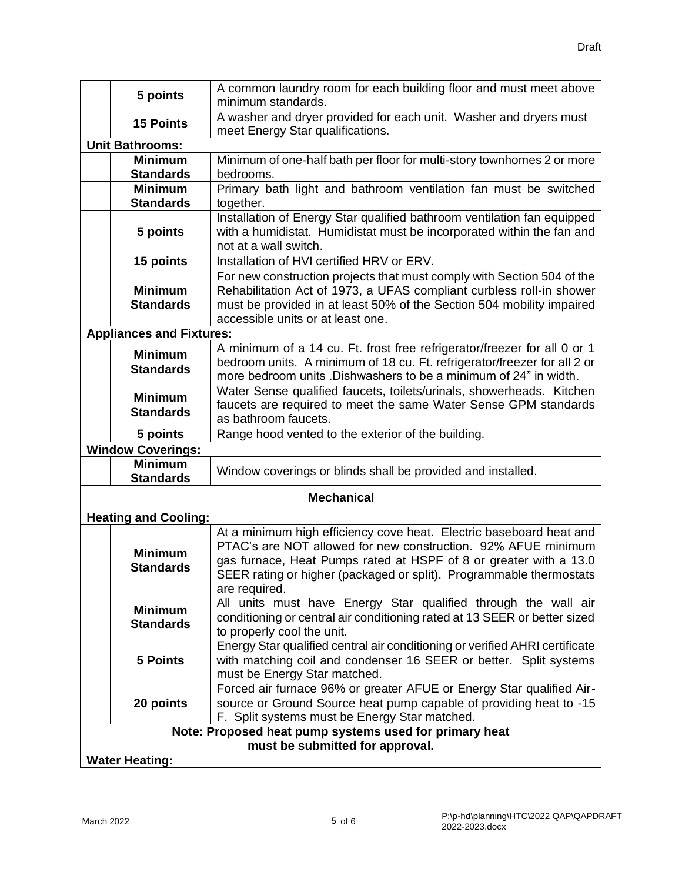| | | |
|---|---|---|
| | **5 points** | A common laundry room for each building floor and must meet above minimum standards. |
| | **15 Points** | A washer and dryer provided for each unit. Washer and dryers must meet Energy Star qualifications. |
| **Unit Bathrooms:** | | |
| | **Minimum Standards** | Minimum of one-half bath per floor for multi-story townhomes 2 or more bedrooms. |
| | **Minimum Standards** | Primary bath light and bathroom ventilation fan must be switched together. |
| | **5 points** | Installation of Energy Star qualified bathroom ventilation fan equipped with a humidistat. Humidistat must be incorporated within the fan and not at a wall switch. |
| | **15 points** | Installation of HVI certified HRV or ERV. |
| | **Minimum Standards** | For new construction projects that must comply with Section 504 of the Rehabilitation Act of 1973, a UFAS compliant curbless roll-in shower must be provided in at least 50% of the Section 504 mobility impaired accessible units or at least one. |
| **Appliances and Fixtures:** | | |
| | **Minimum Standards** | A minimum of a 14 cu. Ft. frost free refrigerator/freezer for all 0 or 1 bedroom units. A minimum of 18 cu. Ft. refrigerator/freezer for all 2 or more bedroom units .Dishwashers to be a minimum of 24" in width. |
| | **Minimum Standards** | Water Sense qualified faucets, toilets/urinals, showerheads. Kitchen faucets are required to meet the same Water Sense GPM standards as bathroom faucets. |
| | **5 points** | Range hood vented to the exterior of the building. |
| **Window Coverings:** | | |
| | **Minimum Standards** | Window coverings or blinds shall be provided and installed. |
| **Mechanical** | | |
| **Heating and Cooling:** | | |
| | **Minimum Standards** | At a minimum high efficiency cove heat. Electric baseboard heat and PTAC's are NOT allowed for new construction. 92% AFUE minimum gas furnace, Heat Pumps rated at HSPF of 8 or greater with a 13.0 SEER rating or higher (packaged or split). Programmable thermostats are required. |
| | **Minimum Standards** | All units must have Energy Star qualified through the wall air conditioning or central air conditioning rated at 13 SEER or better sized to properly cool the unit. |
| | **5 Points** | Energy Star qualified central air conditioning or verified AHRI certificate with matching coil and condenser 16 SEER or better. Split systems must be Energy Star matched. |
| | **20 points** | Forced air furnace 96% or greater AFUE or Energy Star qualified Air-source or Ground Source heat pump capable of providing heat to -15 F. Split systems must be Energy Star matched. |
| **Note: Proposed heat pump systems used for primary heat must be submitted for approval.** | | |
| **Water Heating:** | | |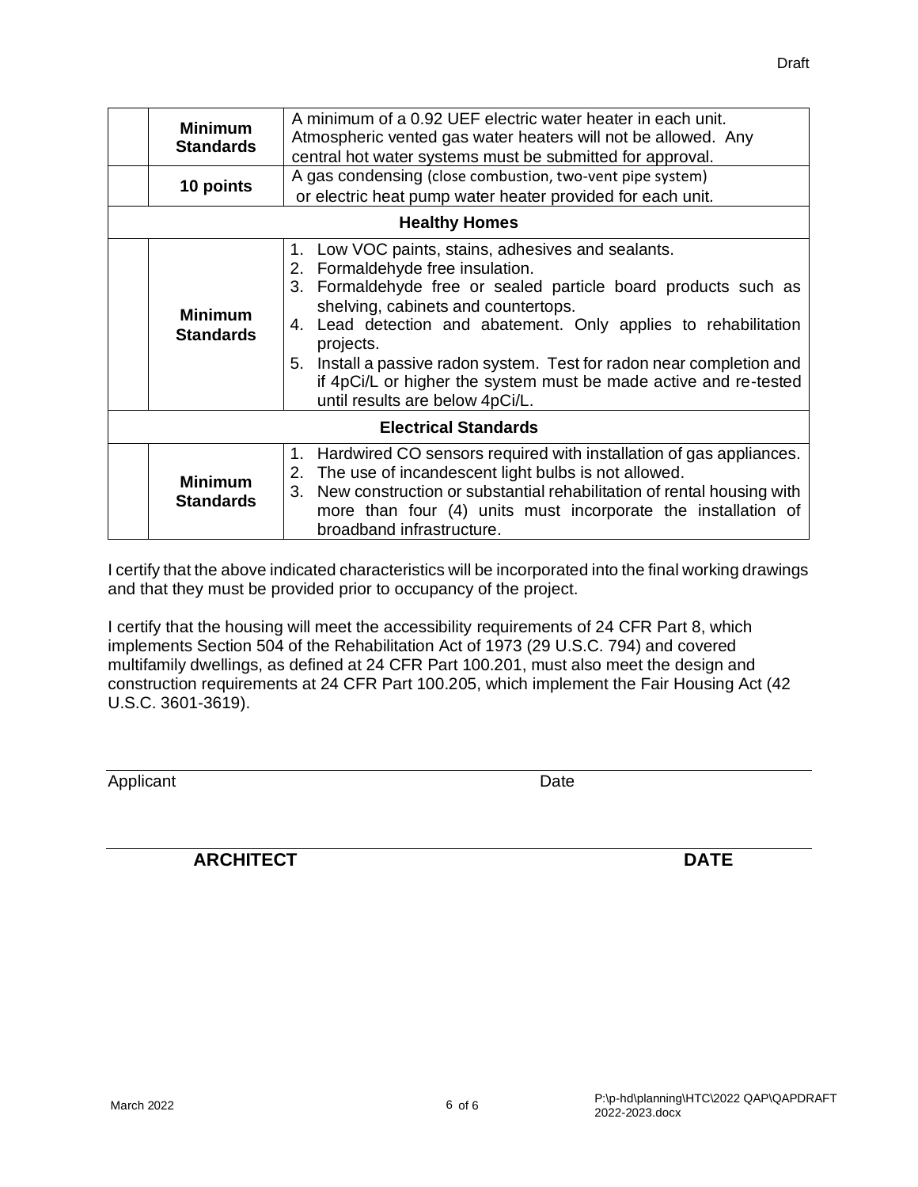| | | |
|---|---|---|
| | **Minimum Standards** | A minimum of a 0.92 UEF electric water heater in each unit. Atmospheric vented gas water heaters will not be allowed. Any central hot water systems must be submitted for approval. |
| | **10 points** | A gas condensing (close combustion, two-vent pipe system) or electric heat pump water heater provided for each unit. |
| **Healthy Homes** | | |
| | **Minimum Standards** | 1. Low VOC paints, stains, adhesives and sealants.<br>2. Formaldehyde free insulation.<br>3. Formaldehyde free or sealed particle board products such as shelving, cabinets and countertops.<br>4. Lead detection and abatement. Only applies to rehabilitation projects.<br>5. Install a passive radon system. Test for radon near completion and if 4pCi/L or higher the system must be made active and re-tested until results are below 4pCi/L. |
| **Electrical Standards** | | |
| | **Minimum Standards** | 1. Hardwired CO sensors required with installation of gas appliances.<br>2. The use of incandescent light bulbs is not allowed.<br>3. New construction or substantial rehabilitation of rental housing with more than four (4) units must incorporate the installation of broadband infrastructure. |

I certify that the above indicated characteristics will be incorporated into the final working drawings and that they must be provided prior to occupancy of the project.

I certify that the housing will meet the accessibility requirements of 24 CFR Part 8, which implements Section 504 of the Rehabilitation Act of 1973 (29 U.S.C. 794) and covered multifamily dwellings, as defined at 24 CFR Part 100.201, must also meet the design and construction requirements at 24 CFR Part 100.205, which implement the Fair Housing Act (42 U.S.C. 3601-3619).

______________________________________________

Applicant                                                                 Date

______________________________________________

**ARCHITECT**                                                                 **DATE**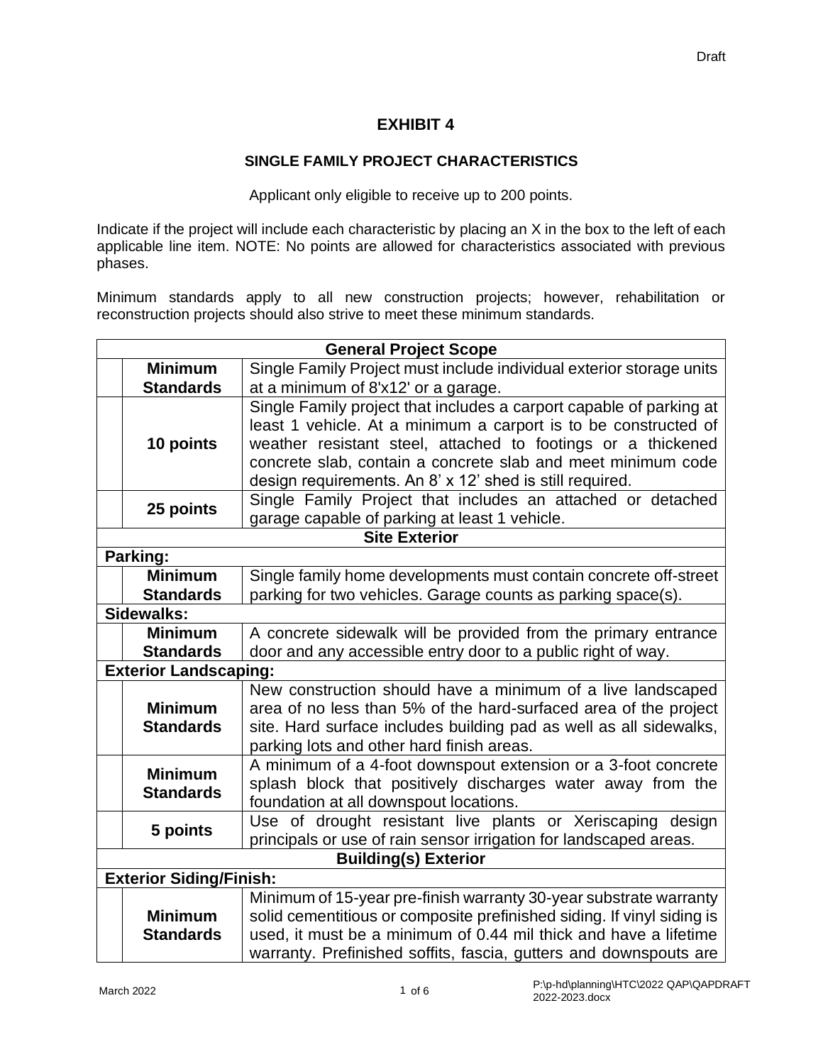Draft

# EXHIBIT 4

## SINGLE FAMILY PROJECT CHARACTERISTICS

Applicant only eligible to receive up to 200 points.

Indicate if the project will include each characteristic by placing an X in the box to the left of each applicable line item. NOTE: No points are allowed for characteristics associated with previous phases.

Minimum standards apply to all new construction projects; however, rehabilitation or reconstruction projects should also strive to meet these minimum standards.

| | | |
|---|---|---|
| **General Project Scope** | | |
| | **Minimum Standards** | Single Family Project must include individual exterior storage units at a minimum of 8'x12' or a garage. |
| | **10 points** | Single Family project that includes a carport capable of parking at least 1 vehicle. At a minimum a carport is to be constructed of weather resistant steel, attached to footings or a thickened concrete slab, contain a concrete slab and meet minimum code design requirements. An 8' x 12' shed is still required. |
| | **25 points** | Single Family Project that includes an attached or detached garage capable of parking at least 1 vehicle. |
| **Site Exterior** | | |
| **Parking:** | | |
| | **Minimum Standards** | Single family home developments must contain concrete off-street parking for two vehicles. Garage counts as parking space(s). |
| **Sidewalks:** | | |
| | **Minimum Standards** | A concrete sidewalk will be provided from the primary entrance door and any accessible entry door to a public right of way. |
| **Exterior Landscaping:** | | |
| | **Minimum Standards** | New construction should have a minimum of a live landscaped area of no less than 5% of the hard-surfaced area of the project site. Hard surface includes building pad as well as all sidewalks, parking lots and other hard finish areas. |
| | **Minimum Standards** | A minimum of a 4-foot downspout extension or a 3-foot concrete splash block that positively discharges water away from the foundation at all downspout locations. |
| | **5 points** | Use of drought resistant live plants or Xeriscaping design principals or use of rain sensor irrigation for landscaped areas. |
| **Building(s) Exterior** | | |
| **Exterior Siding/Finish:** | | |
| | **Minimum Standards** | Minimum of 15-year pre-finish warranty 30-year substrate warranty solid cementitious or composite prefinished siding. If vinyl siding is used, it must be a minimum of 0.44 mil thick and have a lifetime warranty. Prefinished soffits, fascia, gutters and downspouts are |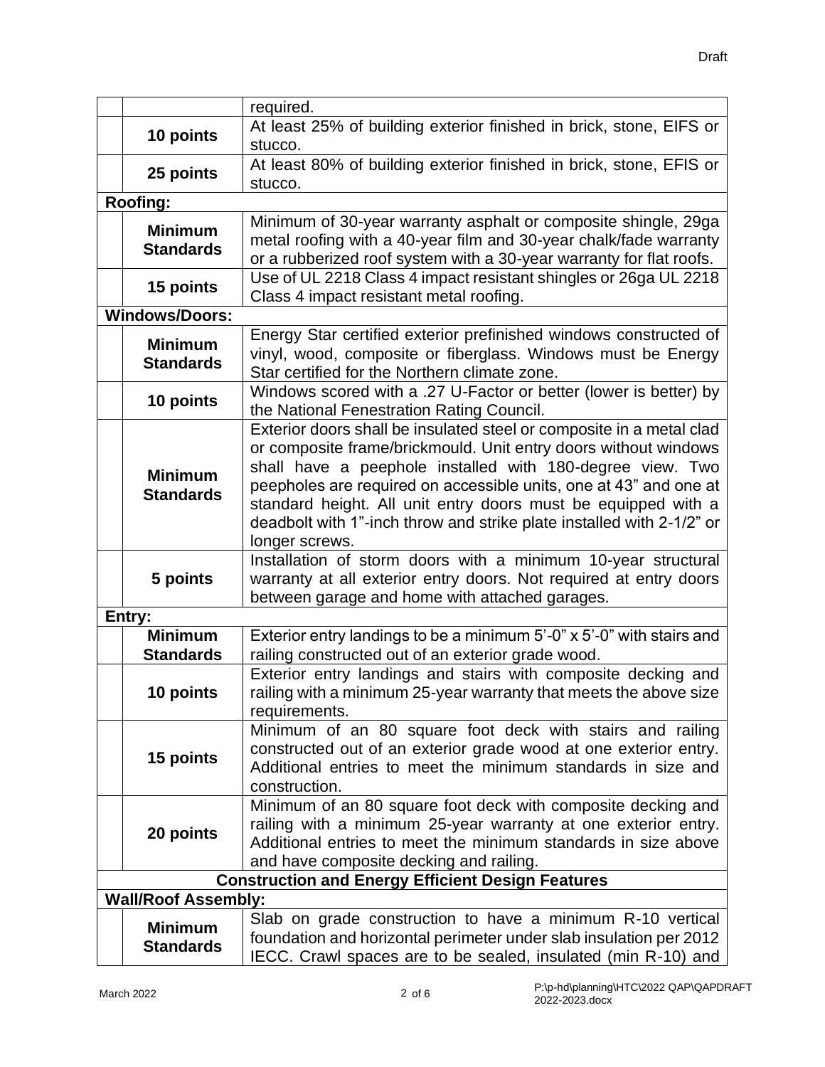| | | |
|---|---|---|
| | | required. |
| | **10 points** | At least 25% of building exterior finished in brick, stone, EIFS or stucco. |
| | **25 points** | At least 80% of building exterior finished in brick, stone, EFIS or stucco. |
| **Roofing:** | | |
| | **Minimum Standards** | Minimum of 30-year warranty asphalt or composite shingle, 29ga metal roofing with a 40-year film and 30-year chalk/fade warranty or a rubberized roof system with a 30-year warranty for flat roofs. |
| | **15 points** | Use of UL 2218 Class 4 impact resistant shingles or 26ga UL 2218 Class 4 impact resistant metal roofing. |
| **Windows/Doors:** | | |
| | **Minimum Standards** | Energy Star certified exterior prefinished windows constructed of vinyl, wood, composite or fiberglass. Windows must be Energy Star certified for the Northern climate zone. |
| | **10 points** | Windows scored with a .27 U-Factor or better (lower is better) by the National Fenestration Rating Council. |
| | **Minimum Standards** | Exterior doors shall be insulated steel or composite in a metal clad or composite frame/brickmould. Unit entry doors without windows shall have a peephole installed with 180-degree view. Two peepholes are required on accessible units, one at 43" and one at standard height. All unit entry doors must be equipped with a deadbolt with 1"-inch throw and strike plate installed with 2-1/2" or longer screws. |
| | **5 points** | Installation of storm doors with a minimum 10-year structural warranty at all exterior entry doors. Not required at entry doors between garage and home with attached garages. |
| **Entry:** | | |
| | **Minimum Standards** | Exterior entry landings to be a minimum 5'-0" x 5'-0" with stairs and railing constructed out of an exterior grade wood. |
| | **10 points** | Exterior entry landings and stairs with composite decking and railing with a minimum 25-year warranty that meets the above size requirements. |
| | **15 points** | Minimum of an 80 square foot deck with stairs and railing constructed out of an exterior grade wood at one exterior entry. Additional entries to meet the minimum standards in size and construction. |
| | **20 points** | Minimum of an 80 square foot deck with composite decking and railing with a minimum 25-year warranty at one exterior entry. Additional entries to meet the minimum standards in size above and have composite decking and railing. |
| **Construction and Energy Efficient Design Features** | | |
| **Wall/Roof Assembly:** | | |
| | **Minimum Standards** | Slab on grade construction to have a minimum R-10 vertical foundation and horizontal perimeter under slab insulation per 2012 IECC. Crawl spaces are to be sealed, insulated (min R-10) and |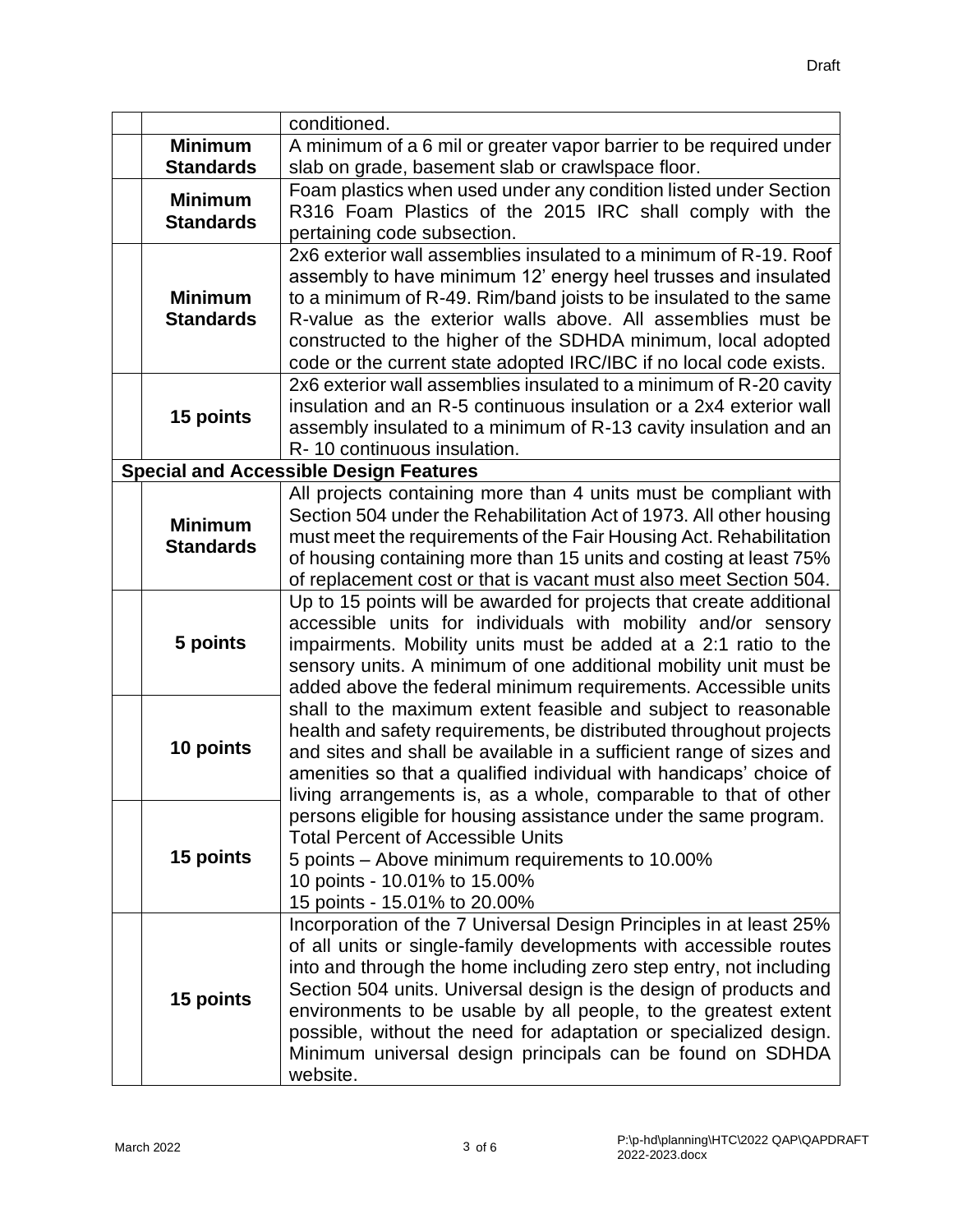| | | |
|---|---|---|
| | | conditioned. |
| | **Minimum Standards** | A minimum of a 6 mil or greater vapor barrier to be required under slab on grade, basement slab or crawlspace floor. |
| | **Minimum Standards** | Foam plastics when used under any condition listed under Section R316 Foam Plastics of the 2015 IRC shall comply with the pertaining code subsection. |
| | **Minimum Standards** | 2x6 exterior wall assemblies insulated to a minimum of R-19. Roof assembly to have minimum 12' energy heel trusses and insulated to a minimum of R-49. Rim/band joists to be insulated to the same R-value as the exterior walls above. All assemblies must be constructed to the higher of the SDHDA minimum, local adopted code or the current state adopted IRC/IBC if no local code exists. |
| | **15 points** | 2x6 exterior wall assemblies insulated to a minimum of R-20 cavity insulation and an R-5 continuous insulation or a 2x4 exterior wall assembly insulated to a minimum of R-13 cavity insulation and an R- 10 continuous insulation. |
| **Special and Accessible Design Features** | | |
| | **Minimum Standards** | All projects containing more than 4 units must be compliant with Section 504 under the Rehabilitation Act of 1973. All other housing must meet the requirements of the Fair Housing Act. Rehabilitation of housing containing more than 15 units and costing at least 75% of replacement cost or that is vacant must also meet Section 504. |
| | **5 points** | Up to 15 points will be awarded for projects that create additional accessible units for individuals with mobility and/or sensory impairments. Mobility units must be added at a 2:1 ratio to the sensory units. A minimum of one additional mobility unit must be added above the federal minimum requirements. Accessible units shall to the maximum extent feasible and subject to reasonable health and safety requirements, be distributed throughout projects and sites and shall be available in a sufficient range of sizes and amenities so that a qualified individual with handicaps' choice of living arrangements is, as a whole, comparable to that of other persons eligible for housing assistance under the same program.<br>Total Percent of Accessible Units<br>5 points – Above minimum requirements to 10.00%<br>10 points - 10.01% to 15.00%<br>15 points - 15.01% to 20.00% |
| | **10 points** | |
| | **15 points** | |
| | **15 points** | Incorporation of the 7 Universal Design Principles in at least 25% of all units or single-family developments with accessible routes into and through the home including zero step entry, not including Section 504 units. Universal design is the design of products and environments to be usable by all people, to the greatest extent possible, without the need for adaptation or specialized design. Minimum universal design principals can be found on SDHDA website. |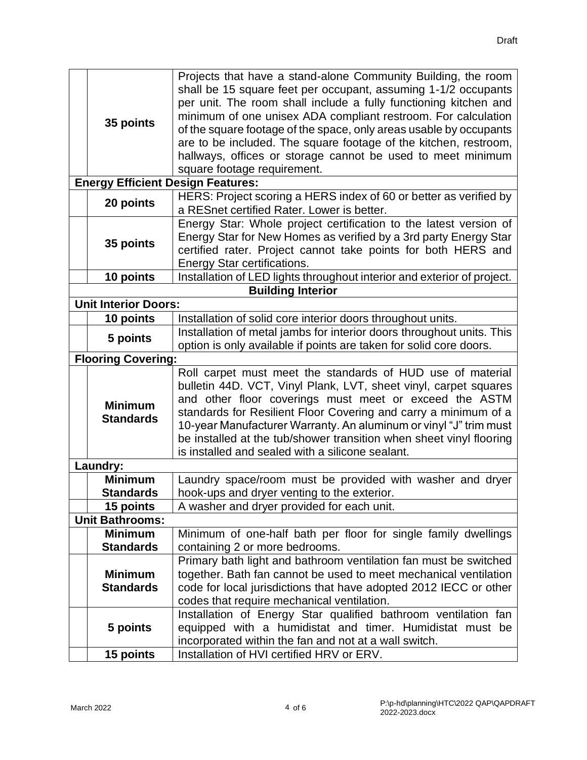| | | |
|---|---|---|
| | **35 points** | Projects that have a stand-alone Community Building, the room shall be 15 square feet per occupant, assuming 1-1/2 occupants per unit. The room shall include a fully functioning kitchen and minimum of one unisex ADA compliant restroom. For calculation of the square footage of the space, only areas usable by occupants are to be included. The square footage of the kitchen, restroom, hallways, offices or storage cannot be used to meet minimum square footage requirement. |
| **Energy Efficient Design Features:** | | |
| | **20 points** | HERS: Project scoring a HERS index of 60 or better as verified by a RESnet certified Rater. Lower is better. |
| | **35 points** | Energy Star: Whole project certification to the latest version of Energy Star for New Homes as verified by a 3rd party Energy Star certified rater. Project cannot take points for both HERS and Energy Star certifications. |
| | **10 points** | Installation of LED lights throughout interior and exterior of project. |
| **Building Interior** | | |
| **Unit Interior Doors:** | | |
| | **10 points** | Installation of solid core interior doors throughout units. |
| | **5 points** | Installation of metal jambs for interior doors throughout units. This option is only available if points are taken for solid core doors. |
| **Flooring Covering:** | | |
| | **Minimum Standards** | Roll carpet must meet the standards of HUD use of material bulletin 44D. VCT, Vinyl Plank, LVT, sheet vinyl, carpet squares and other floor coverings must meet or exceed the ASTM standards for Resilient Floor Covering and carry a minimum of a 10-year Manufacturer Warranty. An aluminum or vinyl "J" trim must be installed at the tub/shower transition when sheet vinyl flooring is installed and sealed with a silicone sealant. |
| **Laundry:** | | |
| | **Minimum Standards** | Laundry space/room must be provided with washer and dryer hook-ups and dryer venting to the exterior. |
| | **15 points** | A washer and dryer provided for each unit. |
| **Unit Bathrooms:** | | |
| | **Minimum Standards** | Minimum of one-half bath per floor for single family dwellings containing 2 or more bedrooms. |
| | **Minimum Standards** | Primary bath light and bathroom ventilation fan must be switched together. Bath fan cannot be used to meet mechanical ventilation code for local jurisdictions that have adopted 2012 IECC or other codes that require mechanical ventilation. |
| | **5 points** | Installation of Energy Star qualified bathroom ventilation fan equipped with a humidistat and timer. Humidistat must be incorporated within the fan and not at a wall switch. |
| | **15 points** | Installation of HVI certified HRV or ERV. |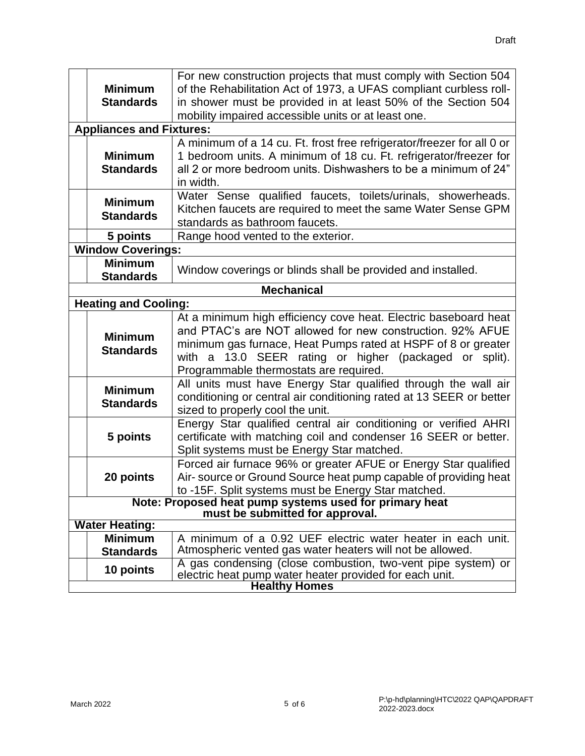| | | |
|---|---|---|
| | **Minimum Standards** | For new construction projects that must comply with Section 504 of the Rehabilitation Act of 1973, a UFAS compliant curbless roll-in shower must be provided in at least 50% of the Section 504 mobility impaired accessible units or at least one. |
| **Appliances and Fixtures:** | | |
| | **Minimum Standards** | A minimum of a 14 cu. Ft. frost free refrigerator/freezer for all 0 or 1 bedroom units. A minimum of 18 cu. Ft. refrigerator/freezer for all 2 or more bedroom units. Dishwashers to be a minimum of 24" in width. |
| | **Minimum Standards** | Water Sense qualified faucets, toilets/urinals, showerheads. Kitchen faucets are required to meet the same Water Sense GPM standards as bathroom faucets. |
| | **5 points** | Range hood vented to the exterior. |
| **Window Coverings:** | | |
| | **Minimum Standards** | Window coverings or blinds shall be provided and installed. |
| **Mechanical** | | |
| **Heating and Cooling:** | | |
| | **Minimum Standards** | At a minimum high efficiency cove heat. Electric baseboard heat and PTAC's are NOT allowed for new construction. 92% AFUE minimum gas furnace, Heat Pumps rated at HSPF of 8 or greater with a 13.0 SEER rating or higher (packaged or split). Programmable thermostats are required. |
| | **Minimum Standards** | All units must have Energy Star qualified through the wall air conditioning or central air conditioning rated at 13 SEER or better sized to properly cool the unit. |
| | **5 points** | Energy Star qualified central air conditioning or verified AHRI certificate with matching coil and condenser 16 SEER or better. Split systems must be Energy Star matched. |
| | **20 points** | Forced air furnace 96% or greater AFUE or Energy Star qualified Air- source or Ground Source heat pump capable of providing heat to -15F. Split systems must be Energy Star matched. |
| **Note: Proposed heat pump systems used for primary heat must be submitted for approval.** | | |
| **Water Heating:** | | |
| | **Minimum Standards** | A minimum of a 0.92 UEF electric water heater in each unit. Atmospheric vented gas water heaters will not be allowed. |
| | **10 points** | A gas condensing (close combustion, two-vent pipe system) or electric heat pump water heater provided for each unit. |
| **Healthy Homes** | | |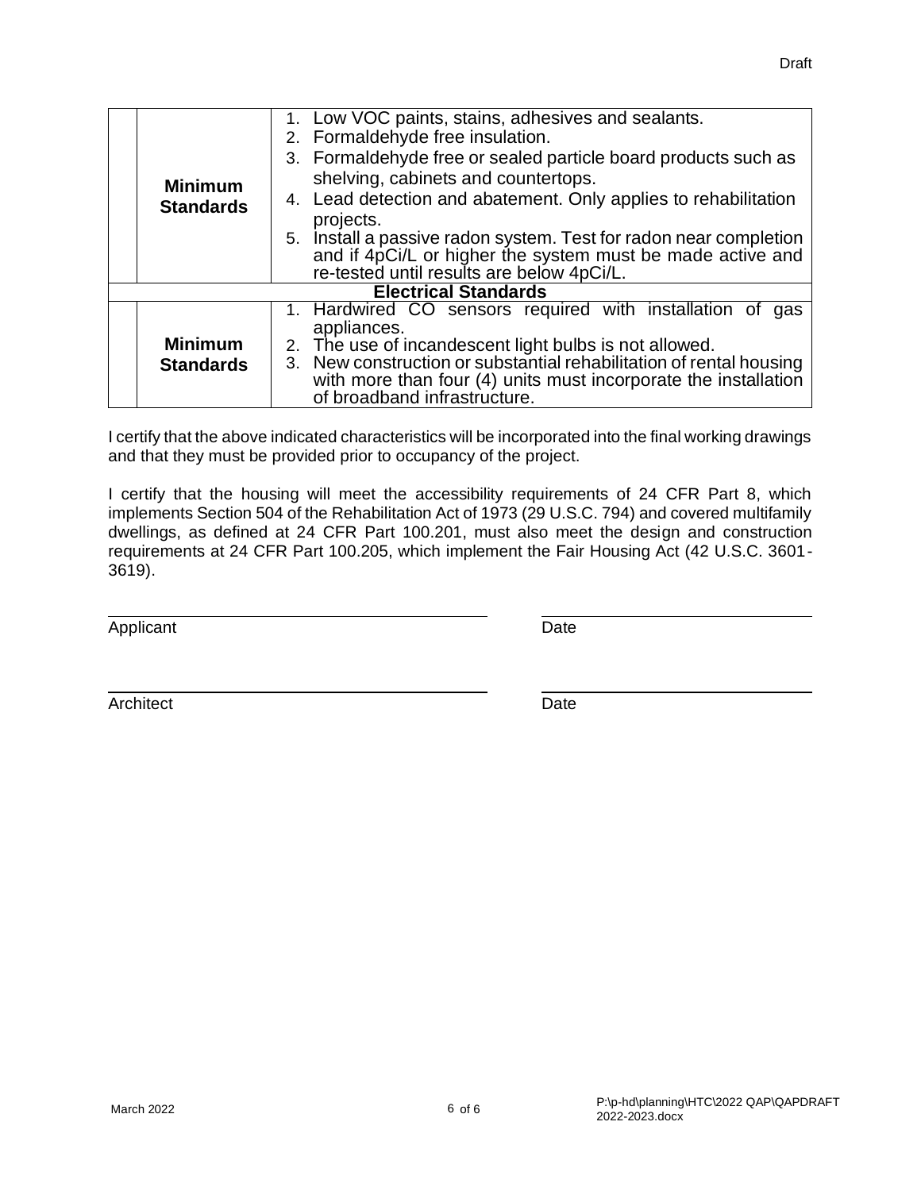| | | |
|---|---|---|
| | **Minimum Standards** | 1. Low VOC paints, stains, adhesives and sealants.<br>2. Formaldehyde free insulation.<br>3. Formaldehyde free or sealed particle board products such as shelving, cabinets and countertops.<br>4. Lead detection and abatement. Only applies to rehabilitation projects.<br>5. Install a passive radon system. Test for radon near completion and if 4pCi/L or higher the system must be made active and re-tested until results are below 4pCi/L. |
| **Electrical Standards** | | |
| | **Minimum Standards** | 1. Hardwired CO sensors required with installation of gas appliances.<br>2. The use of incandescent light bulbs is not allowed.<br>3. New construction or substantial rehabilitation of rental housing with more than four (4) units must incorporate the installation of broadband infrastructure. |

I certify that the above indicated characteristics will be incorporated into the final working drawings and that they must be provided prior to occupancy of the project.

I certify that the housing will meet the accessibility requirements of 24 CFR Part 8, which implements Section 504 of the Rehabilitation Act of 1973 (29 U.S.C. 794) and covered multifamily dwellings, as defined at 24 CFR Part 100.201, must also meet the design and construction requirements at 24 CFR Part 100.205, which implement the Fair Housing Act (42 U.S.C. 3601-3619).

Applicant ______________________ Date ______________

Architect ______________________ Date ______________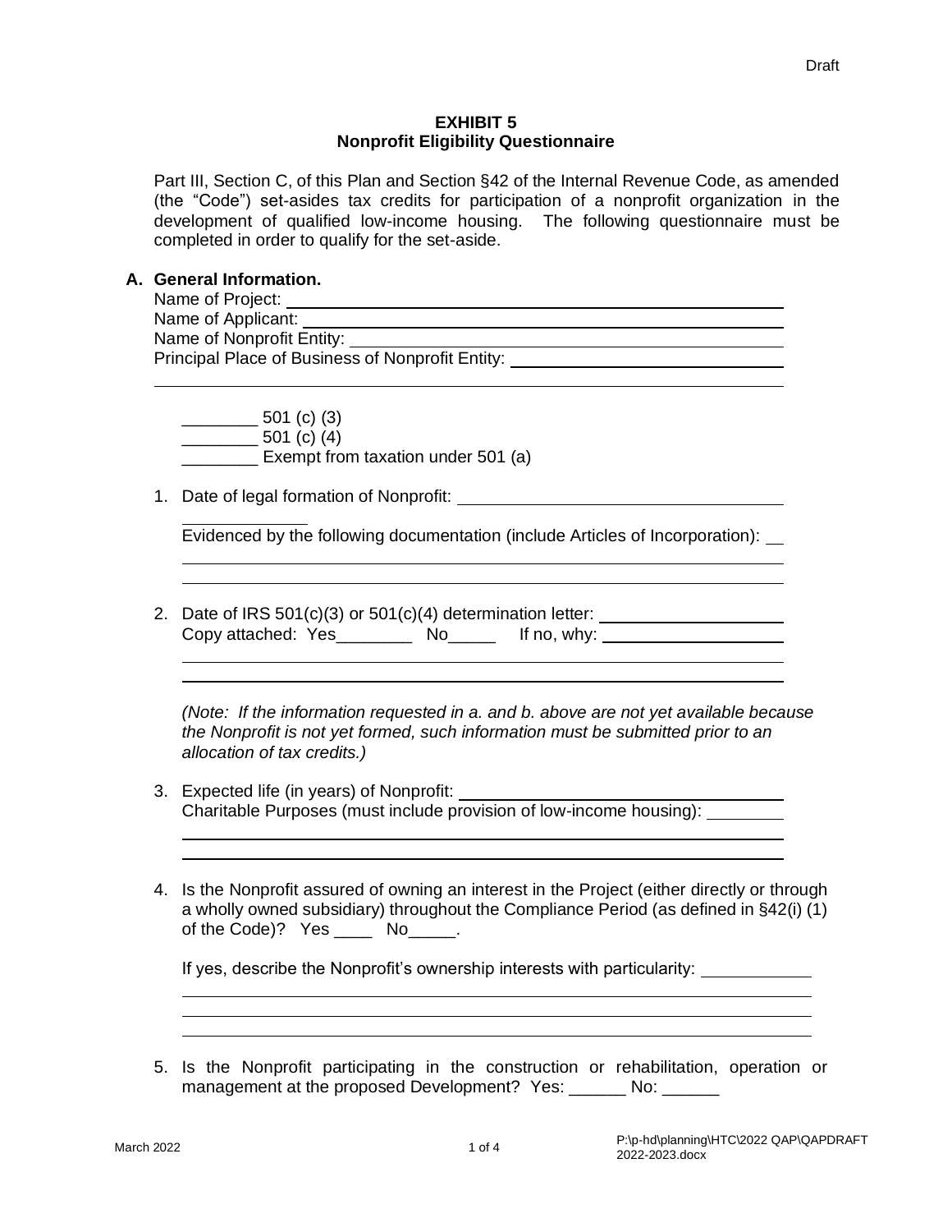Draft

# EXHIBIT 5
## Nonprofit Eligibility Questionnaire

Part III, Section C, of this Plan and Section §42 of the Internal Revenue Code, as amended (the "Code") set-asides tax credits for participation of a nonprofit organization in the development of qualified low-income housing. The following questionnaire must be completed in order to qualify for the set-aside.

**A. General Information.**

Name of Project: ________________________________________________

Name of Applicant: ______________________________________________

Name of Nonprofit Entity: ________________________________________

Principal Place of Business of Nonprofit Entity: ______________________

_____________________________________________________________

________ 501 (c) (3)
________ 501 (c) (4)
________ Exempt from taxation under 501 (a)

1. Date of legal formation of Nonprofit: ______________________________
   ____________
   Evidenced by the following documentation (include Articles of Incorporation): __
   _____________________________________________________________
   _____________________________________________________________

2. Date of IRS 501(c)(3) or 501(c)(4) determination letter: __________________
   Copy attached: Yes________ No_____ If no, why: __________________
   _____________________________________________________________
   _____________________________________________________________

   *(Note: If the information requested in a. and b. above are not yet available because the Nonprofit is not yet formed, such information must be submitted prior to an allocation of tax credits.)*

3. Expected life (in years) of Nonprofit: ______________________________
   Charitable Purposes (must include provision of low-income housing): ________
   _____________________________________________________________
   _____________________________________________________________

4. Is the Nonprofit assured of owning an interest in the Project (either directly or through a wholly owned subsidiary) throughout the Compliance Period (as defined in §42(i) (1) of the Code)? Yes ____ No_____.

   If yes, describe the Nonprofit's ownership interests with particularity: ___________
   _____________________________________________________________
   _____________________________________________________________
   _____________________________________________________________

5. Is the Nonprofit participating in the construction or rehabilitation, operation or management at the proposed Development? Yes: ______ No: ______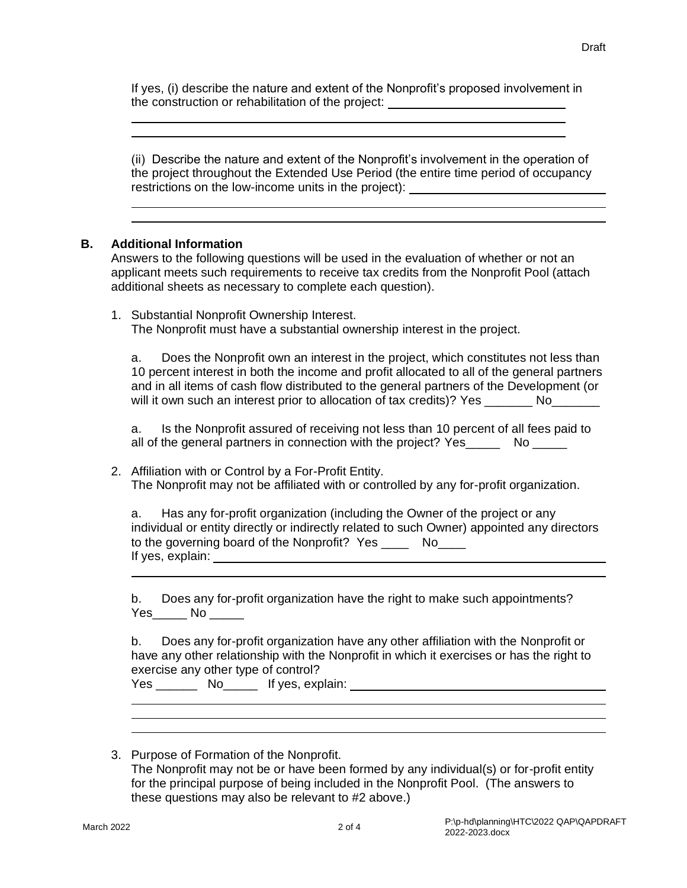If yes, (i) describe the nature and extent of the Nonprofit's proposed involvement in the construction or rehabilitation of the project: ___________________________

___________________________________________________________________________

___________________________________________________________________________

(ii) Describe the nature and extent of the Nonprofit's involvement in the operation of the project throughout the Extended Use Period (the entire time period of occupancy restrictions on the low-income units in the project): ___________________________

___________________________________________________________________________

___________________________________________________________________________

**B. Additional Information**

Answers to the following questions will be used in the evaluation of whether or not an applicant meets such requirements to receive tax credits from the Nonprofit Pool (attach additional sheets as necessary to complete each question).

1. Substantial Nonprofit Ownership Interest.
   The Nonprofit must have a substantial ownership interest in the project.

   a. Does the Nonprofit own an interest in the project, which constitutes not less than 10 percent interest in both the income and profit allocated to all of the general partners and in all items of cash flow distributed to the general partners of the Development (or will it own such an interest prior to allocation of tax credits)? Yes _______ No_______

   a. Is the Nonprofit assured of receiving not less than 10 percent of all fees paid to all of the general partners in connection with the project? Yes_____ No _____

2. Affiliation with or Control by a For-Profit Entity.
   The Nonprofit may not be affiliated with or controlled by any for-profit organization.

   a. Has any for-profit organization (including the Owner of the project or any individual or entity directly or indirectly related to such Owner) appointed any directors to the governing board of the Nonprofit? Yes ____ No____
   If yes, explain: ___________________________________________________________

   ___________________________________________________________________________

   b. Does any for-profit organization have the right to make such appointments?
   Yes_____ No _____

   b. Does any for-profit organization have any other affiliation with the Nonprofit or have any other relationship with the Nonprofit in which it exercises or has the right to exercise any other type of control?
   Yes ______ No_____ If yes, explain: ______________________________________

   ___________________________________________________________________________

   ___________________________________________________________________________

   ___________________________________________________________________________

3. Purpose of Formation of the Nonprofit.
   The Nonprofit may not be or have been formed by any individual(s) or for-profit entity for the principal purpose of being included in the Nonprofit Pool. (The answers to these questions may also be relevant to #2 above.)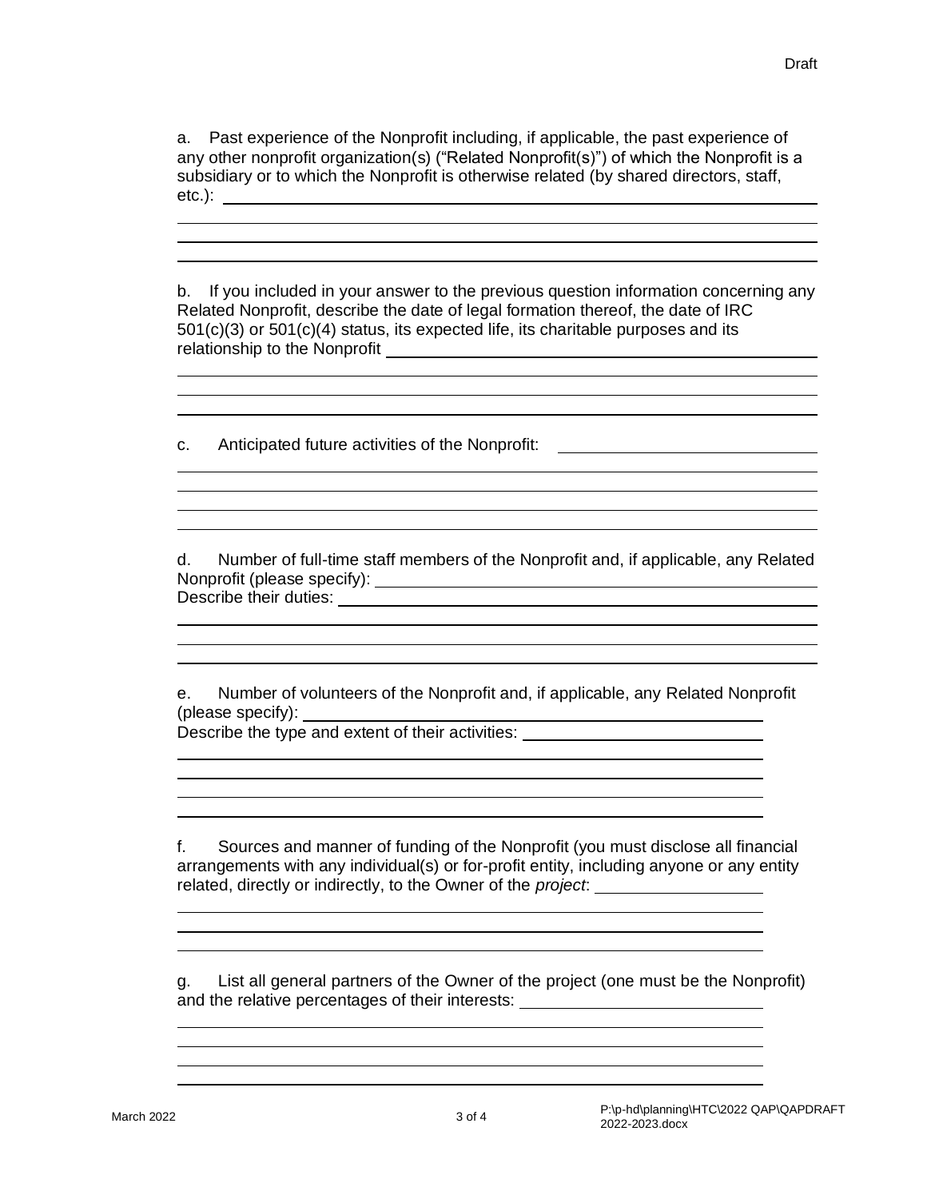a. Past experience of the Nonprofit including, if applicable, the past experience of any other nonprofit organization(s) ("Related Nonprofit(s)") of which the Nonprofit is a subsidiary or to which the Nonprofit is otherwise related (by shared directors, staff, etc.): \_\_\_\_\_\_\_\_\_\_\_\_\_\_\_\_\_\_\_\_\_\_\_\_\_\_\_\_\_\_\_\_\_\_\_\_\_\_\_\_

b. If you included in your answer to the previous question information concerning any Related Nonprofit, describe the date of legal formation thereof, the date of IRC 501(c)(3) or 501(c)(4) status, its expected life, its charitable purposes and its relationship to the Nonprofit \_\_\_\_\_\_\_\_\_\_\_\_\_\_\_\_\_\_\_\_\_\_\_\_\_\_\_\_\_\_\_\_\_\_\_\_\_\_\_\_

c. Anticipated future activities of the Nonprofit: \_\_\_\_\_\_\_\_\_\_\_\_\_\_\_\_\_\_\_\_\_\_\_\_\_\_\_\_\_\_\_\_\_\_\_\_\_\_\_\_

d. Number of full-time staff members of the Nonprofit and, if applicable, any Related Nonprofit (please specify): \_\_\_\_\_\_\_\_\_\_\_\_\_\_\_\_\_\_\_\_\_\_\_\_\_\_\_\_\_\_\_\_\_\_\_\_\_\_\_\_

Describe their duties: \_\_\_\_\_\_\_\_\_\_\_\_\_\_\_\_\_\_\_\_\_\_\_\_\_\_\_\_\_\_\_\_\_\_\_\_\_\_\_\_

e. Number of volunteers of the Nonprofit and, if applicable, any Related Nonprofit (please specify): \_\_\_\_\_\_\_\_\_\_\_\_\_\_\_\_\_\_\_\_\_\_\_\_\_\_\_\_\_\_\_\_\_\_\_\_\_\_\_\_

Describe the type and extent of their activities: \_\_\_\_\_\_\_\_\_\_\_\_\_\_\_\_\_\_\_\_\_\_\_\_\_\_\_\_\_\_\_\_\_\_\_\_\_\_\_\_

f. Sources and manner of funding of the Nonprofit (you must disclose all financial arrangements with any individual(s) or for-profit entity, including anyone or any entity related, directly or indirectly, to the Owner of the *project*: \_\_\_\_\_\_\_\_\_\_\_\_\_\_\_\_\_\_\_\_\_\_\_\_\_\_\_\_\_\_\_\_\_\_\_\_\_\_\_\_

g. List all general partners of the Owner of the project (one must be the Nonprofit) and the relative percentages of their interests: \_\_\_\_\_\_\_\_\_\_\_\_\_\_\_\_\_\_\_\_\_\_\_\_\_\_\_\_\_\_\_\_\_\_\_\_\_\_\_\_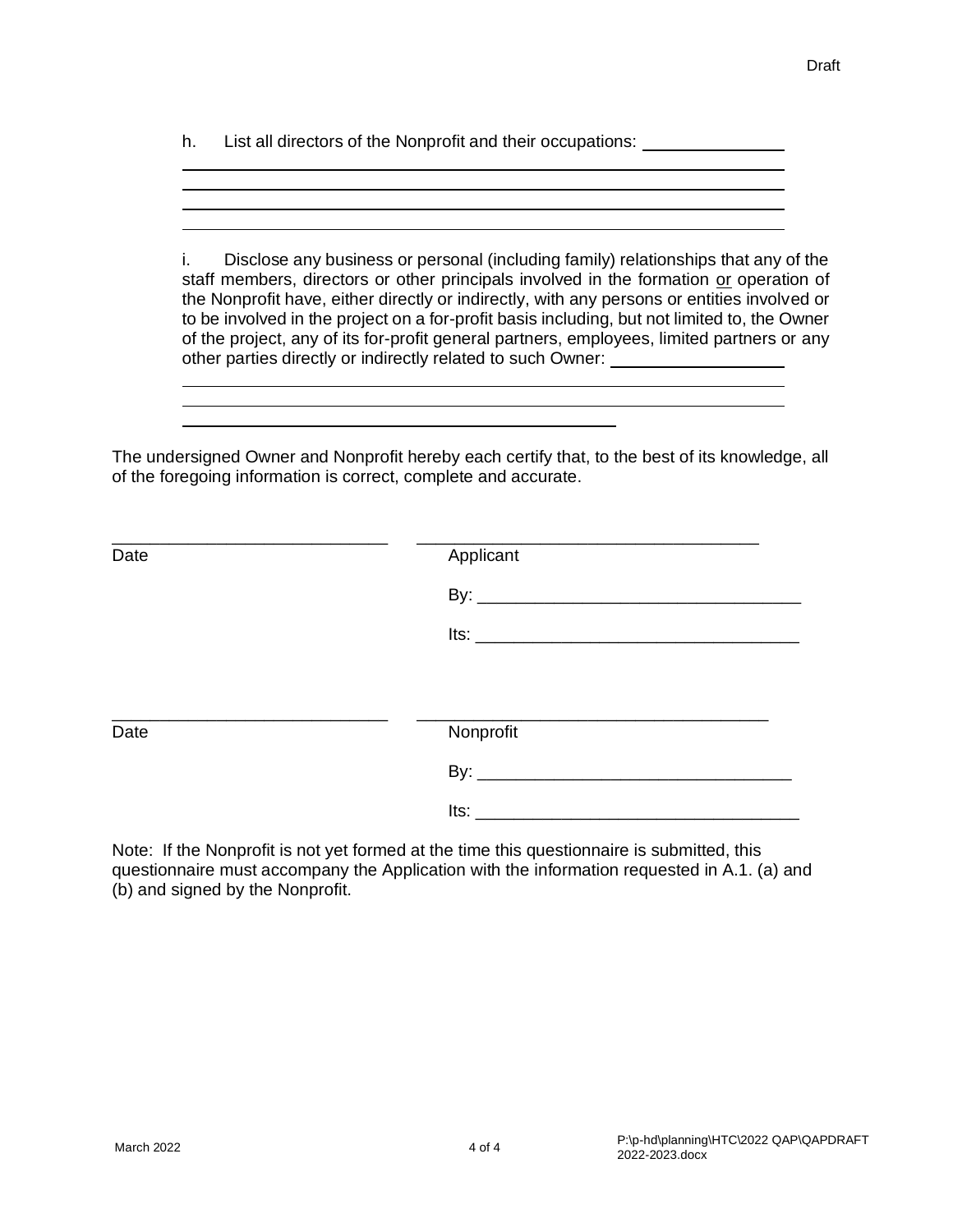h. List all directors of the Nonprofit and their occupations: ______________

____________________________________________________________

____________________________________________________________

____________________________________________________________

____________________________________________________________

i. Disclose any business or personal (including family) relationships that any of the staff members, directors or other principals involved in the formation or operation of the Nonprofit have, either directly or indirectly, with any persons or entities involved or to be involved in the project on a for-profit basis including, but not limited to, the Owner of the project, any of its for-profit general partners, employees, limited partners or any other parties directly or indirectly related to such Owner: ________________

____________________________________________________________

____________________________________________________________

________________________________________

The undersigned Owner and Nonprofit hereby each certify that, to the best of its knowledge, all of the foregoing information is correct, complete and accurate.

_____________________________ _____________________________________
Date Applicant

By: __________________________________

Its: __________________________________

_____________________________ _____________________________________
Date Nonprofit

By: __________________________________

Its: __________________________________

Note: If the Nonprofit is not yet formed at the time this questionnaire is submitted, this questionnaire must accompany the Application with the information requested in A.1. (a) and (b) and signed by the Nonprofit.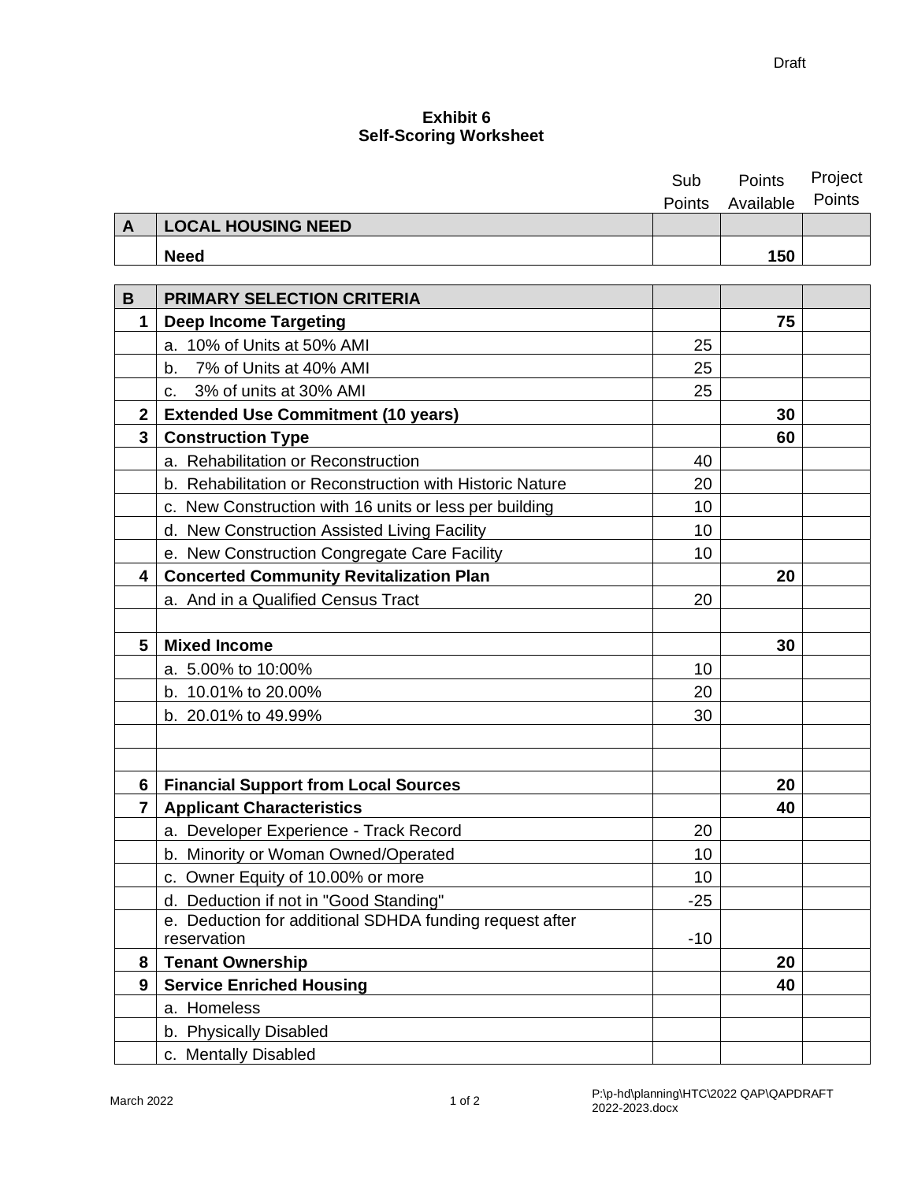Draft

**Exhibit 6**
**Self-Scoring Worksheet**

| | | Sub Points | Points Available | Project Points |
|---|---|---|---|---|
| **A** | **LOCAL HOUSING NEED** | | | |
| | **Need** | | **150** | |

| | | Sub Points | Points Available | Project Points |
|---|---|---|---|---|
| **B** | **PRIMARY SELECTION CRITERIA** | | | |
| **1** | **Deep Income Targeting** | | **75** | |
| | a. 10% of Units at 50% AMI | 25 | | |
| | b. 7% of Units at 40% AMI | 25 | | |
| | c. 3% of units at 30% AMI | 25 | | |
| **2** | **Extended Use Commitment (10 years)** | | **30** | |
| **3** | **Construction Type** | | **60** | |
| | a. Rehabilitation or Reconstruction | 40 | | |
| | b. Rehabilitation or Reconstruction with Historic Nature | 20 | | |
| | c. New Construction with 16 units or less per building | 10 | | |
| | d. New Construction Assisted Living Facility | 10 | | |
| | e. New Construction Congregate Care Facility | 10 | | |
| **4** | **Concerted Community Revitalization Plan** | | **20** | |
| | a. And in a Qualified Census Tract | 20 | | |
| | | | | |
| **5** | **Mixed Income** | | **30** | |
| | a. 5.00% to 10:00% | 10 | | |
| | b. 10.01% to 20.00% | 20 | | |
| | b. 20.01% to 49.99% | 30 | | |
| | | | | |
| | | | | |
| **6** | **Financial Support from Local Sources** | | **20** | |
| **7** | **Applicant Characteristics** | | **40** | |
| | a. Developer Experience - Track Record | 20 | | |
| | b. Minority or Woman Owned/Operated | 10 | | |
| | c. Owner Equity of 10.00% or more | 10 | | |
| | d. Deduction if not in "Good Standing" | -25 | | |
| | e. Deduction for additional SDHDA funding request after reservation | -10 | | |
| **8** | **Tenant Ownership** | | **20** | |
| **9** | **Service Enriched Housing** | | **40** | |
| | a. Homeless | | | |
| | b. Physically Disabled | | | |
| | c. Mentally Disabled | | | |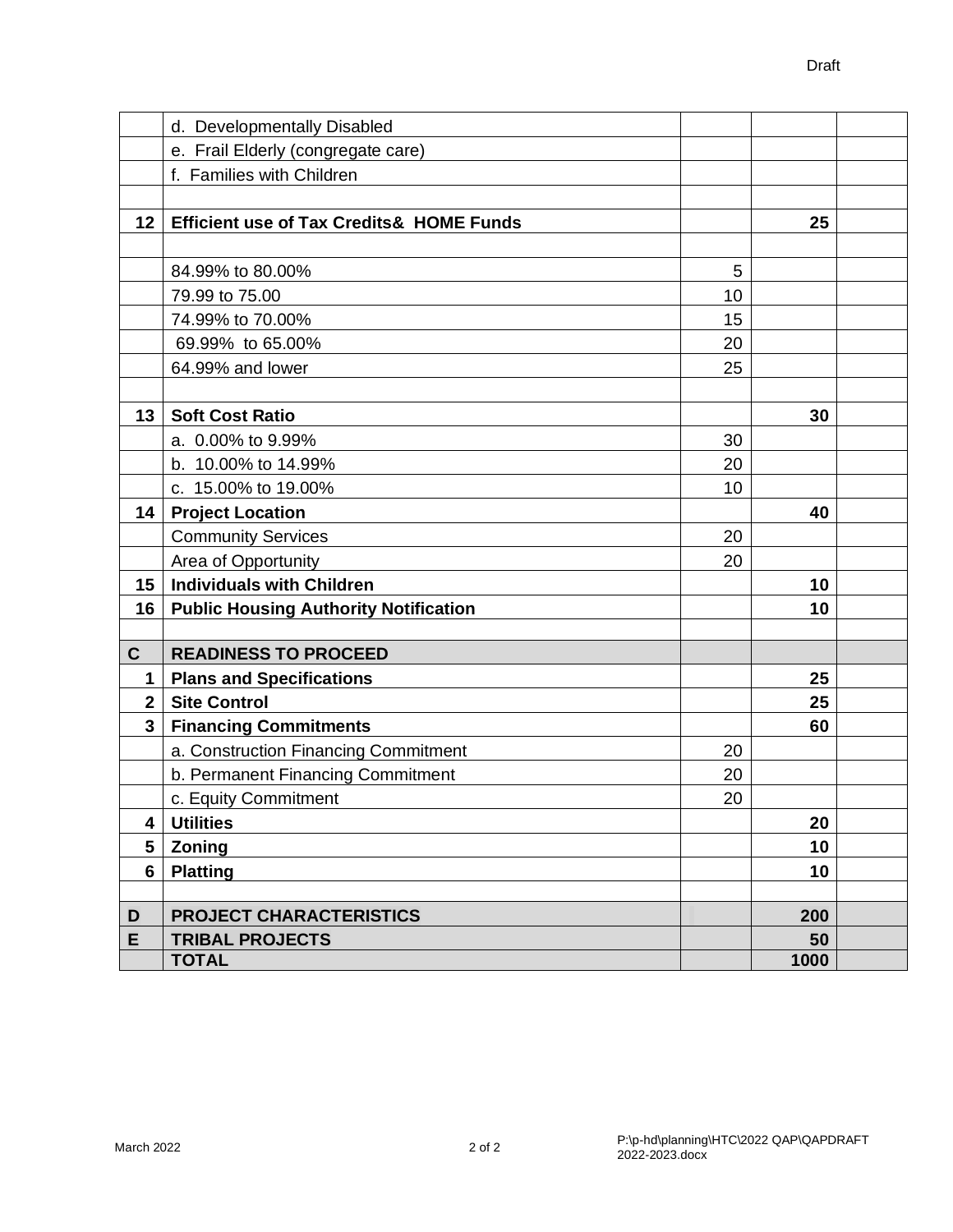Draft

| | | | | |
|---|---|---|---|---|
| | d. Developmentally Disabled | | | |
| | e. Frail Elderly (congregate care) | | | |
| | f. Families with Children | | | |
| | | | | |
| **12** | **Efficient use of Tax Credits& HOME Funds** | | **25** | |
| | | | | |
| | 84.99% to 80.00% | 5 | | |
| | 79.99 to 75.00 | 10 | | |
| | 74.99% to 70.00% | 15 | | |
| | 69.99% to 65.00% | 20 | | |
| | 64.99% and lower | 25 | | |
| | | | | |
| **13** | **Soft Cost Ratio** | | **30** | |
| | a. 0.00% to 9.99% | 30 | | |
| | b. 10.00% to 14.99% | 20 | | |
| | c. 15.00% to 19.00% | 10 | | |
| **14** | **Project Location** | | **40** | |
| | Community Services | 20 | | |
| | Area of Opportunity | 20 | | |
| **15** | **Individuals with Children** | | **10** | |
| **16** | **Public Housing Authority Notification** | | **10** | |
| | | | | |
| **C** | **READINESS TO PROCEED** | | | |
| **1** | **Plans and Specifications** | | **25** | |
| **2** | **Site Control** | | **25** | |
| **3** | **Financing Commitments** | | **60** | |
| | a. Construction Financing Commitment | 20 | | |
| | b. Permanent Financing Commitment | 20 | | |
| | c. Equity Commitment | 20 | | |
| **4** | **Utilities** | | **20** | |
| **5** | **Zoning** | | **10** | |
| **6** | **Platting** | | **10** | |
| | | | | |
| **D** | **PROJECT CHARACTERISTICS** | | **200** | |
| **E** | **TRIBAL PROJECTS** | | **50** | |
| | **TOTAL** | | **1000** | |

March 2022

P:\p-hd\planning\HTC\2022 QAP\QAPDRAFT 2022-2023.docx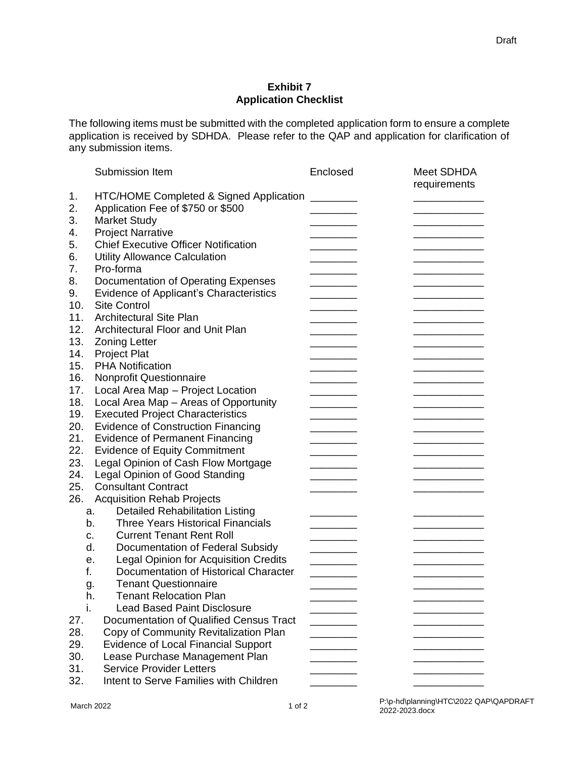Draft

**Exhibit 7**
**Application Checklist**

The following items must be submitted with the completed application form to ensure a complete application is received by SDHDA. Please refer to the QAP and application for clarification of any submission items.

| | Submission Item | Enclosed | Meet SDHDA requirements |
|---|---|---|---|
| 1. | HTC/HOME Completed & Signed Application | ________ | ____________ |
| 2. | Application Fee of $750 or $500 | ________ | ____________ |
| 3. | Market Study | ________ | ____________ |
| 4. | Project Narrative | ________ | ____________ |
| 5. | Chief Executive Officer Notification | ________ | ____________ |
| 6. | Utility Allowance Calculation | ________ | ____________ |
| 7. | Pro-forma | ________ | ____________ |
| 8. | Documentation of Operating Expenses | ________ | ____________ |
| 9. | Evidence of Applicant's Characteristics | ________ | ____________ |
| 10. | Site Control | ________ | ____________ |
| 11. | Architectural Site Plan | ________ | ____________ |
| 12. | Architectural Floor and Unit Plan | ________ | ____________ |
| 13. | Zoning Letter | ________ | ____________ |
| 14. | Project Plat | ________ | ____________ |
| 15. | PHA Notification | ________ | ____________ |
| 16. | Nonprofit Questionnaire | ________ | ____________ |
| 17. | Local Area Map – Project Location | ________ | ____________ |
| 18. | Local Area Map – Areas of Opportunity | ________ | ____________ |
| 19. | Executed Project Characteristics | ________ | ____________ |
| 20. | Evidence of Construction Financing | ________ | ____________ |
| 21. | Evidence of Permanent Financing | ________ | ____________ |
| 22. | Evidence of Equity Commitment | ________ | ____________ |
| 23. | Legal Opinion of Cash Flow Mortgage | ________ | ____________ |
| 24. | Legal Opinion of Good Standing | ________ | ____________ |
| 25. | Consultant Contract | ________ | ____________ |
| 26. | Acquisition Rehab Projects | | |
| a. | Detailed Rehabilitation Listing | ________ | ____________ |
| b. | Three Years Historical Financials | ________ | ____________ |
| c. | Current Tenant Rent Roll | ________ | ____________ |
| d. | Documentation of Federal Subsidy | ________ | ____________ |
| e. | Legal Opinion for Acquisition Credits | ________ | ____________ |
| f. | Documentation of Historical Character | ________ | ____________ |
| g. | Tenant Questionnaire | ________ | ____________ |
| h. | Tenant Relocation Plan | ________ | ____________ |
| i. | Lead Based Paint Disclosure | ________ | ____________ |
| 27. | Documentation of Qualified Census Tract | ________ | ____________ |
| 28. | Copy of Community Revitalization Plan | ________ | ____________ |
| 29. | Evidence of Local Financial Support | ________ | ____________ |
| 30. | Lease Purchase Management Plan | ________ | ____________ |
| 31. | Service Provider Letters | ________ | ____________ |
| 32. | Intent to Serve Families with Children | ________ | ____________ |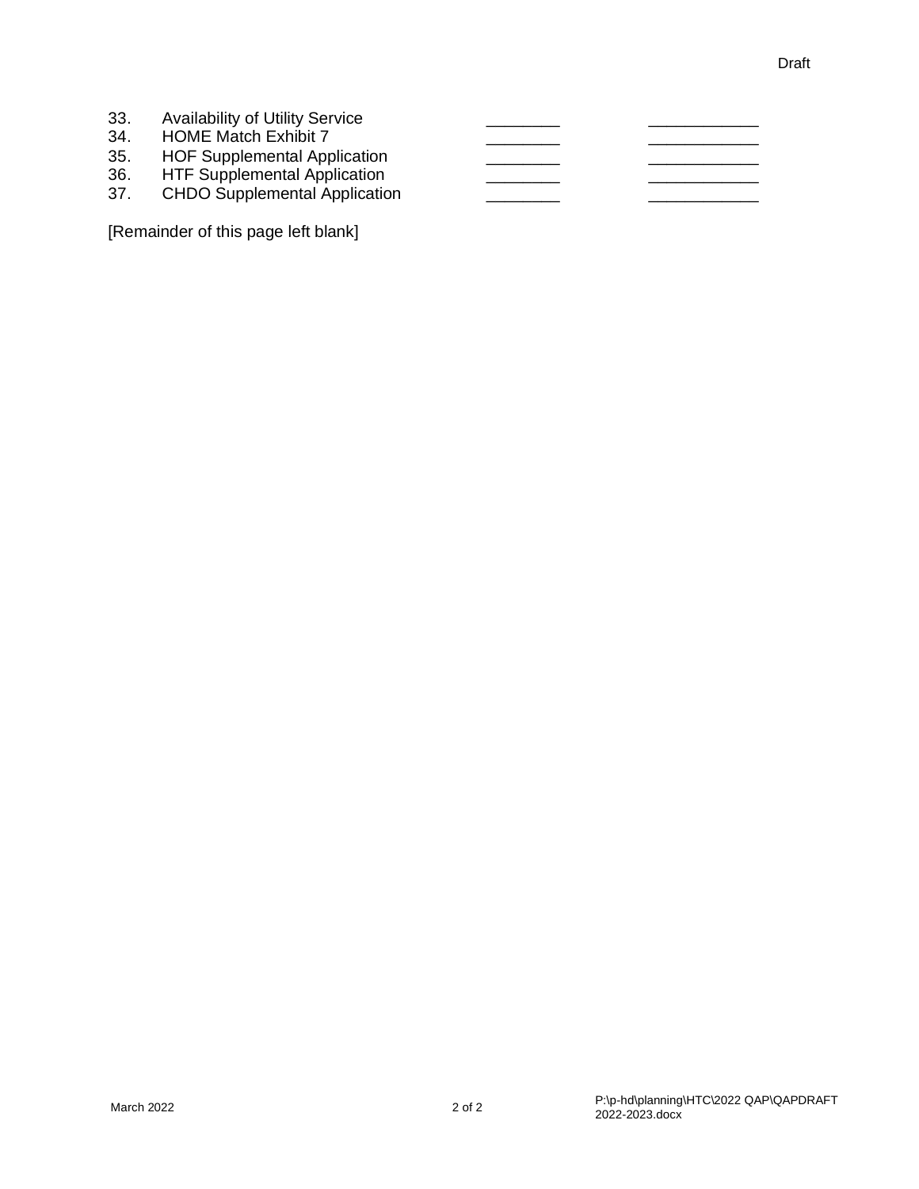Draft

| | | | |
|---|---|---|---|
| 33. | Availability of Utility Service | ________ | ____________ |
| 34. | HOME Match Exhibit 7 | ________ | ____________ |
| 35. | HOF Supplemental Application | ________ | ____________ |
| 36. | HTF Supplemental Application | ________ | ____________ |
| 37. | CHDO Supplemental Application | ________ | ____________ |

[Remainder of this page left blank]